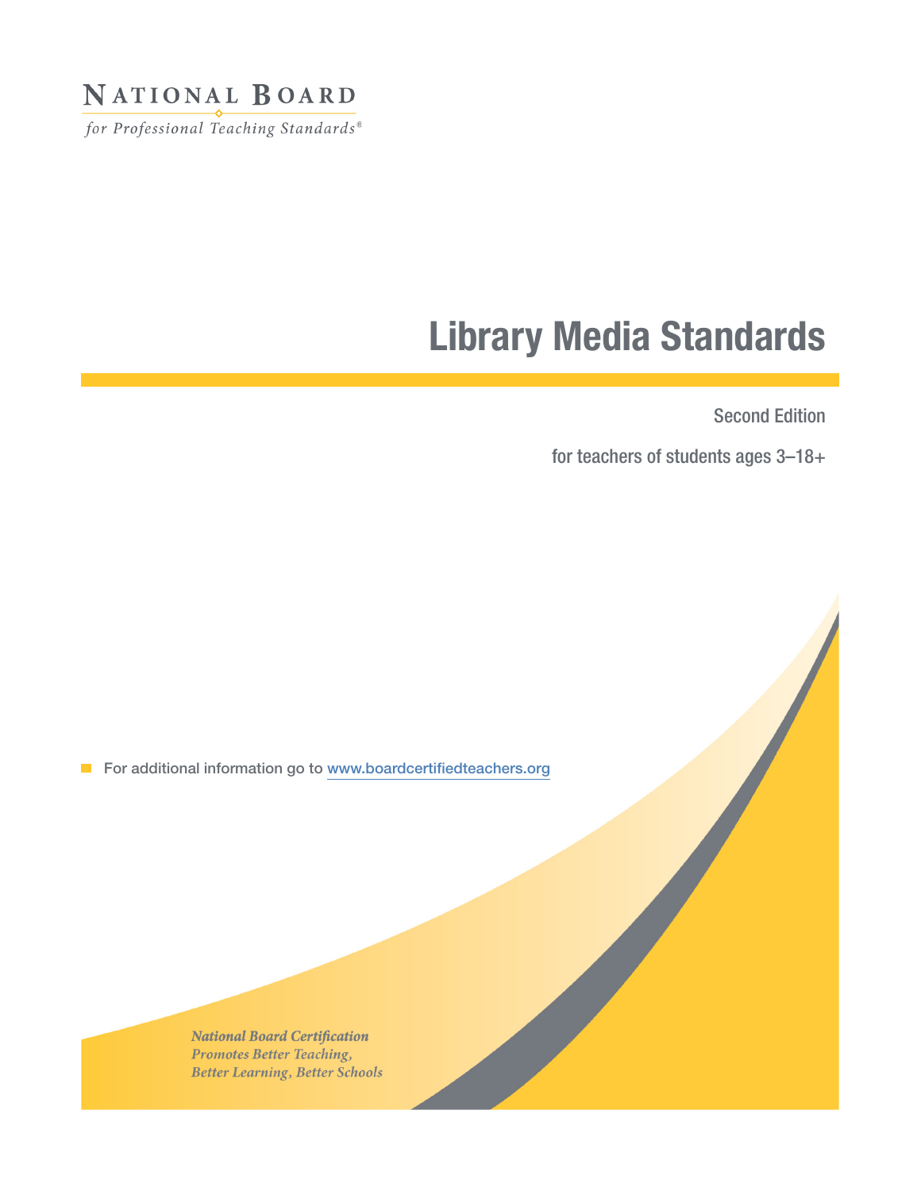NATIONAL BOARD

*for Professional Teaching Standards®*

# Library Media Standards

Second Edition

for teachers of students ages 3–18+

For additional information go to www.boardcertifiedteachers.org

***National Board Certification Promotes Better Teaching, Better Learning, Better Schools***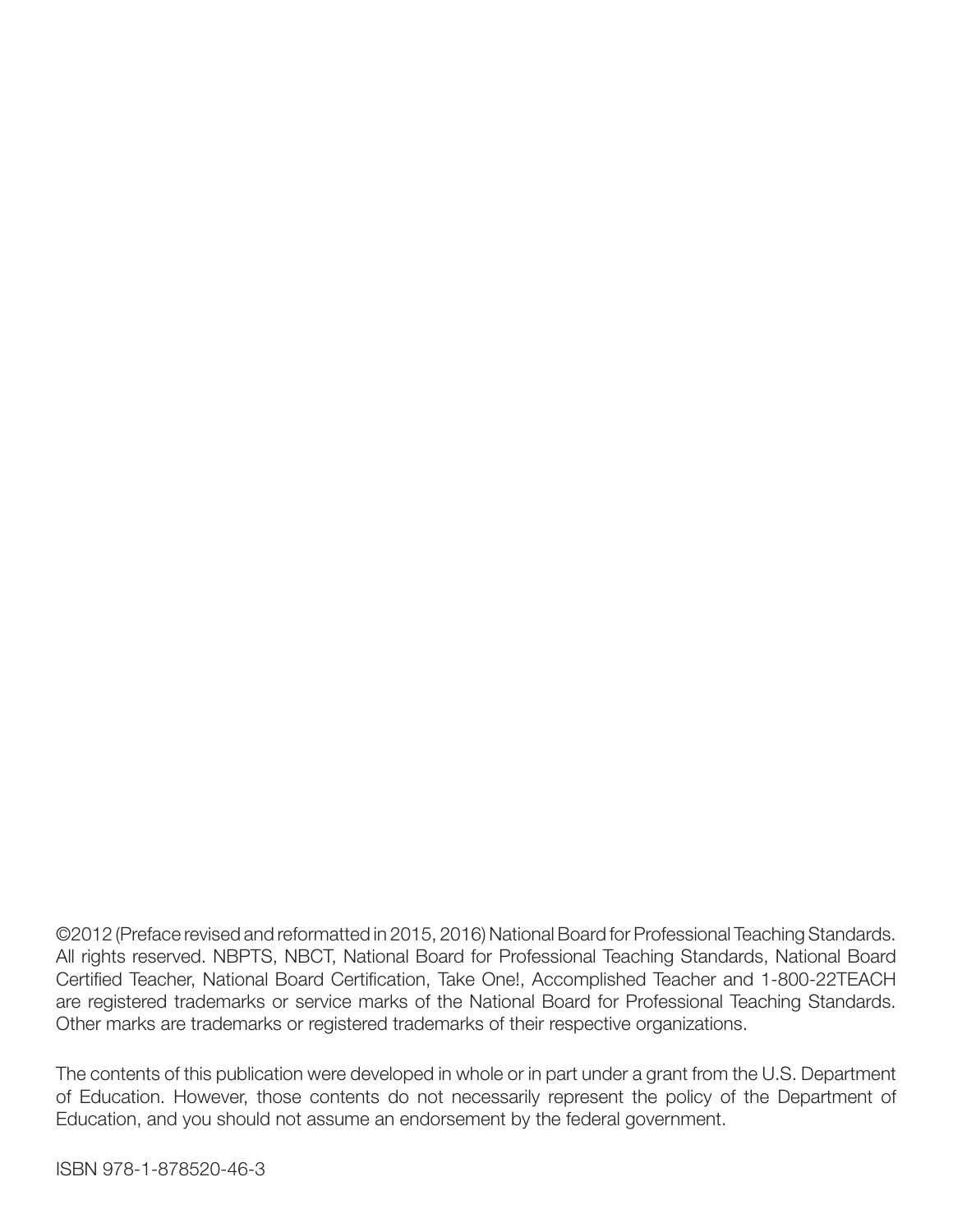©2012 (Preface revised and reformatted in 2015, 2016) National Board for Professional Teaching Standards. All rights reserved. NBPTS, NBCT, National Board for Professional Teaching Standards, National Board Certified Teacher, National Board Certification, Take One!, Accomplished Teacher and 1-800-22TEACH are registered trademarks or service marks of the National Board for Professional Teaching Standards. Other marks are trademarks or registered trademarks of their respective organizations.

The contents of this publication were developed in whole or in part under a grant from the U.S. Department of Education. However, those contents do not necessarily represent the policy of the Department of Education, and you should not assume an endorsement by the federal government.

ISBN 978-1-878520-46-3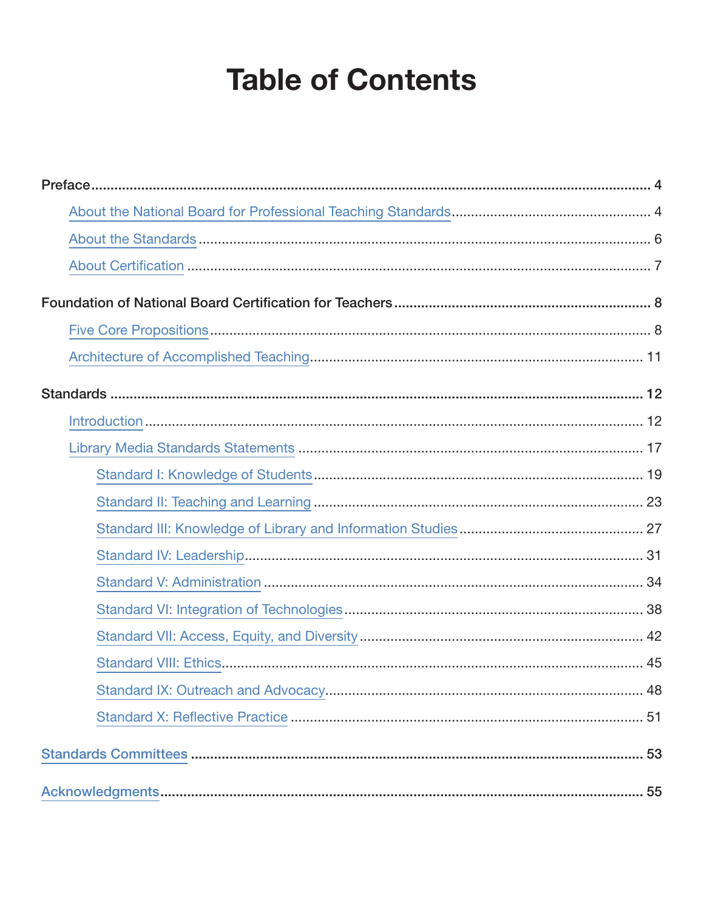# Table of Contents

- Preface .......... 4
  - About the National Board for Professional Teaching Standards .......... 4
  - About the Standards .......... 6
  - About Certification .......... 7
- Foundation of National Board Certification for Teachers .......... 8
  - Five Core Propositions .......... 8
  - Architecture of Accomplished Teaching .......... 11
- Standards .......... 12
  - Introduction .......... 12
  - Library Media Standards Statements .......... 17
    - Standard I: Knowledge of Students .......... 19
    - Standard II: Teaching and Learning .......... 23
    - Standard III: Knowledge of Library and Information Studies .......... 27
    - Standard IV: Leadership .......... 31
    - Standard V: Administration .......... 34
    - Standard VI: Integration of Technologies .......... 38
    - Standard VII: Access, Equity, and Diversity .......... 42
    - Standard VIII: Ethics .......... 45
    - Standard IX: Outreach and Advocacy .......... 48
    - Standard X: Reflective Practice .......... 51
- Standards Committees .......... 53
- Acknowledgments .......... 55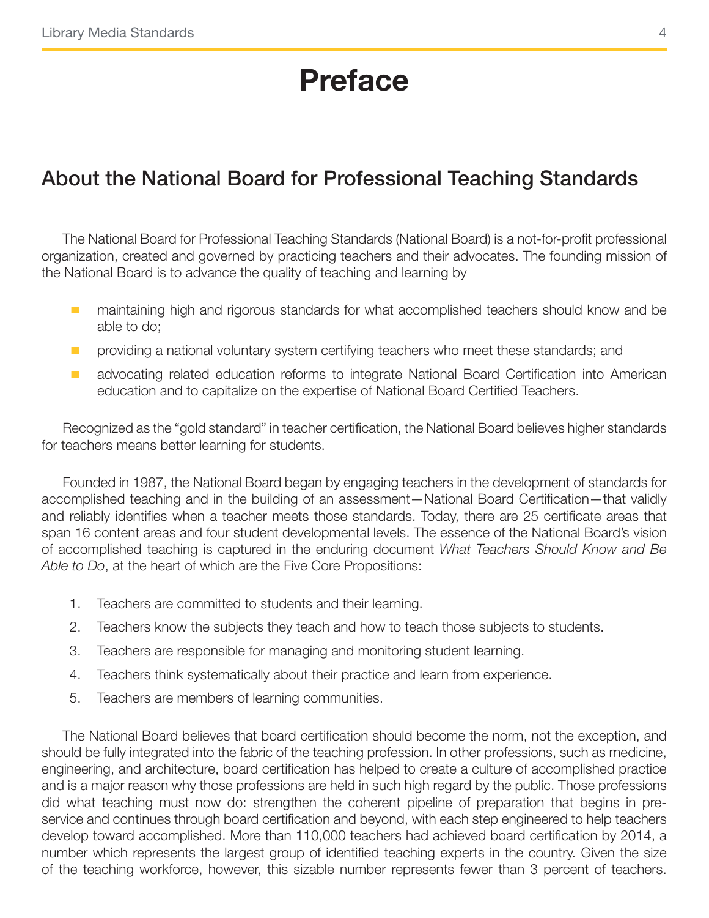# Preface

## About the National Board for Professional Teaching Standards

The National Board for Professional Teaching Standards (National Board) is a not-for-profit professional organization, created and governed by practicing teachers and their advocates. The founding mission of the National Board is to advance the quality of teaching and learning by

- maintaining high and rigorous standards for what accomplished teachers should know and be able to do;
- providing a national voluntary system certifying teachers who meet these standards; and
- advocating related education reforms to integrate National Board Certification into American education and to capitalize on the expertise of National Board Certified Teachers.

Recognized as the "gold standard" in teacher certification, the National Board believes higher standards for teachers means better learning for students.

Founded in 1987, the National Board began by engaging teachers in the development of standards for accomplished teaching and in the building of an assessment—National Board Certification—that validly and reliably identifies when a teacher meets those standards. Today, there are 25 certificate areas that span 16 content areas and four student developmental levels. The essence of the National Board's vision of accomplished teaching is captured in the enduring document *What Teachers Should Know and Be Able to Do*, at the heart of which are the Five Core Propositions:

1. Teachers are committed to students and their learning.
2. Teachers know the subjects they teach and how to teach those subjects to students.
3. Teachers are responsible for managing and monitoring student learning.
4. Teachers think systematically about their practice and learn from experience.
5. Teachers are members of learning communities.

The National Board believes that board certification should become the norm, not the exception, and should be fully integrated into the fabric of the teaching profession. In other professions, such as medicine, engineering, and architecture, board certification has helped to create a culture of accomplished practice and is a major reason why those professions are held in such high regard by the public. Those professions did what teaching must now do: strengthen the coherent pipeline of preparation that begins in pre-service and continues through board certification and beyond, with each step engineered to help teachers develop toward accomplished. More than 110,000 teachers had achieved board certification by 2014, a number which represents the largest group of identified teaching experts in the country. Given the size of the teaching workforce, however, this sizable number represents fewer than 3 percent of teachers.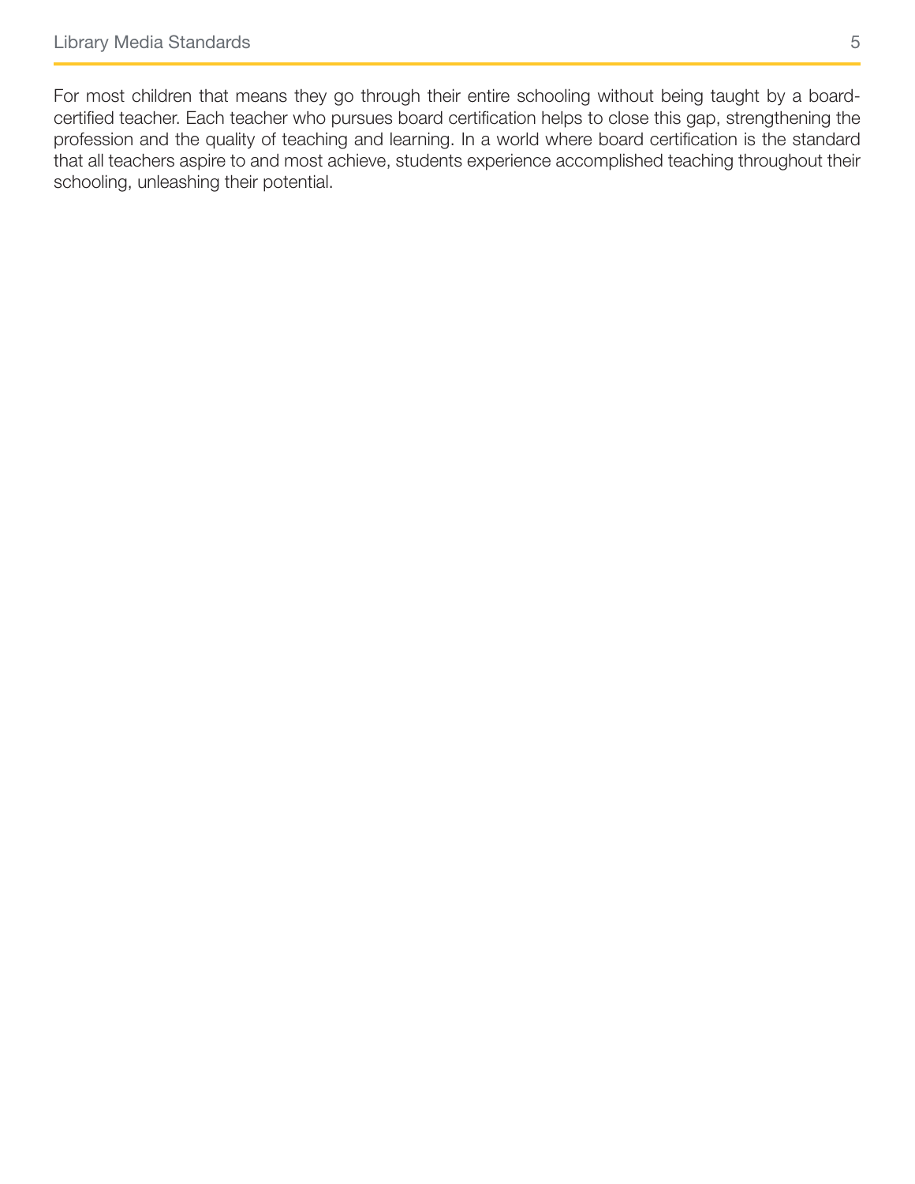For most children that means they go through their entire schooling without being taught by a board-certified teacher. Each teacher who pursues board certification helps to close this gap, strengthening the profession and the quality of teaching and learning. In a world where board certification is the standard that all teachers aspire to and most achieve, students experience accomplished teaching throughout their schooling, unleashing their potential.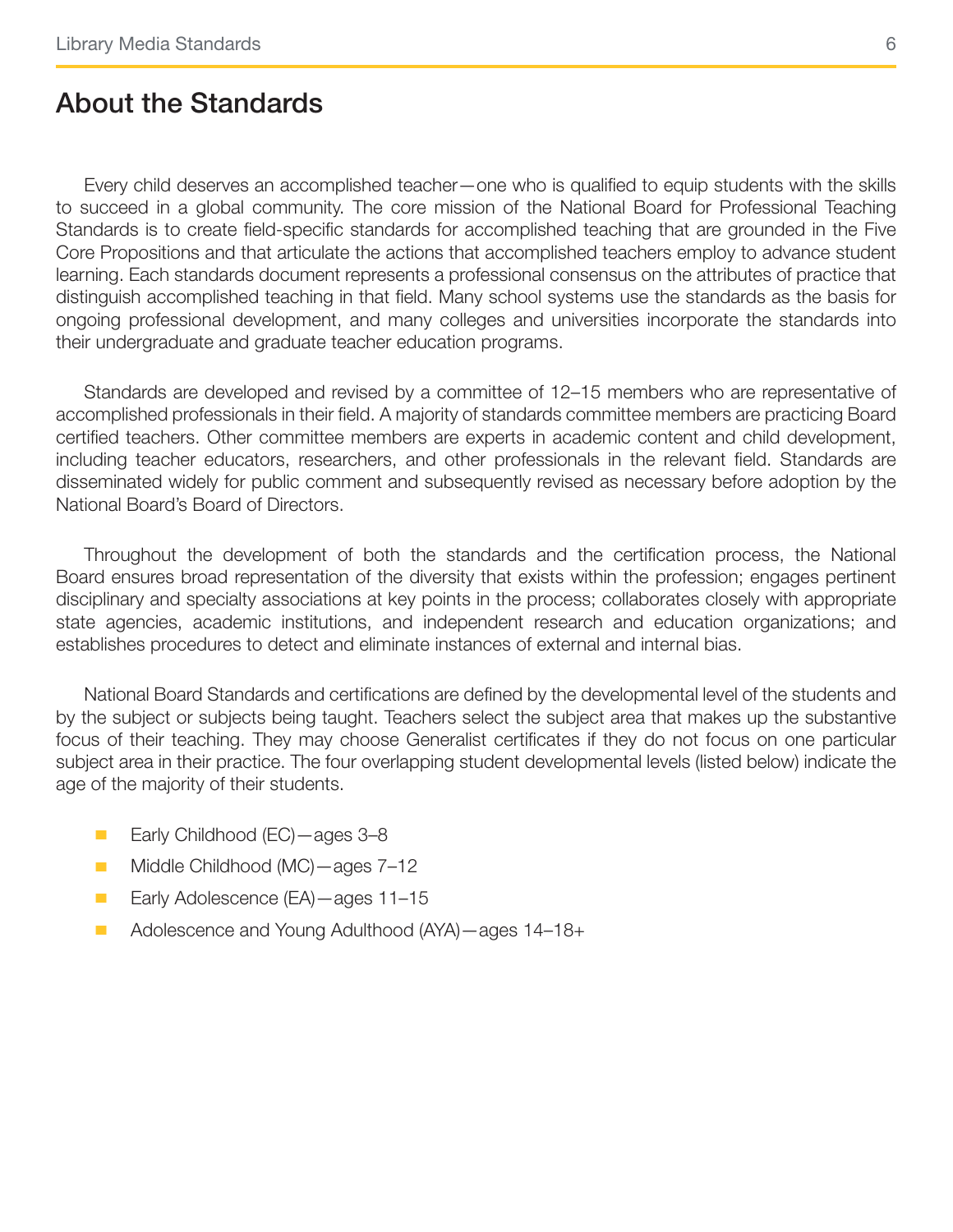# About the Standards

Every child deserves an accomplished teacher—one who is qualified to equip students with the skills to succeed in a global community. The core mission of the National Board for Professional Teaching Standards is to create field-specific standards for accomplished teaching that are grounded in the Five Core Propositions and that articulate the actions that accomplished teachers employ to advance student learning. Each standards document represents a professional consensus on the attributes of practice that distinguish accomplished teaching in that field. Many school systems use the standards as the basis for ongoing professional development, and many colleges and universities incorporate the standards into their undergraduate and graduate teacher education programs.

Standards are developed and revised by a committee of 12–15 members who are representative of accomplished professionals in their field. A majority of standards committee members are practicing Board certified teachers. Other committee members are experts in academic content and child development, including teacher educators, researchers, and other professionals in the relevant field. Standards are disseminated widely for public comment and subsequently revised as necessary before adoption by the National Board's Board of Directors.

Throughout the development of both the standards and the certification process, the National Board ensures broad representation of the diversity that exists within the profession; engages pertinent disciplinary and specialty associations at key points in the process; collaborates closely with appropriate state agencies, academic institutions, and independent research and education organizations; and establishes procedures to detect and eliminate instances of external and internal bias.

National Board Standards and certifications are defined by the developmental level of the students and by the subject or subjects being taught. Teachers select the subject area that makes up the substantive focus of their teaching. They may choose Generalist certificates if they do not focus on one particular subject area in their practice. The four overlapping student developmental levels (listed below) indicate the age of the majority of their students.

- Early Childhood (EC)—ages 3–8
- Middle Childhood (MC)—ages 7–12
- Early Adolescence (EA)—ages 11–15
- Adolescence and Young Adulthood (AYA)—ages 14–18+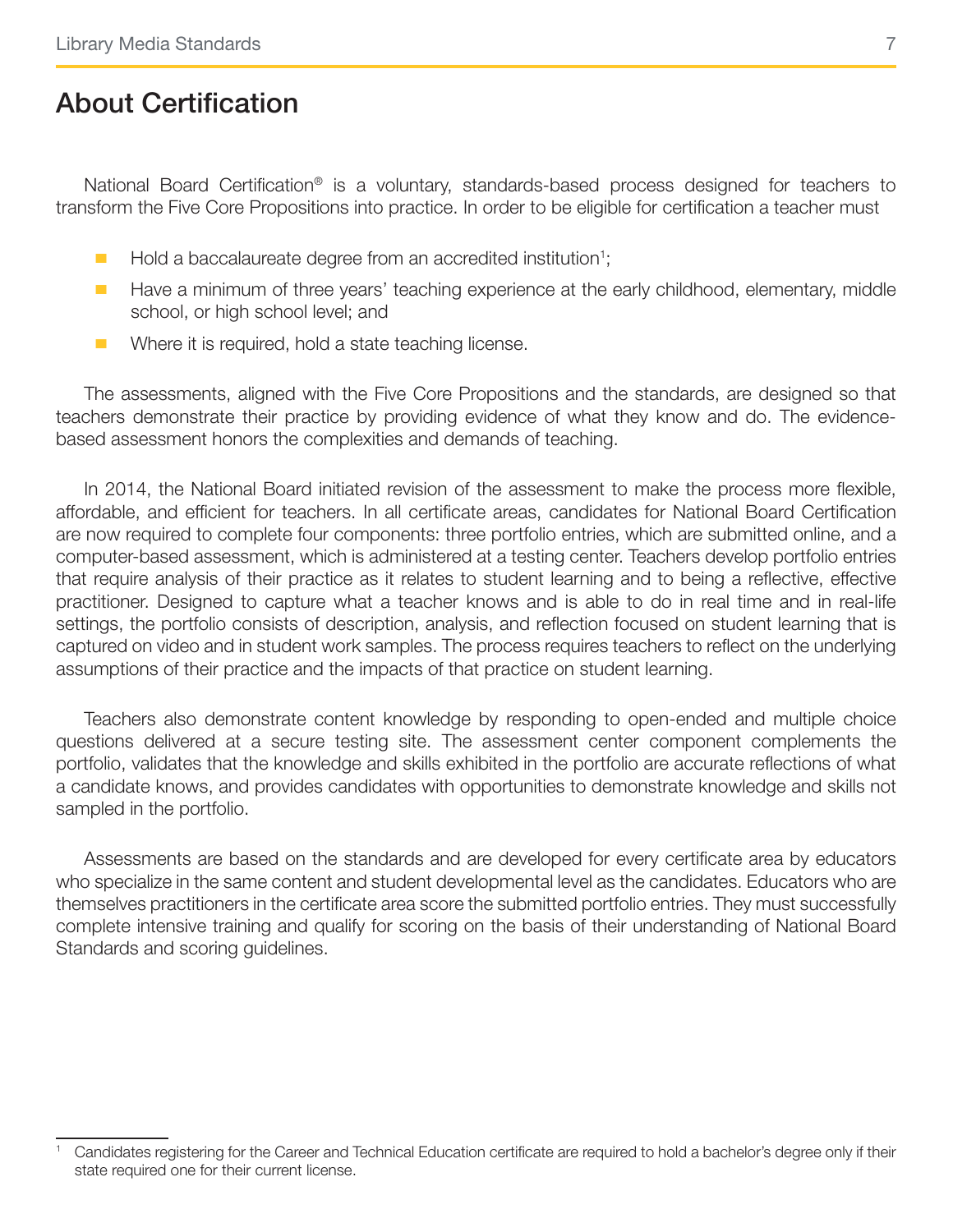# About Certification

National Board Certification® is a voluntary, standards-based process designed for teachers to transform the Five Core Propositions into practice. In order to be eligible for certification a teacher must

- Hold a baccalaureate degree from an accredited institution[1];
- Have a minimum of three years' teaching experience at the early childhood, elementary, middle school, or high school level; and
- Where it is required, hold a state teaching license.

The assessments, aligned with the Five Core Propositions and the standards, are designed so that teachers demonstrate their practice by providing evidence of what they know and do. The evidence-based assessment honors the complexities and demands of teaching.

In 2014, the National Board initiated revision of the assessment to make the process more flexible, affordable, and efficient for teachers. In all certificate areas, candidates for National Board Certification are now required to complete four components: three portfolio entries, which are submitted online, and a computer-based assessment, which is administered at a testing center. Teachers develop portfolio entries that require analysis of their practice as it relates to student learning and to being a reflective, effective practitioner. Designed to capture what a teacher knows and is able to do in real time and in real-life settings, the portfolio consists of description, analysis, and reflection focused on student learning that is captured on video and in student work samples. The process requires teachers to reflect on the underlying assumptions of their practice and the impacts of that practice on student learning.

Teachers also demonstrate content knowledge by responding to open-ended and multiple choice questions delivered at a secure testing site. The assessment center component complements the portfolio, validates that the knowledge and skills exhibited in the portfolio are accurate reflections of what a candidate knows, and provides candidates with opportunities to demonstrate knowledge and skills not sampled in the portfolio.

Assessments are based on the standards and are developed for every certificate area by educators who specialize in the same content and student developmental level as the candidates. Educators who are themselves practitioners in the certificate area score the submitted portfolio entries. They must successfully complete intensive training and qualify for scoring on the basis of their understanding of National Board Standards and scoring guidelines.

---

[1] Candidates registering for the Career and Technical Education certificate are required to hold a bachelor's degree only if their state required one for their current license.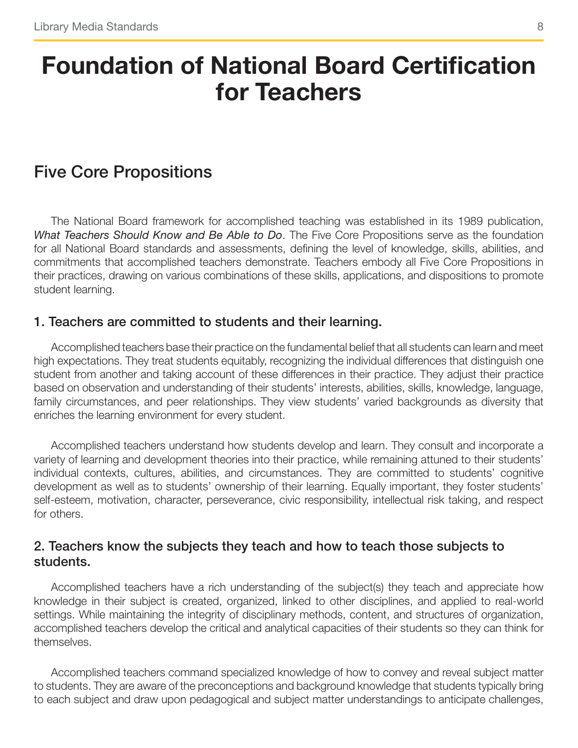# Foundation of National Board Certification for Teachers

## Five Core Propositions

The National Board framework for accomplished teaching was established in its 1989 publication, *What Teachers Should Know and Be Able to Do*. The Five Core Propositions serve as the foundation for all National Board standards and assessments, defining the level of knowledge, skills, abilities, and commitments that accomplished teachers demonstrate. Teachers embody all Five Core Propositions in their practices, drawing on various combinations of these skills, applications, and dispositions to promote student learning.

### 1. Teachers are committed to students and their learning.

Accomplished teachers base their practice on the fundamental belief that all students can learn and meet high expectations. They treat students equitably, recognizing the individual differences that distinguish one student from another and taking account of these differences in their practice. They adjust their practice based on observation and understanding of their students' interests, abilities, skills, knowledge, language, family circumstances, and peer relationships. They view students' varied backgrounds as diversity that enriches the learning environment for every student.

Accomplished teachers understand how students develop and learn. They consult and incorporate a variety of learning and development theories into their practice, while remaining attuned to their students' individual contexts, cultures, abilities, and circumstances. They are committed to students' cognitive development as well as to students' ownership of their learning. Equally important, they foster students' self-esteem, motivation, character, perseverance, civic responsibility, intellectual risk taking, and respect for others.

### 2. Teachers know the subjects they teach and how to teach those subjects to students.

Accomplished teachers have a rich understanding of the subject(s) they teach and appreciate how knowledge in their subject is created, organized, linked to other disciplines, and applied to real-world settings. While maintaining the integrity of disciplinary methods, content, and structures of organization, accomplished teachers develop the critical and analytical capacities of their students so they can think for themselves.

Accomplished teachers command specialized knowledge of how to convey and reveal subject matter to students. They are aware of the preconceptions and background knowledge that students typically bring to each subject and draw upon pedagogical and subject matter understandings to anticipate challenges,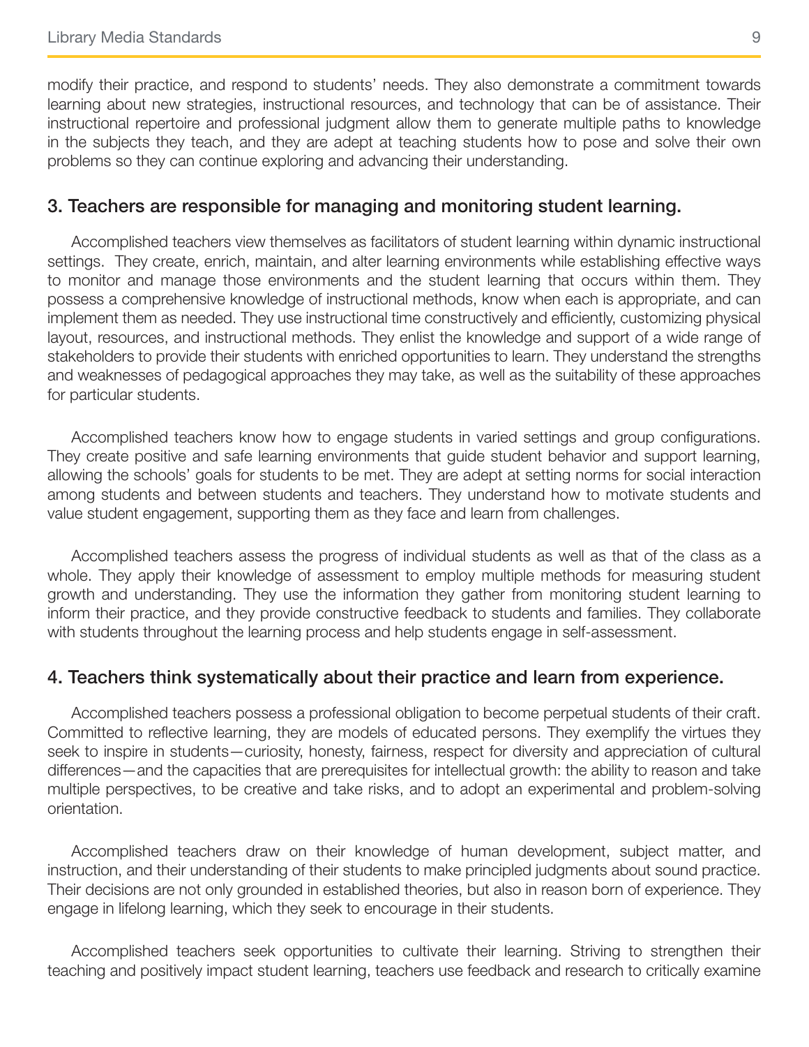modify their practice, and respond to students' needs. They also demonstrate a commitment towards learning about new strategies, instructional resources, and technology that can be of assistance. Their instructional repertoire and professional judgment allow them to generate multiple paths to knowledge in the subjects they teach, and they are adept at teaching students how to pose and solve their own problems so they can continue exploring and advancing their understanding.

## 3. Teachers are responsible for managing and monitoring student learning.

Accomplished teachers view themselves as facilitators of student learning within dynamic instructional settings. They create, enrich, maintain, and alter learning environments while establishing effective ways to monitor and manage those environments and the student learning that occurs within them. They possess a comprehensive knowledge of instructional methods, know when each is appropriate, and can implement them as needed. They use instructional time constructively and efficiently, customizing physical layout, resources, and instructional methods. They enlist the knowledge and support of a wide range of stakeholders to provide their students with enriched opportunities to learn. They understand the strengths and weaknesses of pedagogical approaches they may take, as well as the suitability of these approaches for particular students.

Accomplished teachers know how to engage students in varied settings and group configurations. They create positive and safe learning environments that guide student behavior and support learning, allowing the schools' goals for students to be met. They are adept at setting norms for social interaction among students and between students and teachers. They understand how to motivate students and value student engagement, supporting them as they face and learn from challenges.

Accomplished teachers assess the progress of individual students as well as that of the class as a whole. They apply their knowledge of assessment to employ multiple methods for measuring student growth and understanding. They use the information they gather from monitoring student learning to inform their practice, and they provide constructive feedback to students and families. They collaborate with students throughout the learning process and help students engage in self-assessment.

## 4. Teachers think systematically about their practice and learn from experience.

Accomplished teachers possess a professional obligation to become perpetual students of their craft. Committed to reflective learning, they are models of educated persons. They exemplify the virtues they seek to inspire in students—curiosity, honesty, fairness, respect for diversity and appreciation of cultural differences—and the capacities that are prerequisites for intellectual growth: the ability to reason and take multiple perspectives, to be creative and take risks, and to adopt an experimental and problem-solving orientation.

Accomplished teachers draw on their knowledge of human development, subject matter, and instruction, and their understanding of their students to make principled judgments about sound practice. Their decisions are not only grounded in established theories, but also in reason born of experience. They engage in lifelong learning, which they seek to encourage in their students.

Accomplished teachers seek opportunities to cultivate their learning. Striving to strengthen their teaching and positively impact student learning, teachers use feedback and research to critically examine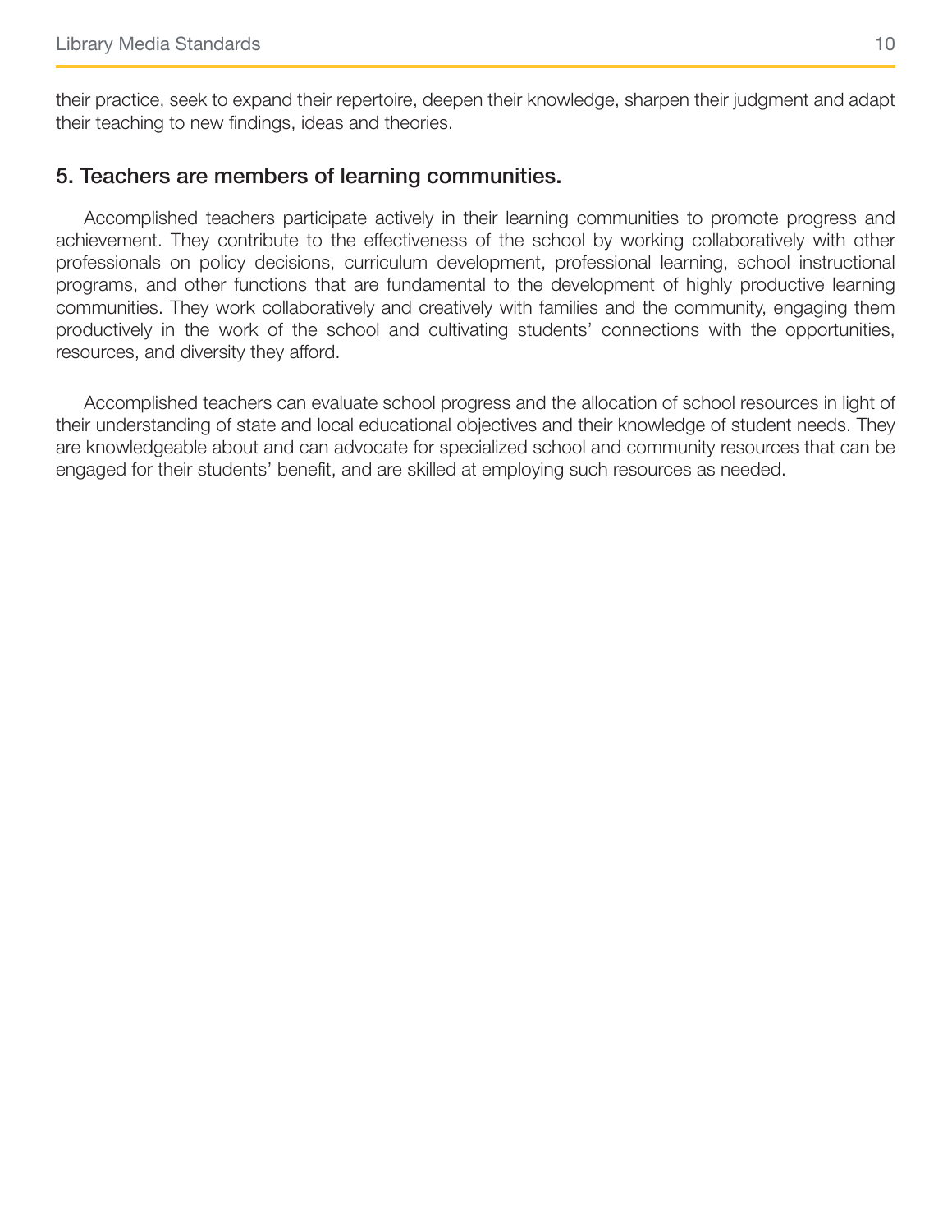their practice, seek to expand their repertoire, deepen their knowledge, sharpen their judgment and adapt their teaching to new findings, ideas and theories.

## 5. Teachers are members of learning communities.

Accomplished teachers participate actively in their learning communities to promote progress and achievement. They contribute to the effectiveness of the school by working collaboratively with other professionals on policy decisions, curriculum development, professional learning, school instructional programs, and other functions that are fundamental to the development of highly productive learning communities. They work collaboratively and creatively with families and the community, engaging them productively in the work of the school and cultivating students' connections with the opportunities, resources, and diversity they afford.

Accomplished teachers can evaluate school progress and the allocation of school resources in light of their understanding of state and local educational objectives and their knowledge of student needs. They are knowledgeable about and can advocate for specialized school and community resources that can be engaged for their students' benefit, and are skilled at employing such resources as needed.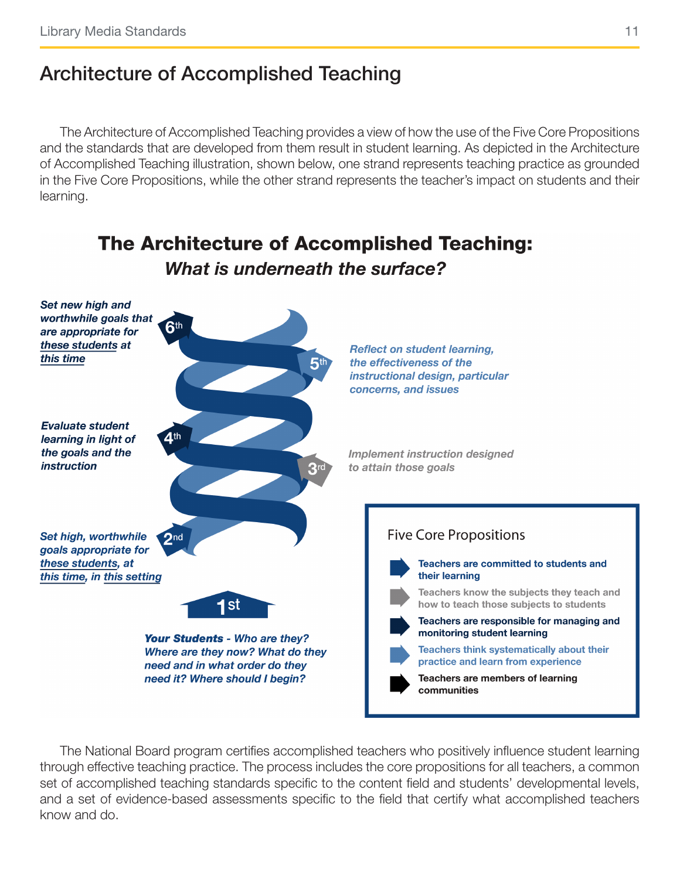# Architecture of Accomplished Teaching

The Architecture of Accomplished Teaching provides a view of how the use of the Five Core Propositions and the standards that are developed from them result in student learning. As depicted in the Architecture of Accomplished Teaching illustration, shown below, one strand represents teaching practice as grounded in the Five Core Propositions, while the other strand represents the teacher's impact on students and their learning.

## The Architecture of Accomplished Teaching: *What is underneath the surface?*

**6th** — *Set new high and worthwhile goals that are appropriate for these students at this time*

**5th** — *Reflect on student learning, the effectiveness of the instructional design, particular concerns, and issues*

**4th** — *Evaluate student learning in light of the goals and the instruction*

**3rd** — *Implement instruction designed to attain those goals*

**2nd** — *Set high, worthwhile goals appropriate for these students, at this time, in this setting*

**1st** — ***Your Students** - Who are they? Where are they now? What do they need and in what order do they need it? Where should I begin?*

### Five Core Propositions

- **Teachers are committed to students and their learning**
- **Teachers know the subjects they teach and how to teach those subjects to students**
- **Teachers are responsible for managing and monitoring student learning**
- **Teachers think systematically about their practice and learn from experience**
- **Teachers are members of learning communities**

The National Board program certifies accomplished teachers who positively influence student learning through effective teaching practice. The process includes the core propositions for all teachers, a common set of accomplished teaching standards specific to the content field and students' developmental levels, and a set of evidence-based assessments specific to the field that certify what accomplished teachers know and do.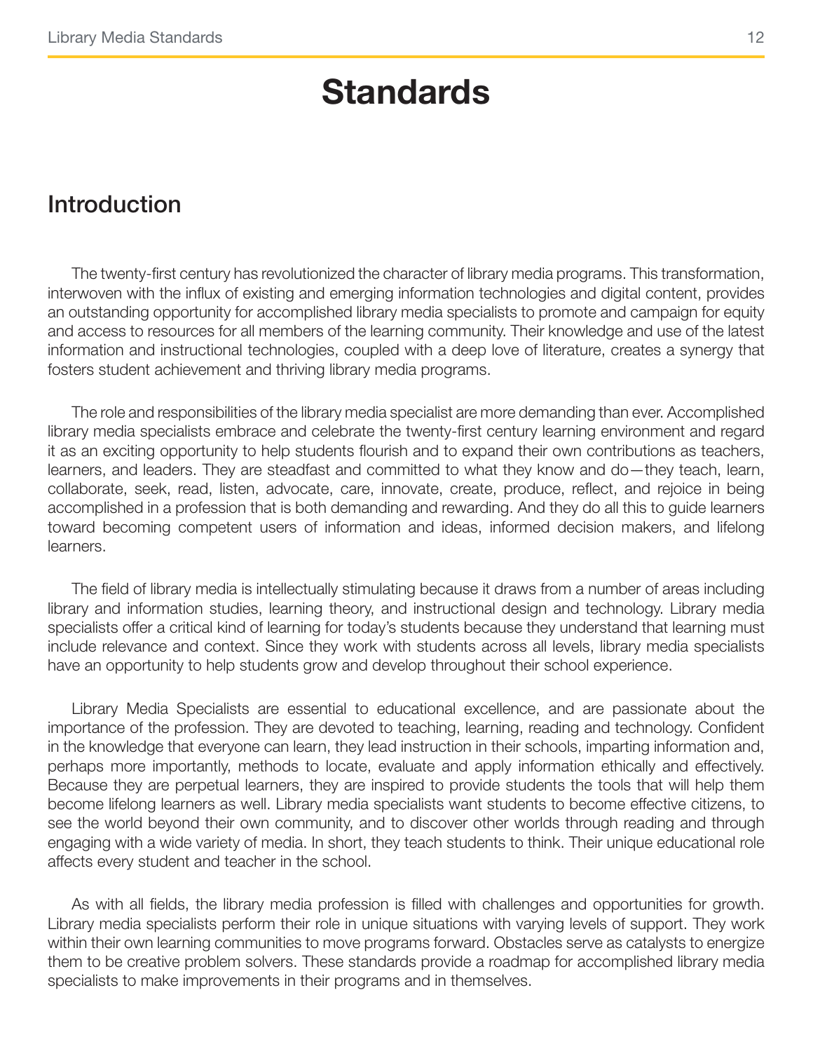# Standards

## Introduction

The twenty-first century has revolutionized the character of library media programs. This transformation, interwoven with the influx of existing and emerging information technologies and digital content, provides an outstanding opportunity for accomplished library media specialists to promote and campaign for equity and access to resources for all members of the learning community. Their knowledge and use of the latest information and instructional technologies, coupled with a deep love of literature, creates a synergy that fosters student achievement and thriving library media programs.

The role and responsibilities of the library media specialist are more demanding than ever. Accomplished library media specialists embrace and celebrate the twenty-first century learning environment and regard it as an exciting opportunity to help students flourish and to expand their own contributions as teachers, learners, and leaders. They are steadfast and committed to what they know and do—they teach, learn, collaborate, seek, read, listen, advocate, care, innovate, create, produce, reflect, and rejoice in being accomplished in a profession that is both demanding and rewarding. And they do all this to guide learners toward becoming competent users of information and ideas, informed decision makers, and lifelong learners.

The field of library media is intellectually stimulating because it draws from a number of areas including library and information studies, learning theory, and instructional design and technology. Library media specialists offer a critical kind of learning for today's students because they understand that learning must include relevance and context. Since they work with students across all levels, library media specialists have an opportunity to help students grow and develop throughout their school experience.

Library Media Specialists are essential to educational excellence, and are passionate about the importance of the profession. They are devoted to teaching, learning, reading and technology. Confident in the knowledge that everyone can learn, they lead instruction in their schools, imparting information and, perhaps more importantly, methods to locate, evaluate and apply information ethically and effectively. Because they are perpetual learners, they are inspired to provide students the tools that will help them become lifelong learners as well. Library media specialists want students to become effective citizens, to see the world beyond their own community, and to discover other worlds through reading and through engaging with a wide variety of media. In short, they teach students to think. Their unique educational role affects every student and teacher in the school.

As with all fields, the library media profession is filled with challenges and opportunities for growth. Library media specialists perform their role in unique situations with varying levels of support. They work within their own learning communities to move programs forward. Obstacles serve as catalysts to energize them to be creative problem solvers. These standards provide a roadmap for accomplished library media specialists to make improvements in their programs and in themselves.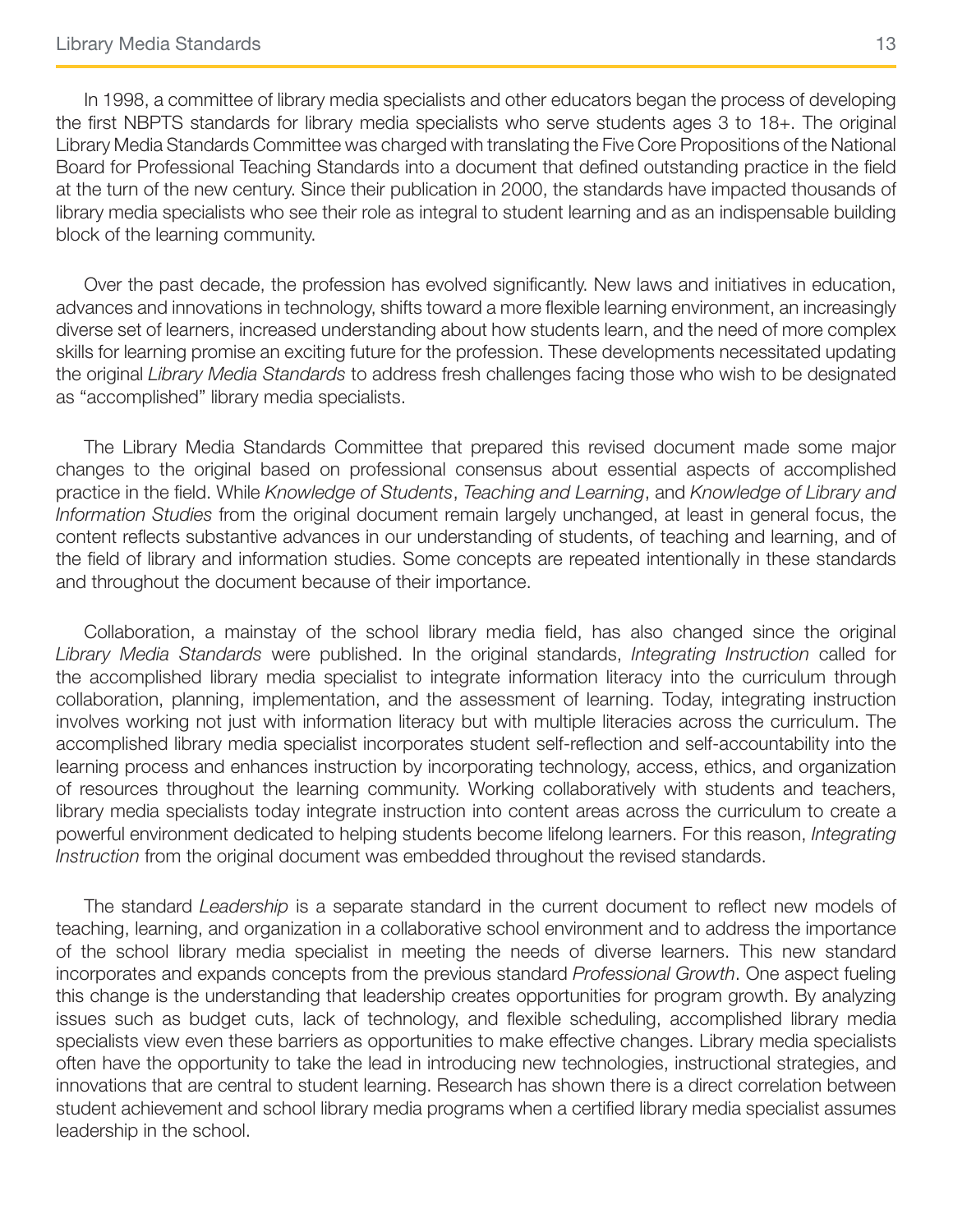In 1998, a committee of library media specialists and other educators began the process of developing the first NBPTS standards for library media specialists who serve students ages 3 to 18+. The original Library Media Standards Committee was charged with translating the Five Core Propositions of the National Board for Professional Teaching Standards into a document that defined outstanding practice in the field at the turn of the new century. Since their publication in 2000, the standards have impacted thousands of library media specialists who see their role as integral to student learning and as an indispensable building block of the learning community.

Over the past decade, the profession has evolved significantly. New laws and initiatives in education, advances and innovations in technology, shifts toward a more flexible learning environment, an increasingly diverse set of learners, increased understanding about how students learn, and the need of more complex skills for learning promise an exciting future for the profession. These developments necessitated updating the original *Library Media Standards* to address fresh challenges facing those who wish to be designated as "accomplished" library media specialists.

The Library Media Standards Committee that prepared this revised document made some major changes to the original based on professional consensus about essential aspects of accomplished practice in the field. While *Knowledge of Students*, *Teaching and Learning*, and *Knowledge of Library and Information Studies* from the original document remain largely unchanged, at least in general focus, the content reflects substantive advances in our understanding of students, of teaching and learning, and of the field of library and information studies. Some concepts are repeated intentionally in these standards and throughout the document because of their importance.

Collaboration, a mainstay of the school library media field, has also changed since the original *Library Media Standards* were published. In the original standards, *Integrating Instruction* called for the accomplished library media specialist to integrate information literacy into the curriculum through collaboration, planning, implementation, and the assessment of learning. Today, integrating instruction involves working not just with information literacy but with multiple literacies across the curriculum. The accomplished library media specialist incorporates student self-reflection and self-accountability into the learning process and enhances instruction by incorporating technology, access, ethics, and organization of resources throughout the learning community. Working collaboratively with students and teachers, library media specialists today integrate instruction into content areas across the curriculum to create a powerful environment dedicated to helping students become lifelong learners. For this reason, *Integrating Instruction* from the original document was embedded throughout the revised standards.

The standard *Leadership* is a separate standard in the current document to reflect new models of teaching, learning, and organization in a collaborative school environment and to address the importance of the school library media specialist in meeting the needs of diverse learners. This new standard incorporates and expands concepts from the previous standard *Professional Growth*. One aspect fueling this change is the understanding that leadership creates opportunities for program growth. By analyzing issues such as budget cuts, lack of technology, and flexible scheduling, accomplished library media specialists view even these barriers as opportunities to make effective changes. Library media specialists often have the opportunity to take the lead in introducing new technologies, instructional strategies, and innovations that are central to student learning. Research has shown there is a direct correlation between student achievement and school library media programs when a certified library media specialist assumes leadership in the school.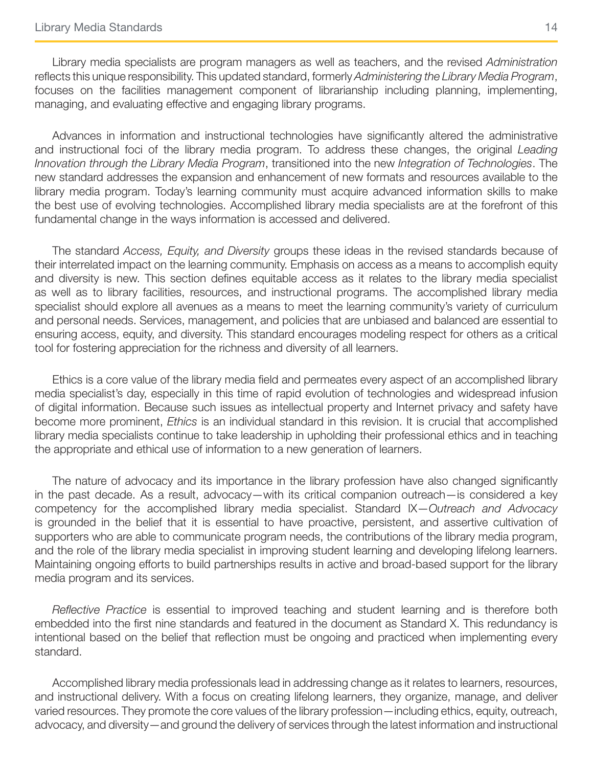Library media specialists are program managers as well as teachers, and the revised *Administration* reflects this unique responsibility. This updated standard, formerly *Administering the Library Media Program*, focuses on the facilities management component of librarianship including planning, implementing, managing, and evaluating effective and engaging library programs.

Advances in information and instructional technologies have significantly altered the administrative and instructional foci of the library media program. To address these changes, the original *Leading Innovation through the Library Media Program*, transitioned into the new *Integration of Technologies*. The new standard addresses the expansion and enhancement of new formats and resources available to the library media program. Today's learning community must acquire advanced information skills to make the best use of evolving technologies. Accomplished library media specialists are at the forefront of this fundamental change in the ways information is accessed and delivered.

The standard *Access, Equity, and Diversity* groups these ideas in the revised standards because of their interrelated impact on the learning community. Emphasis on access as a means to accomplish equity and diversity is new. This section defines equitable access as it relates to the library media specialist as well as to library facilities, resources, and instructional programs. The accomplished library media specialist should explore all avenues as a means to meet the learning community's variety of curriculum and personal needs. Services, management, and policies that are unbiased and balanced are essential to ensuring access, equity, and diversity. This standard encourages modeling respect for others as a critical tool for fostering appreciation for the richness and diversity of all learners.

Ethics is a core value of the library media field and permeates every aspect of an accomplished library media specialist's day, especially in this time of rapid evolution of technologies and widespread infusion of digital information. Because such issues as intellectual property and Internet privacy and safety have become more prominent, *Ethics* is an individual standard in this revision. It is crucial that accomplished library media specialists continue to take leadership in upholding their professional ethics and in teaching the appropriate and ethical use of information to a new generation of learners.

The nature of advocacy and its importance in the library profession have also changed significantly in the past decade. As a result, advocacy—with its critical companion outreach—is considered a key competency for the accomplished library media specialist. Standard IX—*Outreach and Advocacy* is grounded in the belief that it is essential to have proactive, persistent, and assertive cultivation of supporters who are able to communicate program needs, the contributions of the library media program, and the role of the library media specialist in improving student learning and developing lifelong learners. Maintaining ongoing efforts to build partnerships results in active and broad-based support for the library media program and its services.

*Reflective Practice* is essential to improved teaching and student learning and is therefore both embedded into the first nine standards and featured in the document as Standard X. This redundancy is intentional based on the belief that reflection must be ongoing and practiced when implementing every standard.

Accomplished library media professionals lead in addressing change as it relates to learners, resources, and instructional delivery. With a focus on creating lifelong learners, they organize, manage, and deliver varied resources. They promote the core values of the library profession—including ethics, equity, outreach, advocacy, and diversity—and ground the delivery of services through the latest information and instructional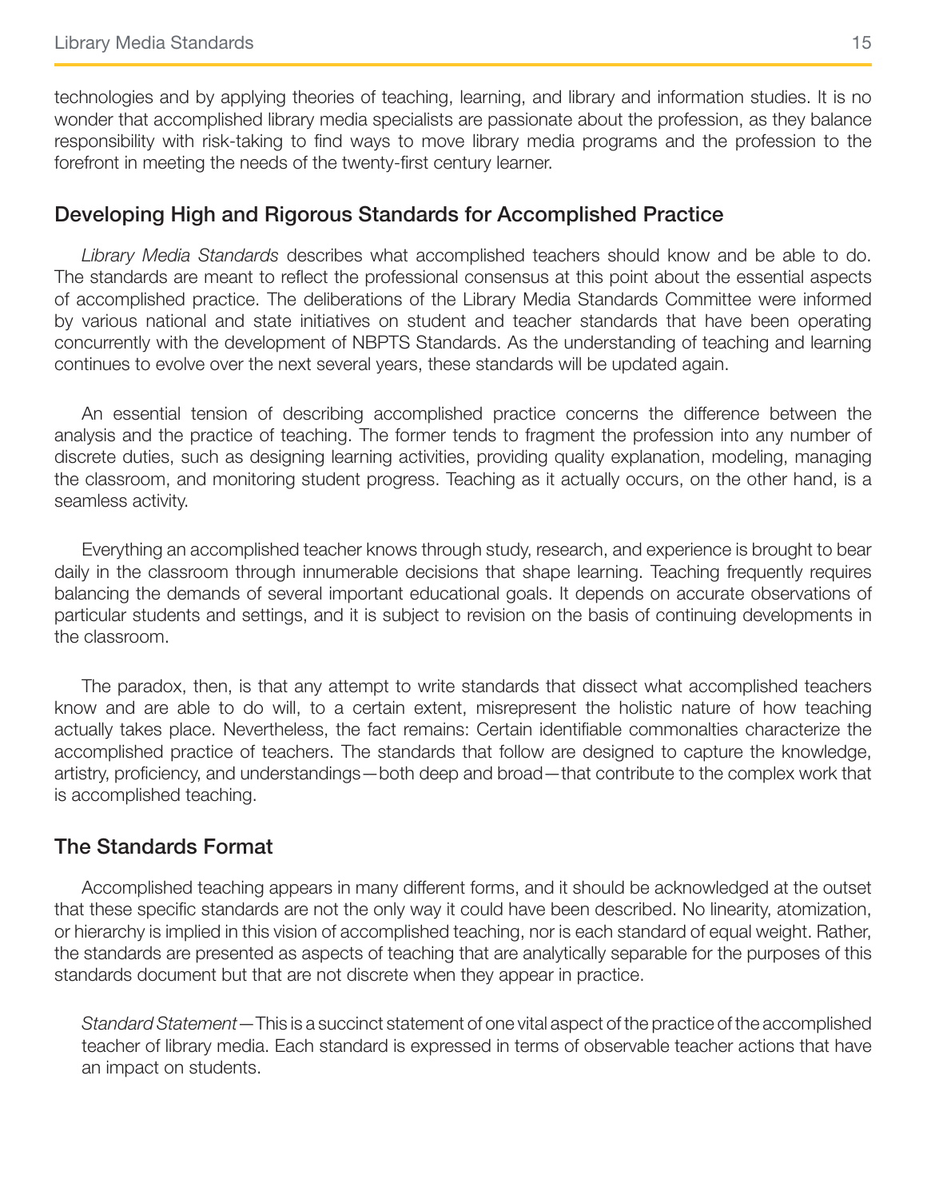technologies and by applying theories of teaching, learning, and library and information studies. It is no wonder that accomplished library media specialists are passionate about the profession, as they balance responsibility with risk-taking to find ways to move library media programs and the profession to the forefront in meeting the needs of the twenty-first century learner.

## Developing High and Rigorous Standards for Accomplished Practice

*Library Media Standards* describes what accomplished teachers should know and be able to do. The standards are meant to reflect the professional consensus at this point about the essential aspects of accomplished practice. The deliberations of the Library Media Standards Committee were informed by various national and state initiatives on student and teacher standards that have been operating concurrently with the development of NBPTS Standards. As the understanding of teaching and learning continues to evolve over the next several years, these standards will be updated again.

An essential tension of describing accomplished practice concerns the difference between the analysis and the practice of teaching. The former tends to fragment the profession into any number of discrete duties, such as designing learning activities, providing quality explanation, modeling, managing the classroom, and monitoring student progress. Teaching as it actually occurs, on the other hand, is a seamless activity.

Everything an accomplished teacher knows through study, research, and experience is brought to bear daily in the classroom through innumerable decisions that shape learning. Teaching frequently requires balancing the demands of several important educational goals. It depends on accurate observations of particular students and settings, and it is subject to revision on the basis of continuing developments in the classroom.

The paradox, then, is that any attempt to write standards that dissect what accomplished teachers know and are able to do will, to a certain extent, misrepresent the holistic nature of how teaching actually takes place. Nevertheless, the fact remains: Certain identifiable commonalties characterize the accomplished practice of teachers. The standards that follow are designed to capture the knowledge, artistry, proficiency, and understandings—both deep and broad—that contribute to the complex work that is accomplished teaching.

## The Standards Format

Accomplished teaching appears in many different forms, and it should be acknowledged at the outset that these specific standards are not the only way it could have been described. No linearity, atomization, or hierarchy is implied in this vision of accomplished teaching, nor is each standard of equal weight. Rather, the standards are presented as aspects of teaching that are analytically separable for the purposes of this standards document but that are not discrete when they appear in practice.

*Standard Statement*—This is a succinct statement of one vital aspect of the practice of the accomplished teacher of library media. Each standard is expressed in terms of observable teacher actions that have an impact on students.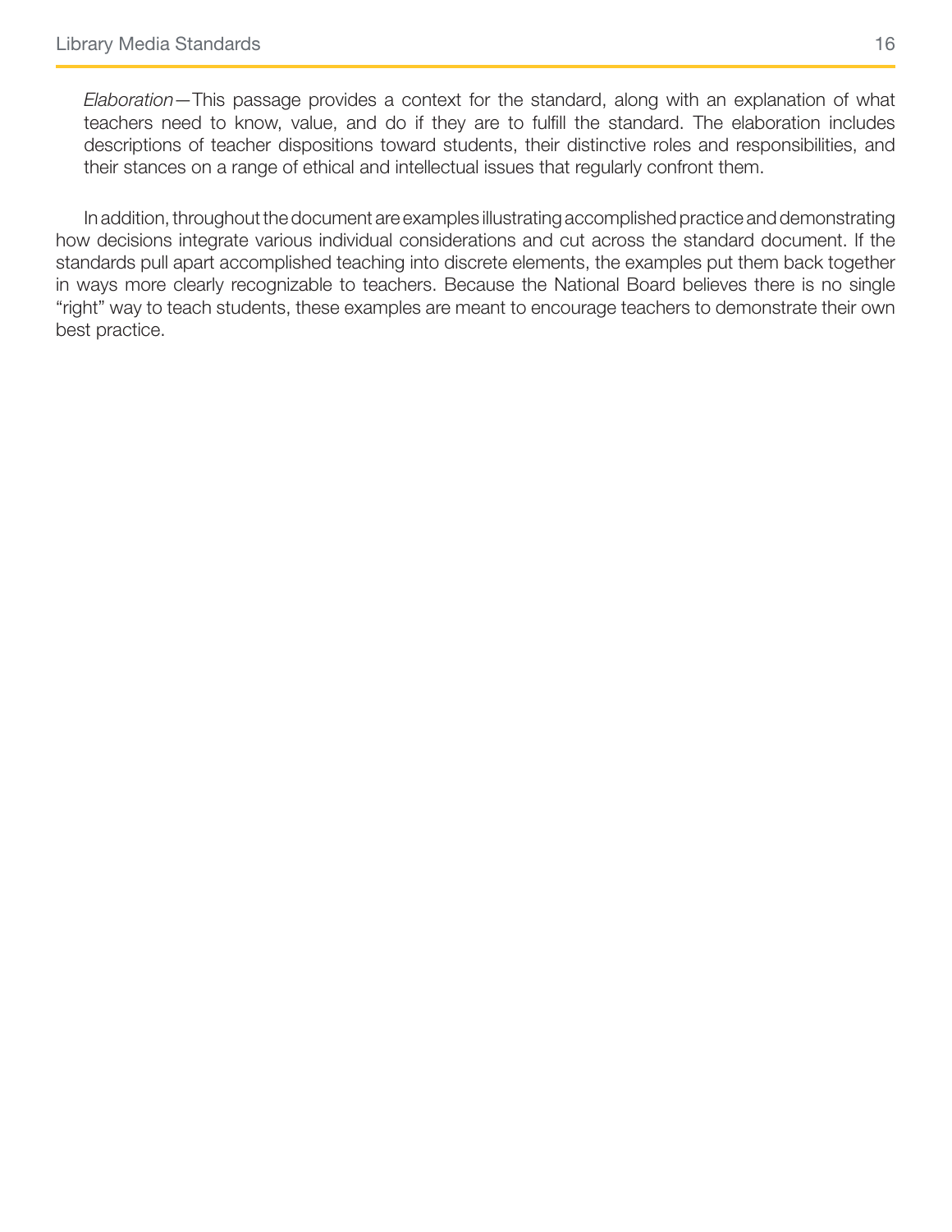*Elaboration*—This passage provides a context for the standard, along with an explanation of what teachers need to know, value, and do if they are to fulfill the standard. The elaboration includes descriptions of teacher dispositions toward students, their distinctive roles and responsibilities, and their stances on a range of ethical and intellectual issues that regularly confront them.

In addition, throughout the document are examples illustrating accomplished practice and demonstrating how decisions integrate various individual considerations and cut across the standard document. If the standards pull apart accomplished teaching into discrete elements, the examples put them back together in ways more clearly recognizable to teachers. Because the National Board believes there is no single "right" way to teach students, these examples are meant to encourage teachers to demonstrate their own best practice.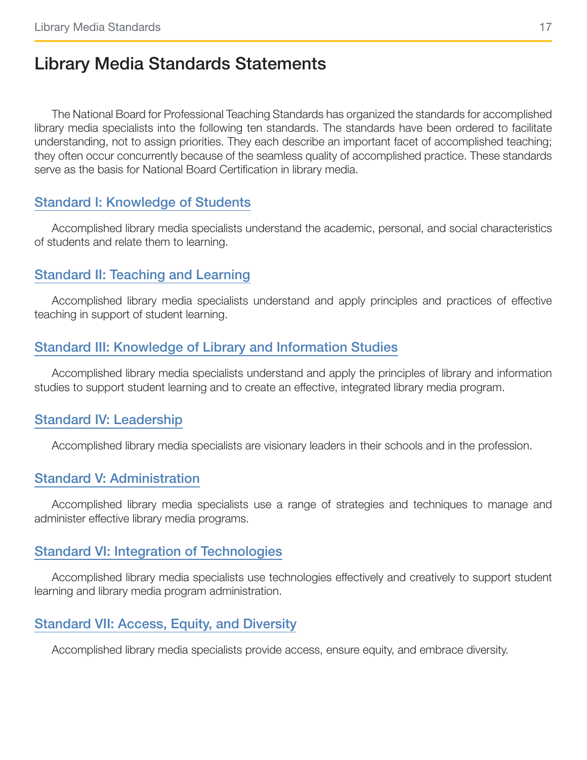# Library Media Standards Statements

The National Board for Professional Teaching Standards has organized the standards for accomplished library media specialists into the following ten standards. The standards have been ordered to facilitate understanding, not to assign priorities. They each describe an important facet of accomplished teaching; they often occur concurrently because of the seamless quality of accomplished practice. These standards serve as the basis for National Board Certification in library media.

## Standard I: Knowledge of Students

Accomplished library media specialists understand the academic, personal, and social characteristics of students and relate them to learning.

## Standard II: Teaching and Learning

Accomplished library media specialists understand and apply principles and practices of effective teaching in support of student learning.

## Standard III: Knowledge of Library and Information Studies

Accomplished library media specialists understand and apply the principles of library and information studies to support student learning and to create an effective, integrated library media program.

## Standard IV: Leadership

Accomplished library media specialists are visionary leaders in their schools and in the profession.

## Standard V: Administration

Accomplished library media specialists use a range of strategies and techniques to manage and administer effective library media programs.

## Standard VI: Integration of Technologies

Accomplished library media specialists use technologies effectively and creatively to support student learning and library media program administration.

## Standard VII: Access, Equity, and Diversity

Accomplished library media specialists provide access, ensure equity, and embrace diversity.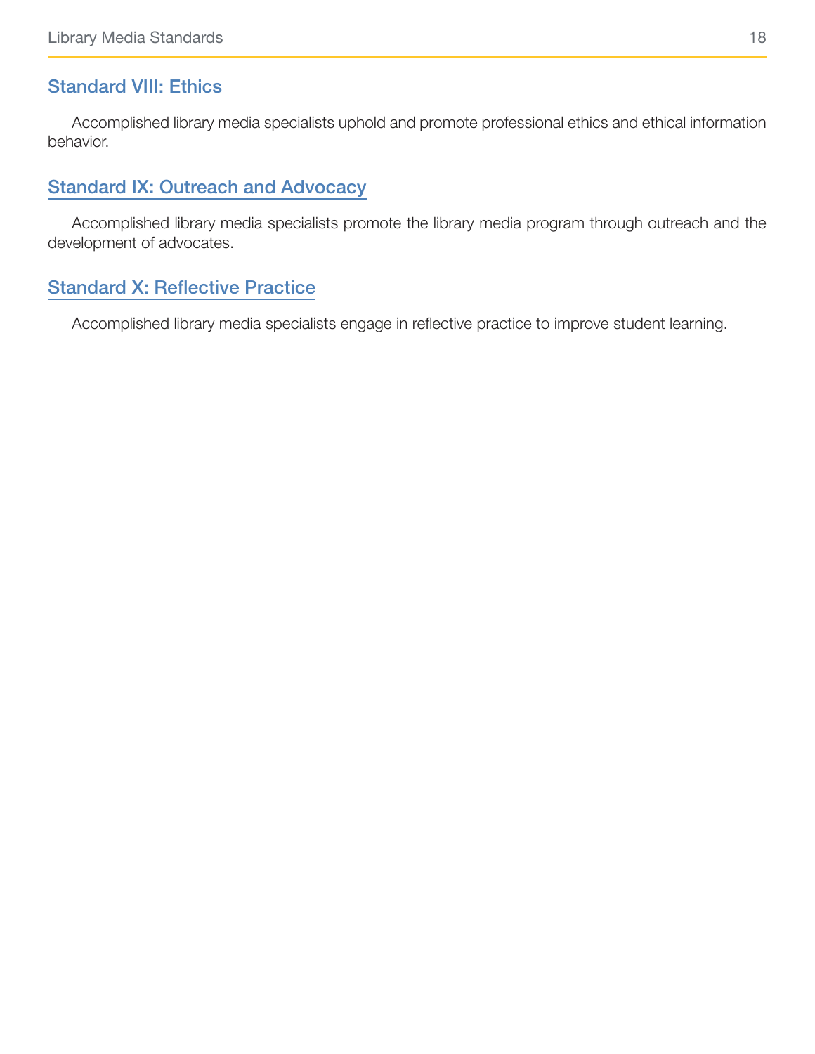## Standard VIII: Ethics

Accomplished library media specialists uphold and promote professional ethics and ethical information behavior.

## Standard IX: Outreach and Advocacy

Accomplished library media specialists promote the library media program through outreach and the development of advocates.

## Standard X: Reflective Practice

Accomplished library media specialists engage in reflective practice to improve student learning.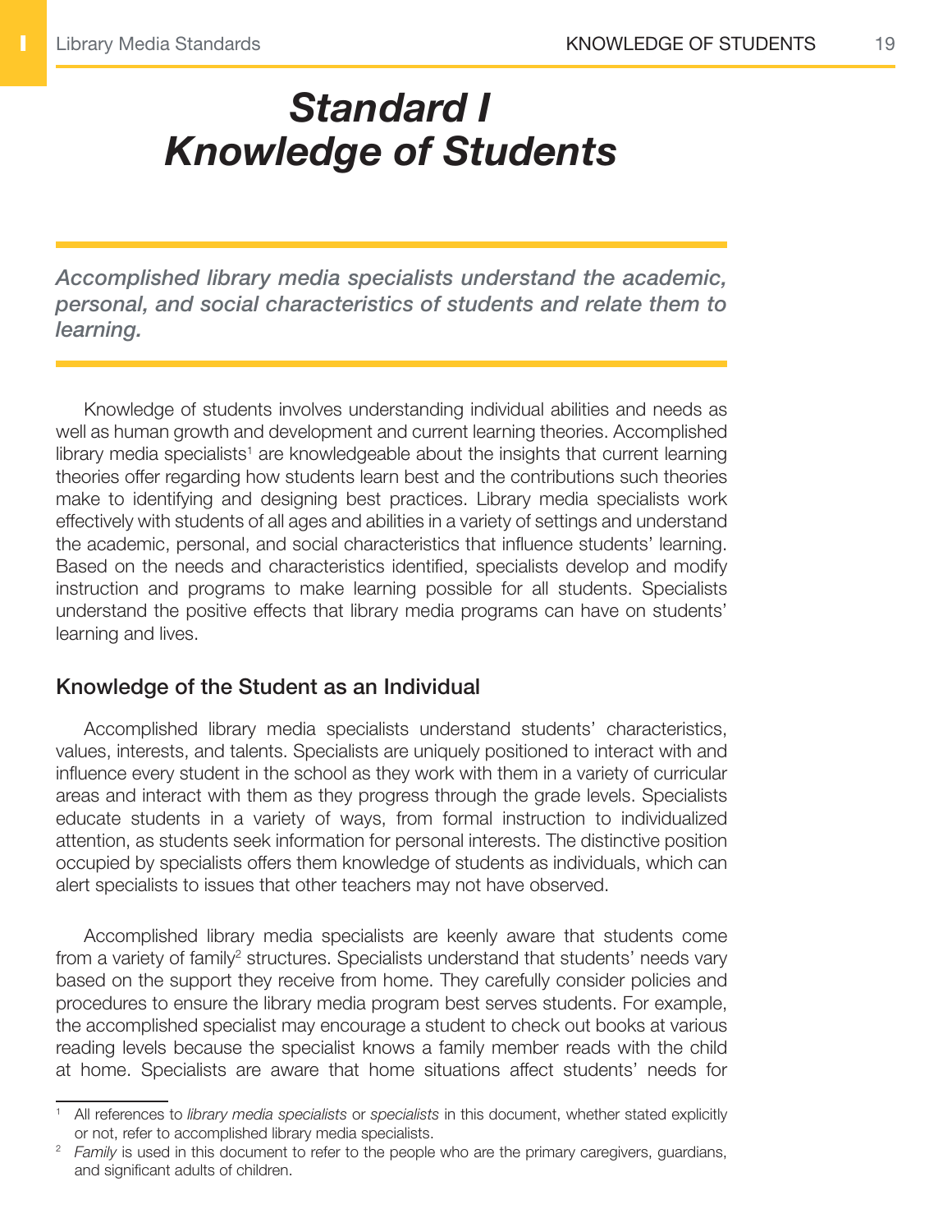# Standard I
# Knowledge of Students

***Accomplished library media specialists understand the academic, personal, and social characteristics of students and relate them to learning.***

Knowledge of students involves understanding individual abilities and needs as well as human growth and development and current learning theories. Accomplished library media specialists[1] are knowledgeable about the insights that current learning theories offer regarding how students learn best and the contributions such theories make to identifying and designing best practices. Library media specialists work effectively with students of all ages and abilities in a variety of settings and understand the academic, personal, and social characteristics that influence students' learning. Based on the needs and characteristics identified, specialists develop and modify instruction and programs to make learning possible for all students. Specialists understand the positive effects that library media programs can have on students' learning and lives.

## Knowledge of the Student as an Individual

Accomplished library media specialists understand students' characteristics, values, interests, and talents. Specialists are uniquely positioned to interact with and influence every student in the school as they work with them in a variety of curricular areas and interact with them as they progress through the grade levels. Specialists educate students in a variety of ways, from formal instruction to individualized attention, as students seek information for personal interests. The distinctive position occupied by specialists offers them knowledge of students as individuals, which can alert specialists to issues that other teachers may not have observed.

Accomplished library media specialists are keenly aware that students come from a variety of family[2] structures. Specialists understand that students' needs vary based on the support they receive from home. They carefully consider policies and procedures to ensure the library media program best serves students. For example, the accomplished specialist may encourage a student to check out books at various reading levels because the specialist knows a family member reads with the child at home. Specialists are aware that home situations affect students' needs for

---

[1] All references to *library media specialists* or *specialists* in this document, whether stated explicitly or not, refer to accomplished library media specialists.

[2] *Family* is used in this document to refer to the people who are the primary caregivers, guardians, and significant adults of children.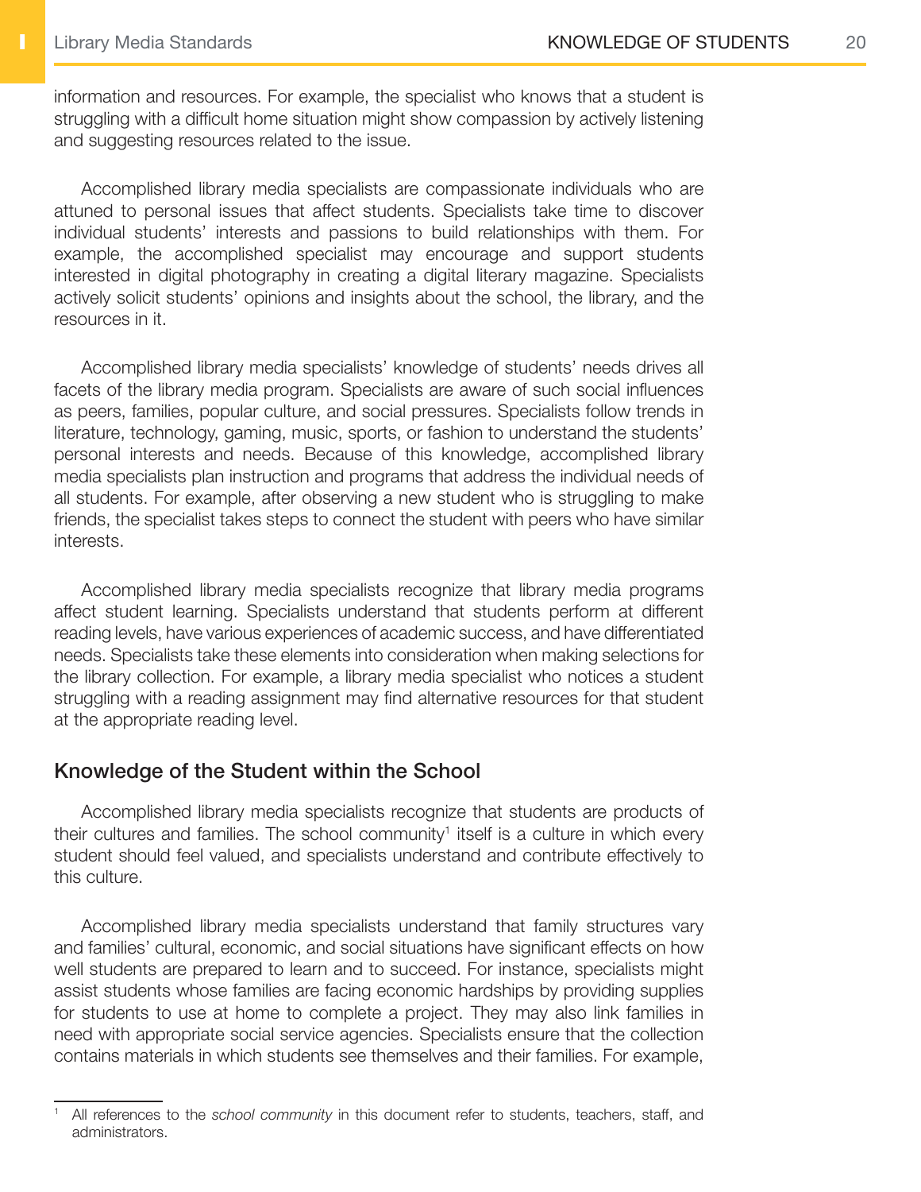information and resources. For example, the specialist who knows that a student is struggling with a difficult home situation might show compassion by actively listening and suggesting resources related to the issue.

Accomplished library media specialists are compassionate individuals who are attuned to personal issues that affect students. Specialists take time to discover individual students' interests and passions to build relationships with them. For example, the accomplished specialist may encourage and support students interested in digital photography in creating a digital literary magazine. Specialists actively solicit students' opinions and insights about the school, the library, and the resources in it.

Accomplished library media specialists' knowledge of students' needs drives all facets of the library media program. Specialists are aware of such social influences as peers, families, popular culture, and social pressures. Specialists follow trends in literature, technology, gaming, music, sports, or fashion to understand the students' personal interests and needs. Because of this knowledge, accomplished library media specialists plan instruction and programs that address the individual needs of all students. For example, after observing a new student who is struggling to make friends, the specialist takes steps to connect the student with peers who have similar interests.

Accomplished library media specialists recognize that library media programs affect student learning. Specialists understand that students perform at different reading levels, have various experiences of academic success, and have differentiated needs. Specialists take these elements into consideration when making selections for the library collection. For example, a library media specialist who notices a student struggling with a reading assignment may find alternative resources for that student at the appropriate reading level.

## Knowledge of the Student within the School

Accomplished library media specialists recognize that students are products of their cultures and families. The school community[1] itself is a culture in which every student should feel valued, and specialists understand and contribute effectively to this culture.

Accomplished library media specialists understand that family structures vary and families' cultural, economic, and social situations have significant effects on how well students are prepared to learn and to succeed. For instance, specialists might assist students whose families are facing economic hardships by providing supplies for students to use at home to complete a project. They may also link families in need with appropriate social service agencies. Specialists ensure that the collection contains materials in which students see themselves and their families. For example,

---

[1] All references to the *school community* in this document refer to students, teachers, staff, and administrators.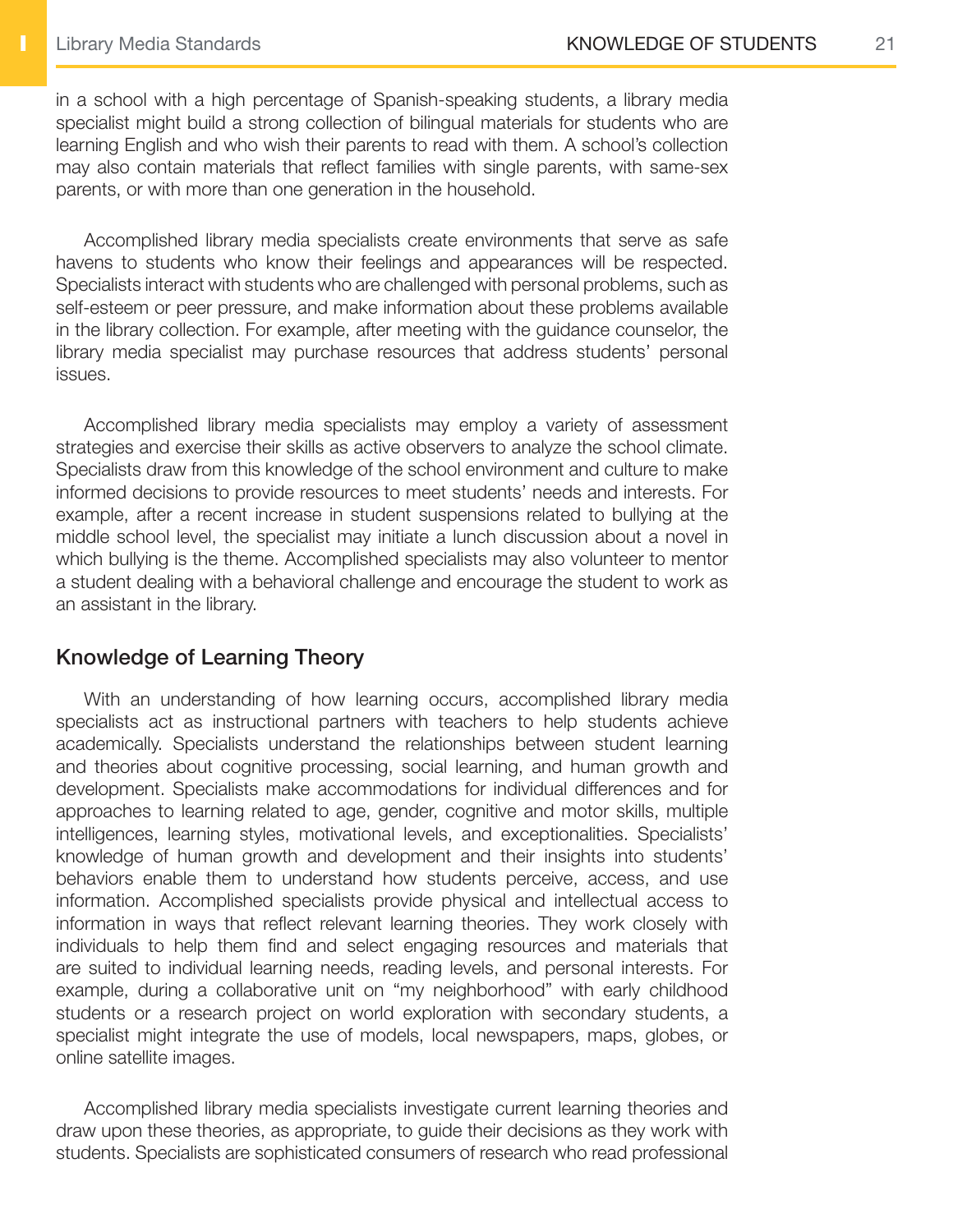in a school with a high percentage of Spanish-speaking students, a library media specialist might build a strong collection of bilingual materials for students who are learning English and who wish their parents to read with them. A school's collection may also contain materials that reflect families with single parents, with same-sex parents, or with more than one generation in the household.

Accomplished library media specialists create environments that serve as safe havens to students who know their feelings and appearances will be respected. Specialists interact with students who are challenged with personal problems, such as self-esteem or peer pressure, and make information about these problems available in the library collection. For example, after meeting with the guidance counselor, the library media specialist may purchase resources that address students' personal issues.

Accomplished library media specialists may employ a variety of assessment strategies and exercise their skills as active observers to analyze the school climate. Specialists draw from this knowledge of the school environment and culture to make informed decisions to provide resources to meet students' needs and interests. For example, after a recent increase in student suspensions related to bullying at the middle school level, the specialist may initiate a lunch discussion about a novel in which bullying is the theme. Accomplished specialists may also volunteer to mentor a student dealing with a behavioral challenge and encourage the student to work as an assistant in the library.

## Knowledge of Learning Theory

With an understanding of how learning occurs, accomplished library media specialists act as instructional partners with teachers to help students achieve academically. Specialists understand the relationships between student learning and theories about cognitive processing, social learning, and human growth and development. Specialists make accommodations for individual differences and for approaches to learning related to age, gender, cognitive and motor skills, multiple intelligences, learning styles, motivational levels, and exceptionalities. Specialists' knowledge of human growth and development and their insights into students' behaviors enable them to understand how students perceive, access, and use information. Accomplished specialists provide physical and intellectual access to information in ways that reflect relevant learning theories. They work closely with individuals to help them find and select engaging resources and materials that are suited to individual learning needs, reading levels, and personal interests. For example, during a collaborative unit on "my neighborhood" with early childhood students or a research project on world exploration with secondary students, a specialist might integrate the use of models, local newspapers, maps, globes, or online satellite images.

Accomplished library media specialists investigate current learning theories and draw upon these theories, as appropriate, to guide their decisions as they work with students. Specialists are sophisticated consumers of research who read professional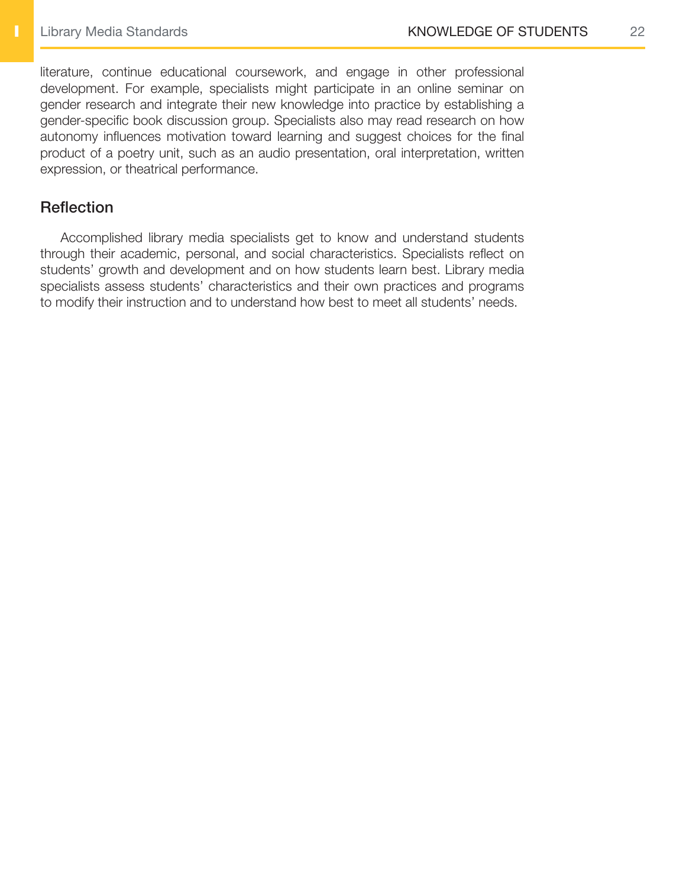literature, continue educational coursework, and engage in other professional development. For example, specialists might participate in an online seminar on gender research and integrate their new knowledge into practice by establishing a gender-specific book discussion group. Specialists also may read research on how autonomy influences motivation toward learning and suggest choices for the final product of a poetry unit, such as an audio presentation, oral interpretation, written expression, or theatrical performance.

## Reflection

Accomplished library media specialists get to know and understand students through their academic, personal, and social characteristics. Specialists reflect on students' growth and development and on how students learn best. Library media specialists assess students' characteristics and their own practices and programs to modify their instruction and to understand how best to meet all students' needs.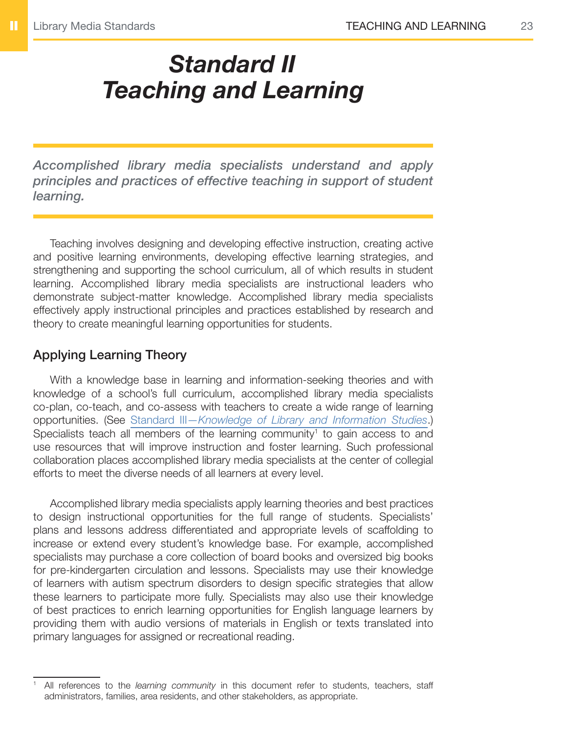# *Standard II*
# *Teaching and Learning*

***Accomplished library media specialists understand and apply principles and practices of effective teaching in support of student learning.***

Teaching involves designing and developing effective instruction, creating active and positive learning environments, developing effective learning strategies, and strengthening and supporting the school curriculum, all of which results in student learning. Accomplished library media specialists are instructional leaders who demonstrate subject-matter knowledge. Accomplished library media specialists effectively apply instructional principles and practices established by research and theory to create meaningful learning opportunities for students.

## Applying Learning Theory

With a knowledge base in learning and information-seeking theories and with knowledge of a school's full curriculum, accomplished library media specialists co-plan, co-teach, and co-assess with teachers to create a wide range of learning opportunities. (See Standard III—*Knowledge of Library and Information Studies*.) Specialists teach all members of the learning community[1] to gain access to and use resources that will improve instruction and foster learning. Such professional collaboration places accomplished library media specialists at the center of collegial efforts to meet the diverse needs of all learners at every level.

Accomplished library media specialists apply learning theories and best practices to design instructional opportunities for the full range of students. Specialists' plans and lessons address differentiated and appropriate levels of scaffolding to increase or extend every student's knowledge base. For example, accomplished specialists may purchase a core collection of board books and oversized big books for pre-kindergarten circulation and lessons. Specialists may use their knowledge of learners with autism spectrum disorders to design specific strategies that allow these learners to participate more fully. Specialists may also use their knowledge of best practices to enrich learning opportunities for English language learners by providing them with audio versions of materials in English or texts translated into primary languages for assigned or recreational reading.

---

[1] All references to the *learning community* in this document refer to students, teachers, staff administrators, families, area residents, and other stakeholders, as appropriate.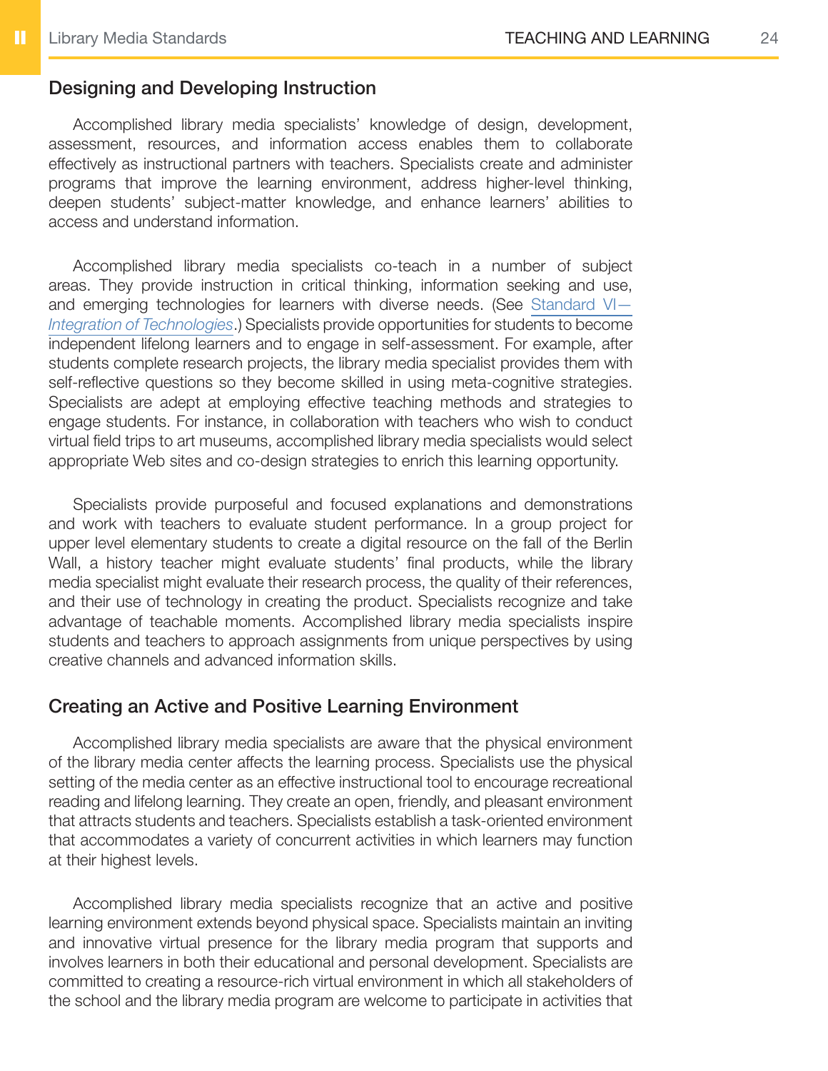## Designing and Developing Instruction

Accomplished library media specialists' knowledge of design, development, assessment, resources, and information access enables them to collaborate effectively as instructional partners with teachers. Specialists create and administer programs that improve the learning environment, address higher-level thinking, deepen students' subject-matter knowledge, and enhance learners' abilities to access and understand information.

Accomplished library media specialists co-teach in a number of subject areas. They provide instruction in critical thinking, information seeking and use, and emerging technologies for learners with diverse needs. (See Standard VI—*Integration of Technologies*.) Specialists provide opportunities for students to become independent lifelong learners and to engage in self-assessment. For example, after students complete research projects, the library media specialist provides them with self-reflective questions so they become skilled in using meta-cognitive strategies. Specialists are adept at employing effective teaching methods and strategies to engage students. For instance, in collaboration with teachers who wish to conduct virtual field trips to art museums, accomplished library media specialists would select appropriate Web sites and co-design strategies to enrich this learning opportunity.

Specialists provide purposeful and focused explanations and demonstrations and work with teachers to evaluate student performance. In a group project for upper level elementary students to create a digital resource on the fall of the Berlin Wall, a history teacher might evaluate students' final products, while the library media specialist might evaluate their research process, the quality of their references, and their use of technology in creating the product. Specialists recognize and take advantage of teachable moments. Accomplished library media specialists inspire students and teachers to approach assignments from unique perspectives by using creative channels and advanced information skills.

## Creating an Active and Positive Learning Environment

Accomplished library media specialists are aware that the physical environment of the library media center affects the learning process. Specialists use the physical setting of the media center as an effective instructional tool to encourage recreational reading and lifelong learning. They create an open, friendly, and pleasant environment that attracts students and teachers. Specialists establish a task-oriented environment that accommodates a variety of concurrent activities in which learners may function at their highest levels.

Accomplished library media specialists recognize that an active and positive learning environment extends beyond physical space. Specialists maintain an inviting and innovative virtual presence for the library media program that supports and involves learners in both their educational and personal development. Specialists are committed to creating a resource-rich virtual environment in which all stakeholders of the school and the library media program are welcome to participate in activities that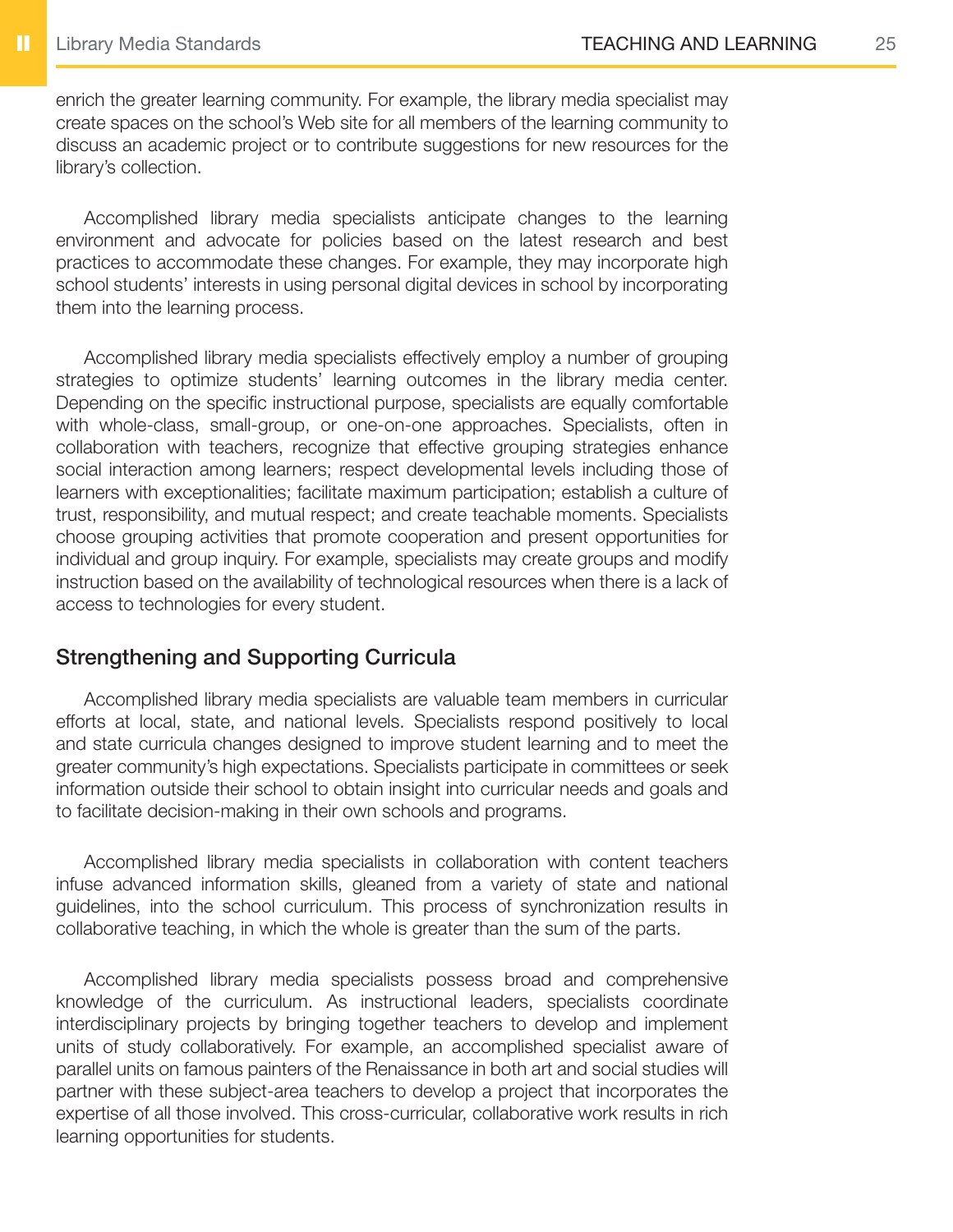enrich the greater learning community. For example, the library media specialist may create spaces on the school's Web site for all members of the learning community to discuss an academic project or to contribute suggestions for new resources for the library's collection.

Accomplished library media specialists anticipate changes to the learning environment and advocate for policies based on the latest research and best practices to accommodate these changes. For example, they may incorporate high school students' interests in using personal digital devices in school by incorporating them into the learning process.

Accomplished library media specialists effectively employ a number of grouping strategies to optimize students' learning outcomes in the library media center. Depending on the specific instructional purpose, specialists are equally comfortable with whole-class, small-group, or one-on-one approaches. Specialists, often in collaboration with teachers, recognize that effective grouping strategies enhance social interaction among learners; respect developmental levels including those of learners with exceptionalities; facilitate maximum participation; establish a culture of trust, responsibility, and mutual respect; and create teachable moments. Specialists choose grouping activities that promote cooperation and present opportunities for individual and group inquiry. For example, specialists may create groups and modify instruction based on the availability of technological resources when there is a lack of access to technologies for every student.

## Strengthening and Supporting Curricula

Accomplished library media specialists are valuable team members in curricular efforts at local, state, and national levels. Specialists respond positively to local and state curricula changes designed to improve student learning and to meet the greater community's high expectations. Specialists participate in committees or seek information outside their school to obtain insight into curricular needs and goals and to facilitate decision-making in their own schools and programs.

Accomplished library media specialists in collaboration with content teachers infuse advanced information skills, gleaned from a variety of state and national guidelines, into the school curriculum. This process of synchronization results in collaborative teaching, in which the whole is greater than the sum of the parts.

Accomplished library media specialists possess broad and comprehensive knowledge of the curriculum. As instructional leaders, specialists coordinate interdisciplinary projects by bringing together teachers to develop and implement units of study collaboratively. For example, an accomplished specialist aware of parallel units on famous painters of the Renaissance in both art and social studies will partner with these subject-area teachers to develop a project that incorporates the expertise of all those involved. This cross-curricular, collaborative work results in rich learning opportunities for students.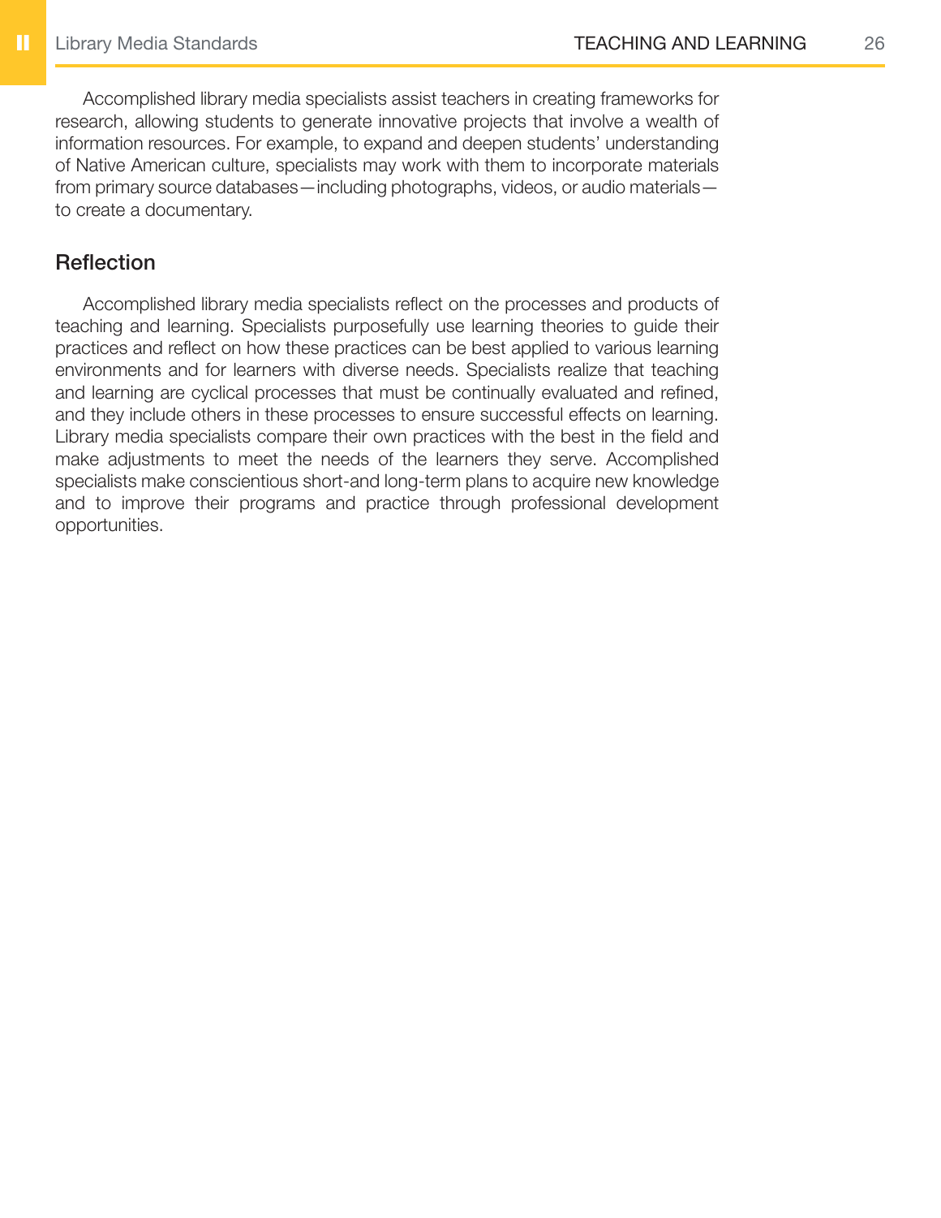Accomplished library media specialists assist teachers in creating frameworks for research, allowing students to generate innovative projects that involve a wealth of information resources. For example, to expand and deepen students' understanding of Native American culture, specialists may work with them to incorporate materials from primary source databases—including photographs, videos, or audio materials—to create a documentary.

## Reflection

Accomplished library media specialists reflect on the processes and products of teaching and learning. Specialists purposefully use learning theories to guide their practices and reflect on how these practices can be best applied to various learning environments and for learners with diverse needs. Specialists realize that teaching and learning are cyclical processes that must be continually evaluated and refined, and they include others in these processes to ensure successful effects on learning. Library media specialists compare their own practices with the best in the field and make adjustments to meet the needs of the learners they serve. Accomplished specialists make conscientious short-and long-term plans to acquire new knowledge and to improve their programs and practice through professional development opportunities.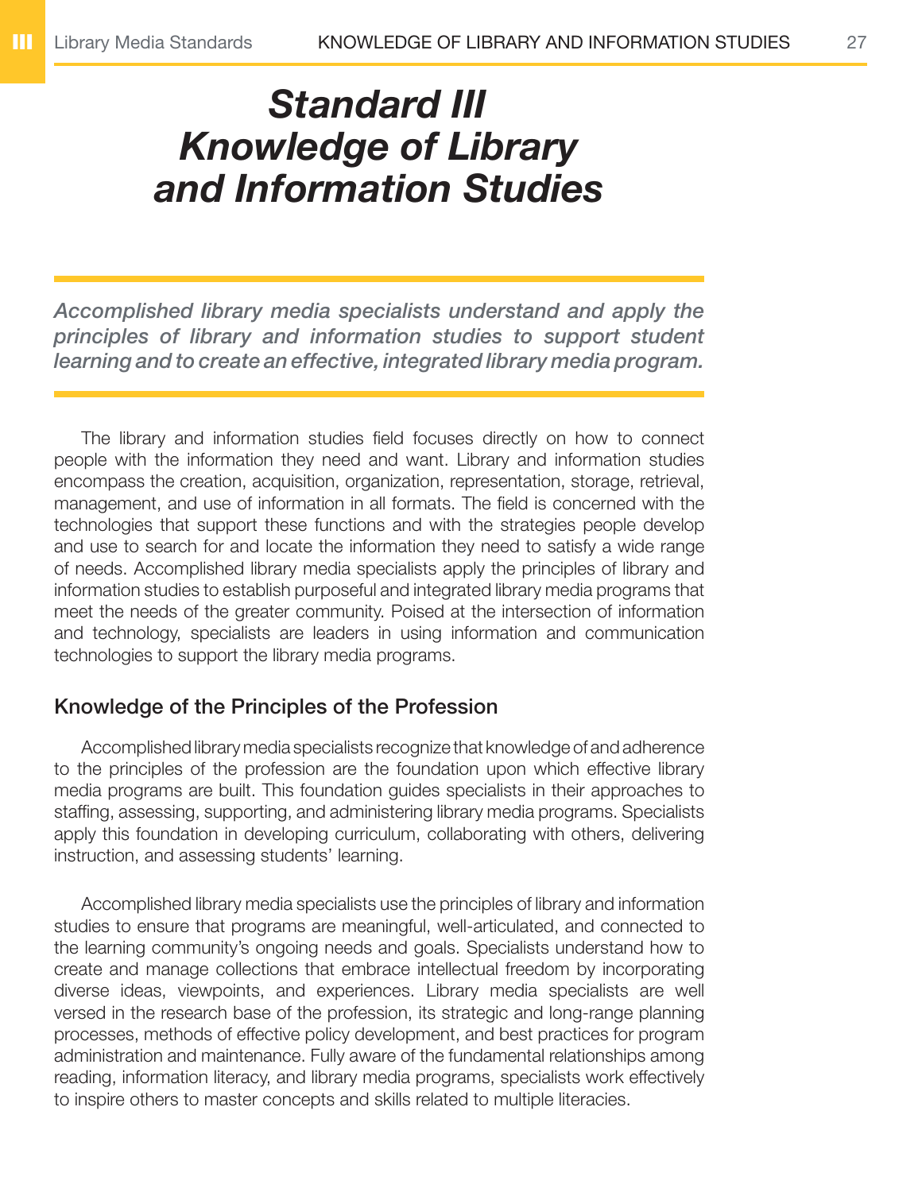# *Standard III Knowledge of Library and Information Studies*

*Accomplished library media specialists understand and apply the principles of library and information studies to support student learning and to create an effective, integrated library media program.*

The library and information studies field focuses directly on how to connect people with the information they need and want. Library and information studies encompass the creation, acquisition, organization, representation, storage, retrieval, management, and use of information in all formats. The field is concerned with the technologies that support these functions and with the strategies people develop and use to search for and locate the information they need to satisfy a wide range of needs. Accomplished library media specialists apply the principles of library and information studies to establish purposeful and integrated library media programs that meet the needs of the greater community. Poised at the intersection of information and technology, specialists are leaders in using information and communication technologies to support the library media programs.

## Knowledge of the Principles of the Profession

Accomplished library media specialists recognize that knowledge of and adherence to the principles of the profession are the foundation upon which effective library media programs are built. This foundation guides specialists in their approaches to staffing, assessing, supporting, and administering library media programs. Specialists apply this foundation in developing curriculum, collaborating with others, delivering instruction, and assessing students' learning.

Accomplished library media specialists use the principles of library and information studies to ensure that programs are meaningful, well-articulated, and connected to the learning community's ongoing needs and goals. Specialists understand how to create and manage collections that embrace intellectual freedom by incorporating diverse ideas, viewpoints, and experiences. Library media specialists are well versed in the research base of the profession, its strategic and long-range planning processes, methods of effective policy development, and best practices for program administration and maintenance. Fully aware of the fundamental relationships among reading, information literacy, and library media programs, specialists work effectively to inspire others to master concepts and skills related to multiple literacies.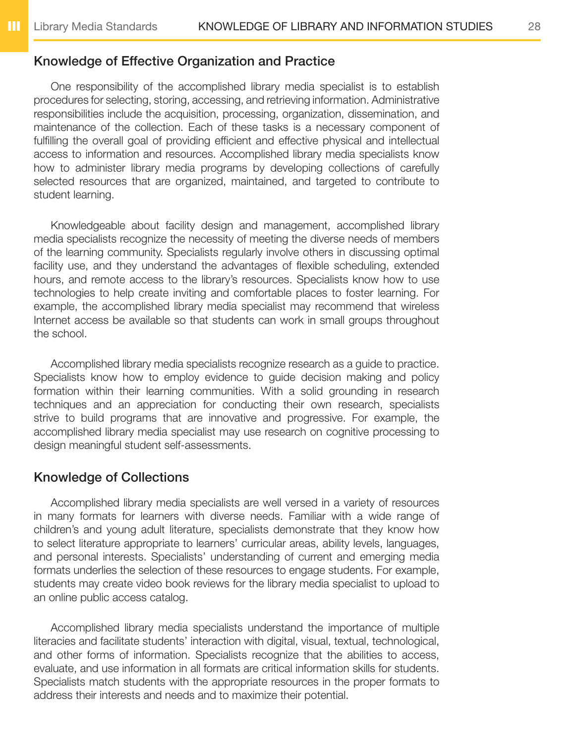## Knowledge of Effective Organization and Practice

One responsibility of the accomplished library media specialist is to establish procedures for selecting, storing, accessing, and retrieving information. Administrative responsibilities include the acquisition, processing, organization, dissemination, and maintenance of the collection. Each of these tasks is a necessary component of fulfilling the overall goal of providing efficient and effective physical and intellectual access to information and resources. Accomplished library media specialists know how to administer library media programs by developing collections of carefully selected resources that are organized, maintained, and targeted to contribute to student learning.

Knowledgeable about facility design and management, accomplished library media specialists recognize the necessity of meeting the diverse needs of members of the learning community. Specialists regularly involve others in discussing optimal facility use, and they understand the advantages of flexible scheduling, extended hours, and remote access to the library's resources. Specialists know how to use technologies to help create inviting and comfortable places to foster learning. For example, the accomplished library media specialist may recommend that wireless Internet access be available so that students can work in small groups throughout the school.

Accomplished library media specialists recognize research as a guide to practice. Specialists know how to employ evidence to guide decision making and policy formation within their learning communities. With a solid grounding in research techniques and an appreciation for conducting their own research, specialists strive to build programs that are innovative and progressive. For example, the accomplished library media specialist may use research on cognitive processing to design meaningful student self-assessments.

## Knowledge of Collections

Accomplished library media specialists are well versed in a variety of resources in many formats for learners with diverse needs. Familiar with a wide range of children's and young adult literature, specialists demonstrate that they know how to select literature appropriate to learners' curricular areas, ability levels, languages, and personal interests. Specialists' understanding of current and emerging media formats underlies the selection of these resources to engage students. For example, students may create video book reviews for the library media specialist to upload to an online public access catalog.

Accomplished library media specialists understand the importance of multiple literacies and facilitate students' interaction with digital, visual, textual, technological, and other forms of information. Specialists recognize that the abilities to access, evaluate, and use information in all formats are critical information skills for students. Specialists match students with the appropriate resources in the proper formats to address their interests and needs and to maximize their potential.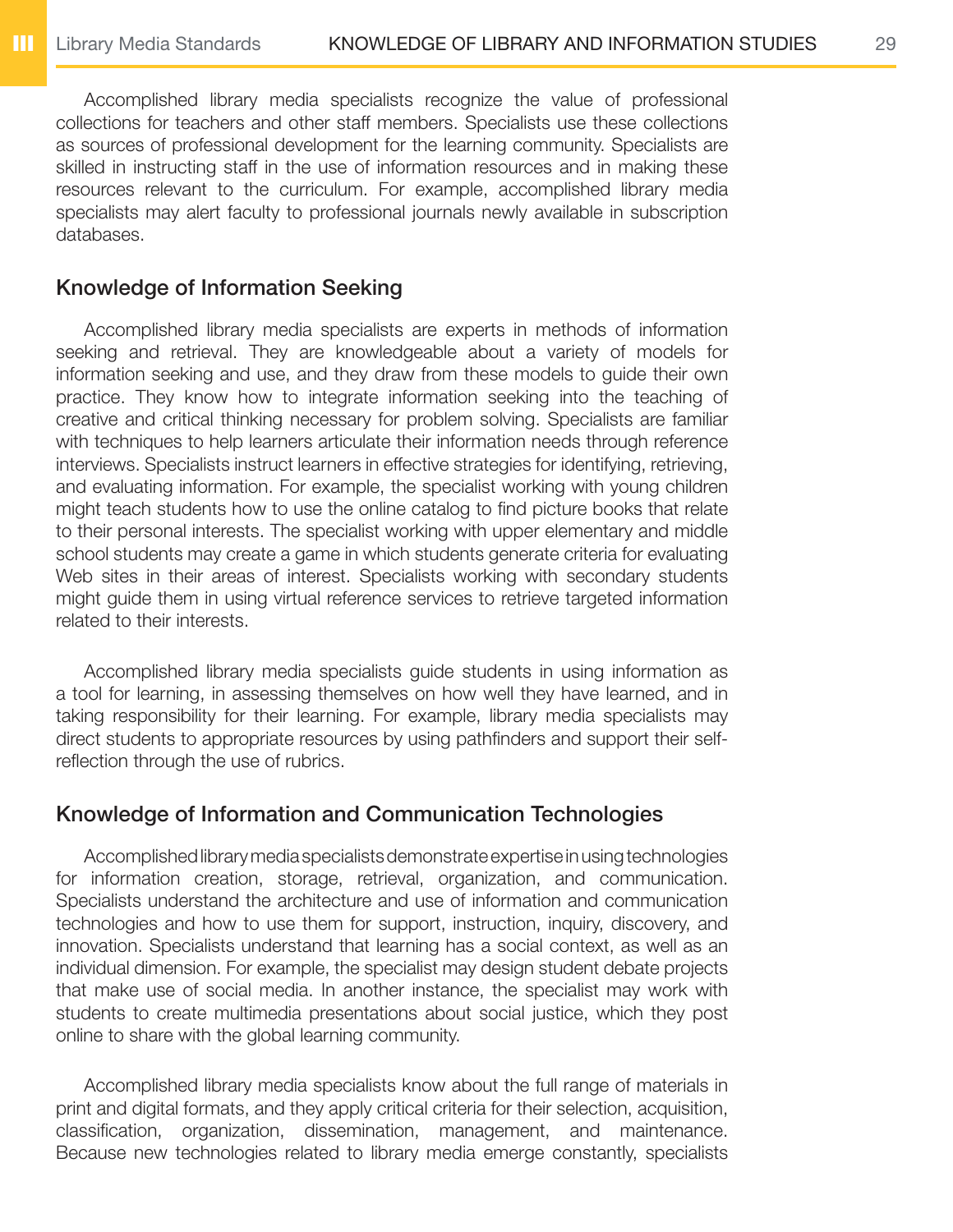Accomplished library media specialists recognize the value of professional collections for teachers and other staff members. Specialists use these collections as sources of professional development for the learning community. Specialists are skilled in instructing staff in the use of information resources and in making these resources relevant to the curriculum. For example, accomplished library media specialists may alert faculty to professional journals newly available in subscription databases.

## Knowledge of Information Seeking

Accomplished library media specialists are experts in methods of information seeking and retrieval. They are knowledgeable about a variety of models for information seeking and use, and they draw from these models to guide their own practice. They know how to integrate information seeking into the teaching of creative and critical thinking necessary for problem solving. Specialists are familiar with techniques to help learners articulate their information needs through reference interviews. Specialists instruct learners in effective strategies for identifying, retrieving, and evaluating information. For example, the specialist working with young children might teach students how to use the online catalog to find picture books that relate to their personal interests. The specialist working with upper elementary and middle school students may create a game in which students generate criteria for evaluating Web sites in their areas of interest. Specialists working with secondary students might guide them in using virtual reference services to retrieve targeted information related to their interests.

Accomplished library media specialists guide students in using information as a tool for learning, in assessing themselves on how well they have learned, and in taking responsibility for their learning. For example, library media specialists may direct students to appropriate resources by using pathfinders and support their self-reflection through the use of rubrics.

## Knowledge of Information and Communication Technologies

Accomplished library media specialists demonstrate expertise in using technologies for information creation, storage, retrieval, organization, and communication. Specialists understand the architecture and use of information and communication technologies and how to use them for support, instruction, inquiry, discovery, and innovation. Specialists understand that learning has a social context, as well as an individual dimension. For example, the specialist may design student debate projects that make use of social media. In another instance, the specialist may work with students to create multimedia presentations about social justice, which they post online to share with the global learning community.

Accomplished library media specialists know about the full range of materials in print and digital formats, and they apply critical criteria for their selection, acquisition, classification, organization, dissemination, management, and maintenance. Because new technologies related to library media emerge constantly, specialists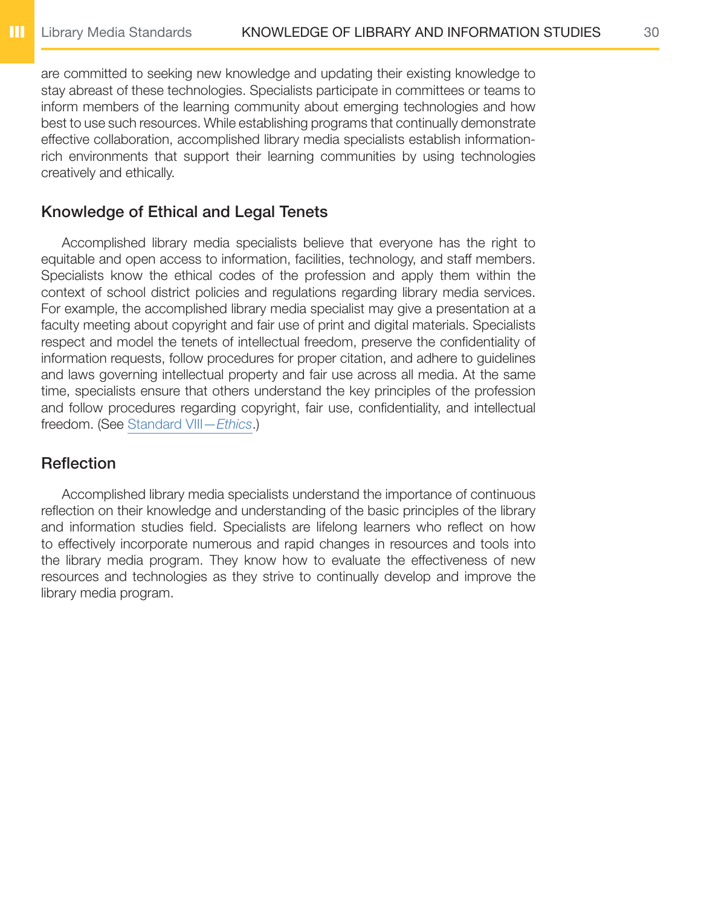are committed to seeking new knowledge and updating their existing knowledge to stay abreast of these technologies. Specialists participate in committees or teams to inform members of the learning community about emerging technologies and how best to use such resources. While establishing programs that continually demonstrate effective collaboration, accomplished library media specialists establish information-rich environments that support their learning communities by using technologies creatively and ethically.

## Knowledge of Ethical and Legal Tenets

Accomplished library media specialists believe that everyone has the right to equitable and open access to information, facilities, technology, and staff members. Specialists know the ethical codes of the profession and apply them within the context of school district policies and regulations regarding library media services. For example, the accomplished library media specialist may give a presentation at a faculty meeting about copyright and fair use of print and digital materials. Specialists respect and model the tenets of intellectual freedom, preserve the confidentiality of information requests, follow procedures for proper citation, and adhere to guidelines and laws governing intellectual property and fair use across all media. At the same time, specialists ensure that others understand the key principles of the profession and follow procedures regarding copyright, fair use, confidentiality, and intellectual freedom. (See Standard VIII—*Ethics*.)

## Reflection

Accomplished library media specialists understand the importance of continuous reflection on their knowledge and understanding of the basic principles of the library and information studies field. Specialists are lifelong learners who reflect on how to effectively incorporate numerous and rapid changes in resources and tools into the library media program. They know how to evaluate the effectiveness of new resources and technologies as they strive to continually develop and improve the library media program.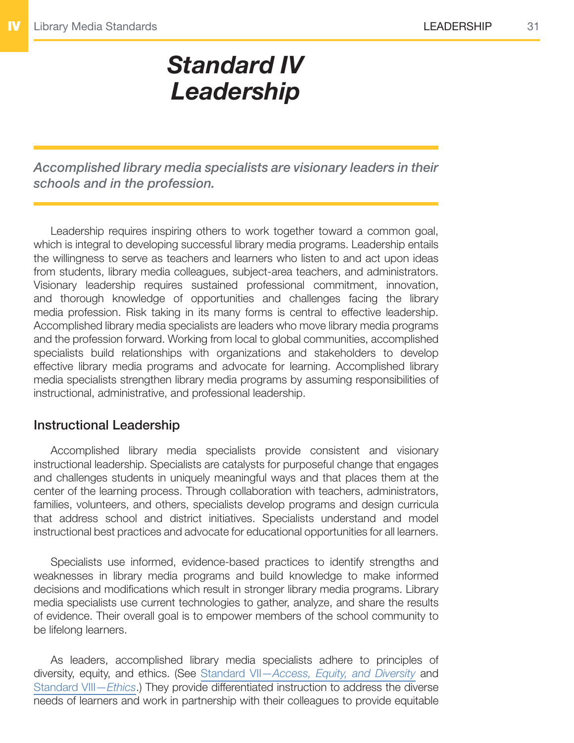# Standard IV
# Leadership

*Accomplished library media specialists are visionary leaders in their schools and in the profession.*

Leadership requires inspiring others to work together toward a common goal, which is integral to developing successful library media programs. Leadership entails the willingness to serve as teachers and learners who listen to and act upon ideas from students, library media colleagues, subject-area teachers, and administrators. Visionary leadership requires sustained professional commitment, innovation, and thorough knowledge of opportunities and challenges facing the library media profession. Risk taking in its many forms is central to effective leadership. Accomplished library media specialists are leaders who move library media programs and the profession forward. Working from local to global communities, accomplished specialists build relationships with organizations and stakeholders to develop effective library media programs and advocate for learning. Accomplished library media specialists strengthen library media programs by assuming responsibilities of instructional, administrative, and professional leadership.

## Instructional Leadership

Accomplished library media specialists provide consistent and visionary instructional leadership. Specialists are catalysts for purposeful change that engages and challenges students in uniquely meaningful ways and that places them at the center of the learning process. Through collaboration with teachers, administrators, families, volunteers, and others, specialists develop programs and design curricula that address school and district initiatives. Specialists understand and model instructional best practices and advocate for educational opportunities for all learners.

Specialists use informed, evidence-based practices to identify strengths and weaknesses in library media programs and build knowledge to make informed decisions and modifications which result in stronger library media programs. Library media specialists use current technologies to gather, analyze, and share the results of evidence. Their overall goal is to empower members of the school community to be lifelong learners.

As leaders, accomplished library media specialists adhere to principles of diversity, equity, and ethics. (See Standard VII—*Access, Equity, and Diversity* and Standard VIII—*Ethics*.) They provide differentiated instruction to address the diverse needs of learners and work in partnership with their colleagues to provide equitable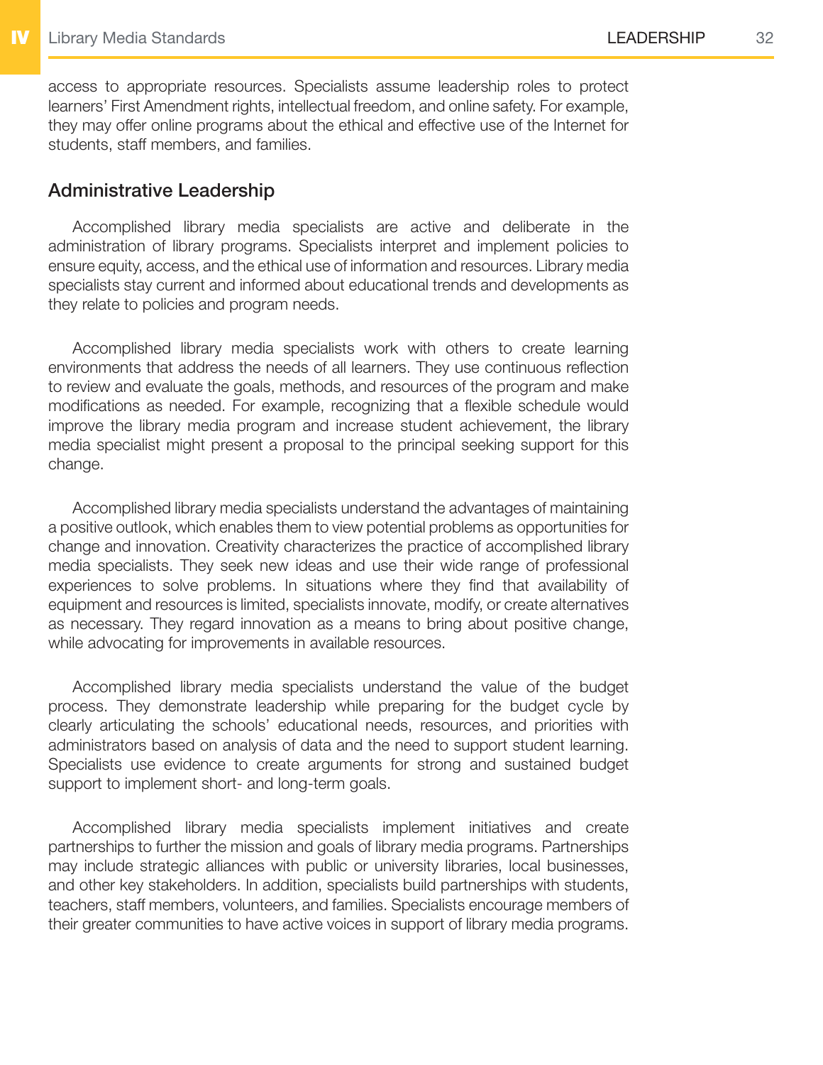access to appropriate resources. Specialists assume leadership roles to protect learners' First Amendment rights, intellectual freedom, and online safety. For example, they may offer online programs about the ethical and effective use of the Internet for students, staff members, and families.

## Administrative Leadership

Accomplished library media specialists are active and deliberate in the administration of library programs. Specialists interpret and implement policies to ensure equity, access, and the ethical use of information and resources. Library media specialists stay current and informed about educational trends and developments as they relate to policies and program needs.

Accomplished library media specialists work with others to create learning environments that address the needs of all learners. They use continuous reflection to review and evaluate the goals, methods, and resources of the program and make modifications as needed. For example, recognizing that a flexible schedule would improve the library media program and increase student achievement, the library media specialist might present a proposal to the principal seeking support for this change.

Accomplished library media specialists understand the advantages of maintaining a positive outlook, which enables them to view potential problems as opportunities for change and innovation. Creativity characterizes the practice of accomplished library media specialists. They seek new ideas and use their wide range of professional experiences to solve problems. In situations where they find that availability of equipment and resources is limited, specialists innovate, modify, or create alternatives as necessary. They regard innovation as a means to bring about positive change, while advocating for improvements in available resources.

Accomplished library media specialists understand the value of the budget process. They demonstrate leadership while preparing for the budget cycle by clearly articulating the schools' educational needs, resources, and priorities with administrators based on analysis of data and the need to support student learning. Specialists use evidence to create arguments for strong and sustained budget support to implement short- and long-term goals.

Accomplished library media specialists implement initiatives and create partnerships to further the mission and goals of library media programs. Partnerships may include strategic alliances with public or university libraries, local businesses, and other key stakeholders. In addition, specialists build partnerships with students, teachers, staff members, volunteers, and families. Specialists encourage members of their greater communities to have active voices in support of library media programs.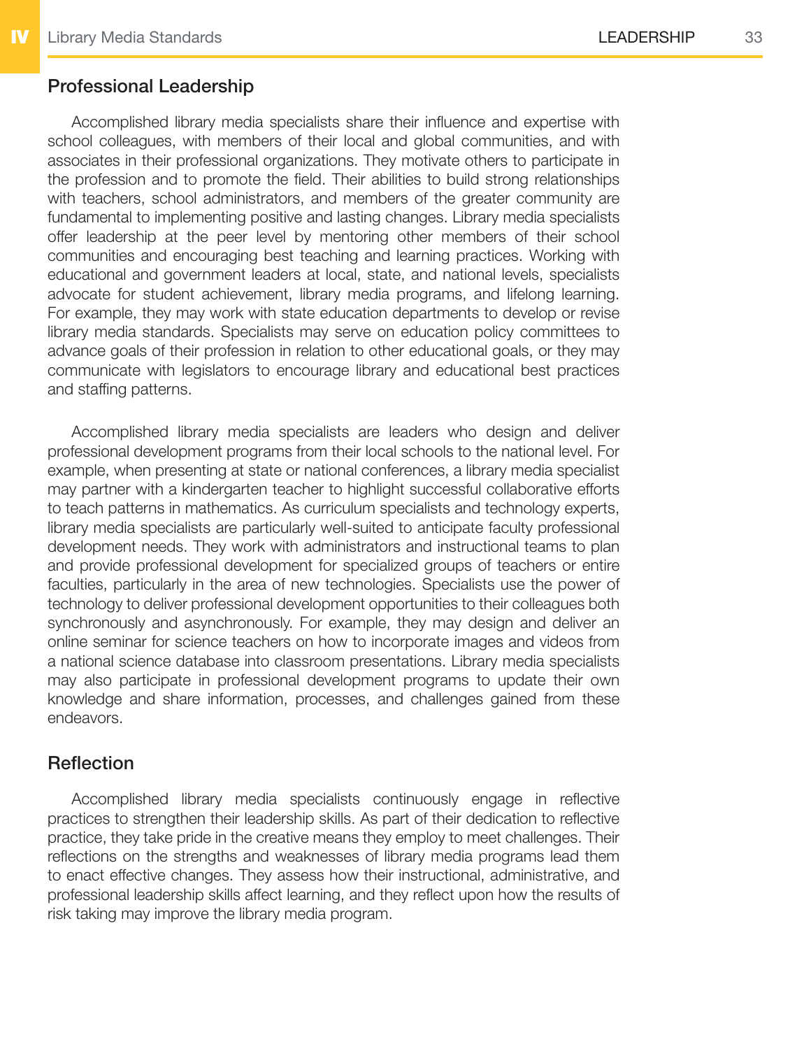## Professional Leadership

Accomplished library media specialists share their influence and expertise with school colleagues, with members of their local and global communities, and with associates in their professional organizations. They motivate others to participate in the profession and to promote the field. Their abilities to build strong relationships with teachers, school administrators, and members of the greater community are fundamental to implementing positive and lasting changes. Library media specialists offer leadership at the peer level by mentoring other members of their school communities and encouraging best teaching and learning practices. Working with educational and government leaders at local, state, and national levels, specialists advocate for student achievement, library media programs, and lifelong learning. For example, they may work with state education departments to develop or revise library media standards. Specialists may serve on education policy committees to advance goals of their profession in relation to other educational goals, or they may communicate with legislators to encourage library and educational best practices and staffing patterns.

Accomplished library media specialists are leaders who design and deliver professional development programs from their local schools to the national level. For example, when presenting at state or national conferences, a library media specialist may partner with a kindergarten teacher to highlight successful collaborative efforts to teach patterns in mathematics. As curriculum specialists and technology experts, library media specialists are particularly well-suited to anticipate faculty professional development needs. They work with administrators and instructional teams to plan and provide professional development for specialized groups of teachers or entire faculties, particularly in the area of new technologies. Specialists use the power of technology to deliver professional development opportunities to their colleagues both synchronously and asynchronously. For example, they may design and deliver an online seminar for science teachers on how to incorporate images and videos from a national science database into classroom presentations. Library media specialists may also participate in professional development programs to update their own knowledge and share information, processes, and challenges gained from these endeavors.

## Reflection

Accomplished library media specialists continuously engage in reflective practices to strengthen their leadership skills. As part of their dedication to reflective practice, they take pride in the creative means they employ to meet challenges. Their reflections on the strengths and weaknesses of library media programs lead them to enact effective changes. They assess how their instructional, administrative, and professional leadership skills affect learning, and they reflect upon how the results of risk taking may improve the library media program.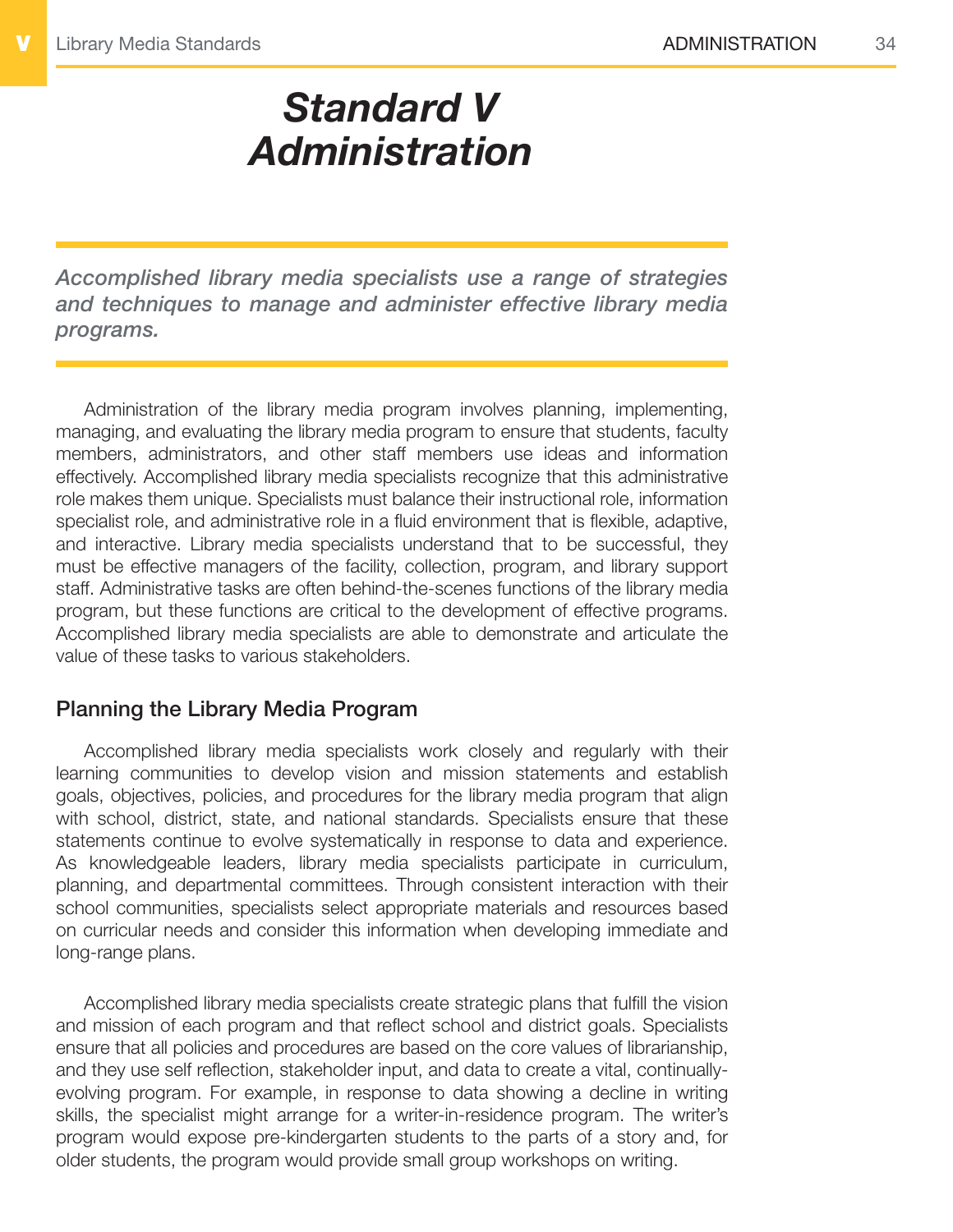# *Standard V Administration*

***Accomplished library media specialists use a range of strategies and techniques to manage and administer effective library media programs.***

Administration of the library media program involves planning, implementing, managing, and evaluating the library media program to ensure that students, faculty members, administrators, and other staff members use ideas and information effectively. Accomplished library media specialists recognize that this administrative role makes them unique. Specialists must balance their instructional role, information specialist role, and administrative role in a fluid environment that is flexible, adaptive, and interactive. Library media specialists understand that to be successful, they must be effective managers of the facility, collection, program, and library support staff. Administrative tasks are often behind-the-scenes functions of the library media program, but these functions are critical to the development of effective programs. Accomplished library media specialists are able to demonstrate and articulate the value of these tasks to various stakeholders.

## Planning the Library Media Program

Accomplished library media specialists work closely and regularly with their learning communities to develop vision and mission statements and establish goals, objectives, policies, and procedures for the library media program that align with school, district, state, and national standards. Specialists ensure that these statements continue to evolve systematically in response to data and experience. As knowledgeable leaders, library media specialists participate in curriculum, planning, and departmental committees. Through consistent interaction with their school communities, specialists select appropriate materials and resources based on curricular needs and consider this information when developing immediate and long-range plans.

Accomplished library media specialists create strategic plans that fulfill the vision and mission of each program and that reflect school and district goals. Specialists ensure that all policies and procedures are based on the core values of librarianship, and they use self reflection, stakeholder input, and data to create a vital, continually-evolving program. For example, in response to data showing a decline in writing skills, the specialist might arrange for a writer-in-residence program. The writer's program would expose pre-kindergarten students to the parts of a story and, for older students, the program would provide small group workshops on writing.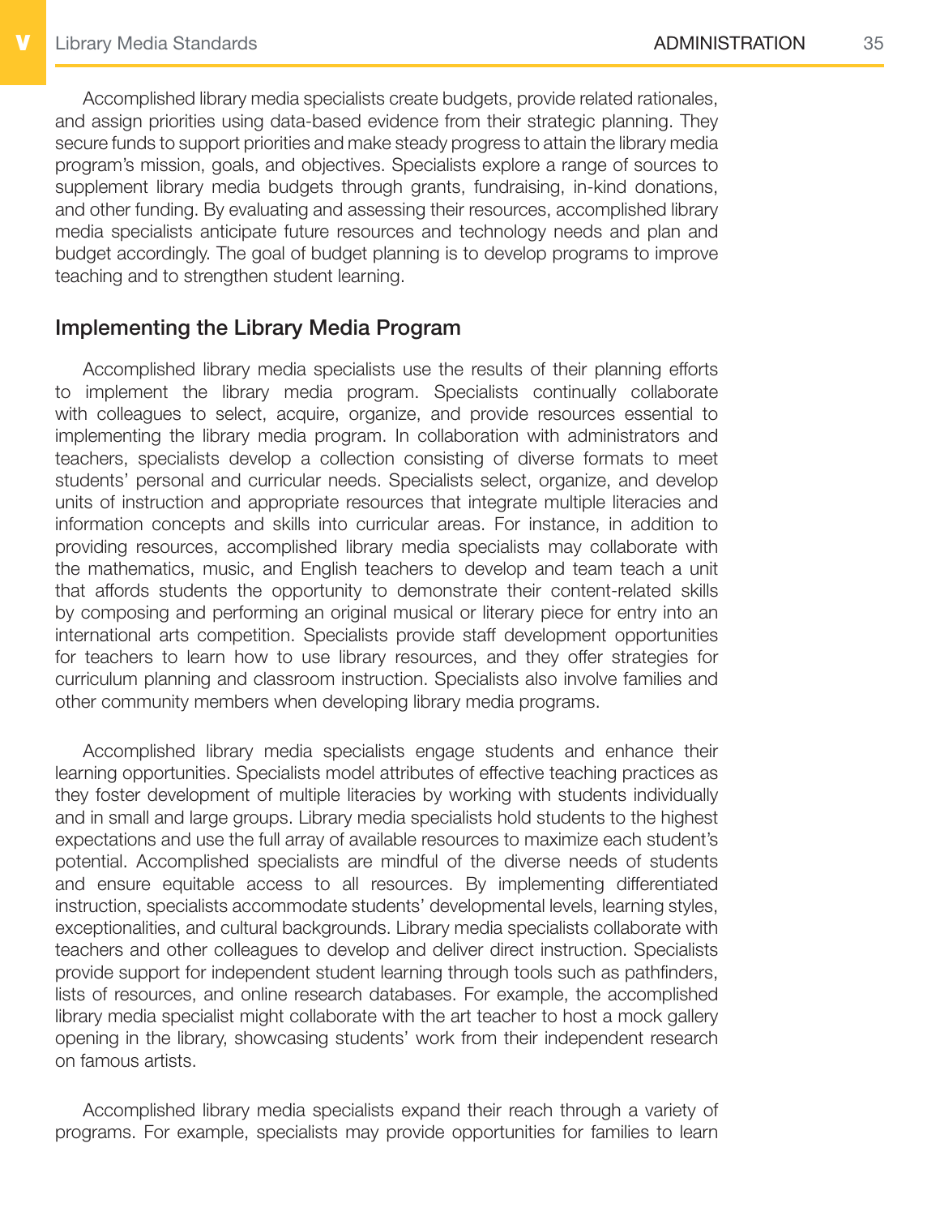Accomplished library media specialists create budgets, provide related rationales, and assign priorities using data-based evidence from their strategic planning. They secure funds to support priorities and make steady progress to attain the library media program's mission, goals, and objectives. Specialists explore a range of sources to supplement library media budgets through grants, fundraising, in-kind donations, and other funding. By evaluating and assessing their resources, accomplished library media specialists anticipate future resources and technology needs and plan and budget accordingly. The goal of budget planning is to develop programs to improve teaching and to strengthen student learning.

## Implementing the Library Media Program

Accomplished library media specialists use the results of their planning efforts to implement the library media program. Specialists continually collaborate with colleagues to select, acquire, organize, and provide resources essential to implementing the library media program. In collaboration with administrators and teachers, specialists develop a collection consisting of diverse formats to meet students' personal and curricular needs. Specialists select, organize, and develop units of instruction and appropriate resources that integrate multiple literacies and information concepts and skills into curricular areas. For instance, in addition to providing resources, accomplished library media specialists may collaborate with the mathematics, music, and English teachers to develop and team teach a unit that affords students the opportunity to demonstrate their content-related skills by composing and performing an original musical or literary piece for entry into an international arts competition. Specialists provide staff development opportunities for teachers to learn how to use library resources, and they offer strategies for curriculum planning and classroom instruction. Specialists also involve families and other community members when developing library media programs.

Accomplished library media specialists engage students and enhance their learning opportunities. Specialists model attributes of effective teaching practices as they foster development of multiple literacies by working with students individually and in small and large groups. Library media specialists hold students to the highest expectations and use the full array of available resources to maximize each student's potential. Accomplished specialists are mindful of the diverse needs of students and ensure equitable access to all resources. By implementing differentiated instruction, specialists accommodate students' developmental levels, learning styles, exceptionalities, and cultural backgrounds. Library media specialists collaborate with teachers and other colleagues to develop and deliver direct instruction. Specialists provide support for independent student learning through tools such as pathfinders, lists of resources, and online research databases. For example, the accomplished library media specialist might collaborate with the art teacher to host a mock gallery opening in the library, showcasing students' work from their independent research on famous artists.

Accomplished library media specialists expand their reach through a variety of programs. For example, specialists may provide opportunities for families to learn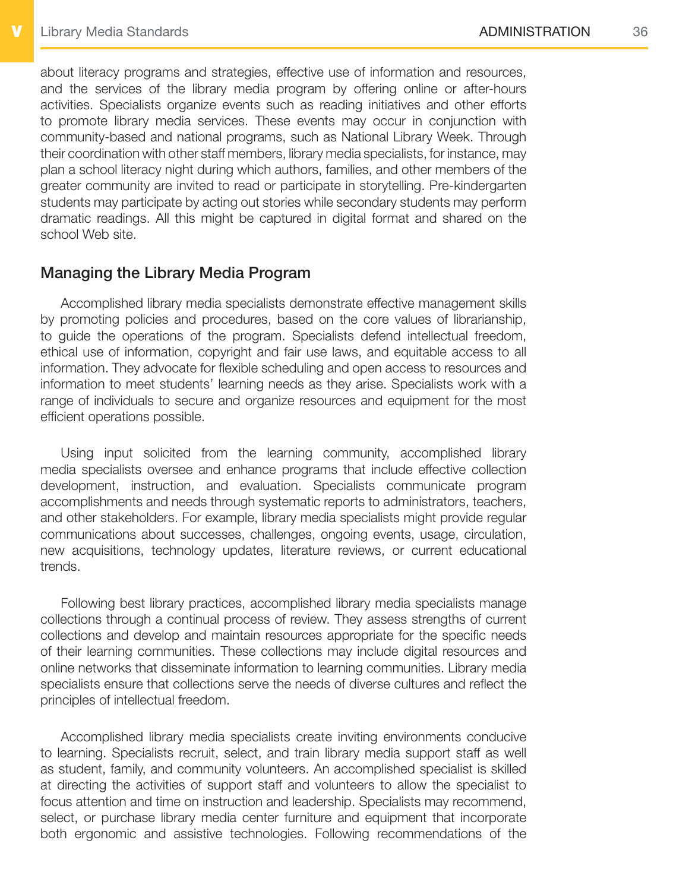about literacy programs and strategies, effective use of information and resources, and the services of the library media program by offering online or after-hours activities. Specialists organize events such as reading initiatives and other efforts to promote library media services. These events may occur in conjunction with community-based and national programs, such as National Library Week. Through their coordination with other staff members, library media specialists, for instance, may plan a school literacy night during which authors, families, and other members of the greater community are invited to read or participate in storytelling. Pre-kindergarten students may participate by acting out stories while secondary students may perform dramatic readings. All this might be captured in digital format and shared on the school Web site.

## Managing the Library Media Program

Accomplished library media specialists demonstrate effective management skills by promoting policies and procedures, based on the core values of librarianship, to guide the operations of the program. Specialists defend intellectual freedom, ethical use of information, copyright and fair use laws, and equitable access to all information. They advocate for flexible scheduling and open access to resources and information to meet students' learning needs as they arise. Specialists work with a range of individuals to secure and organize resources and equipment for the most efficient operations possible.

Using input solicited from the learning community, accomplished library media specialists oversee and enhance programs that include effective collection development, instruction, and evaluation. Specialists communicate program accomplishments and needs through systematic reports to administrators, teachers, and other stakeholders. For example, library media specialists might provide regular communications about successes, challenges, ongoing events, usage, circulation, new acquisitions, technology updates, literature reviews, or current educational trends.

Following best library practices, accomplished library media specialists manage collections through a continual process of review. They assess strengths of current collections and develop and maintain resources appropriate for the specific needs of their learning communities. These collections may include digital resources and online networks that disseminate information to learning communities. Library media specialists ensure that collections serve the needs of diverse cultures and reflect the principles of intellectual freedom.

Accomplished library media specialists create inviting environments conducive to learning. Specialists recruit, select, and train library media support staff as well as student, family, and community volunteers. An accomplished specialist is skilled at directing the activities of support staff and volunteers to allow the specialist to focus attention and time on instruction and leadership. Specialists may recommend, select, or purchase library media center furniture and equipment that incorporate both ergonomic and assistive technologies. Following recommendations of the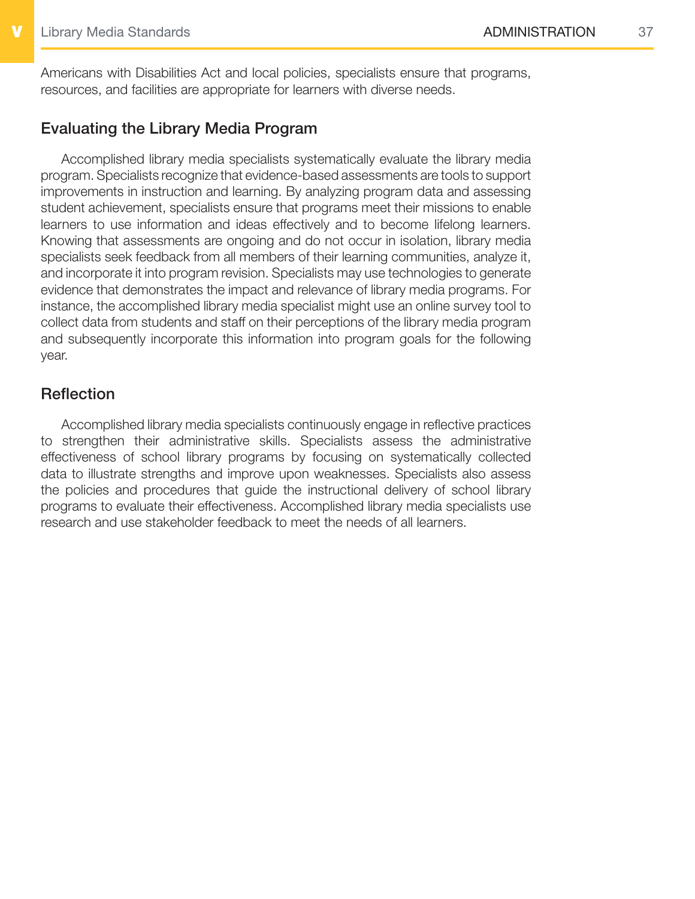Americans with Disabilities Act and local policies, specialists ensure that programs, resources, and facilities are appropriate for learners with diverse needs.

### Evaluating the Library Media Program

Accomplished library media specialists systematically evaluate the library media program. Specialists recognize that evidence-based assessments are tools to support improvements in instruction and learning. By analyzing program data and assessing student achievement, specialists ensure that programs meet their missions to enable learners to use information and ideas effectively and to become lifelong learners. Knowing that assessments are ongoing and do not occur in isolation, library media specialists seek feedback from all members of their learning communities, analyze it, and incorporate it into program revision. Specialists may use technologies to generate evidence that demonstrates the impact and relevance of library media programs. For instance, the accomplished library media specialist might use an online survey tool to collect data from students and staff on their perceptions of the library media program and subsequently incorporate this information into program goals for the following year.

### Reflection

Accomplished library media specialists continuously engage in reflective practices to strengthen their administrative skills. Specialists assess the administrative effectiveness of school library programs by focusing on systematically collected data to illustrate strengths and improve upon weaknesses. Specialists also assess the policies and procedures that guide the instructional delivery of school library programs to evaluate their effectiveness. Accomplished library media specialists use research and use stakeholder feedback to meet the needs of all learners.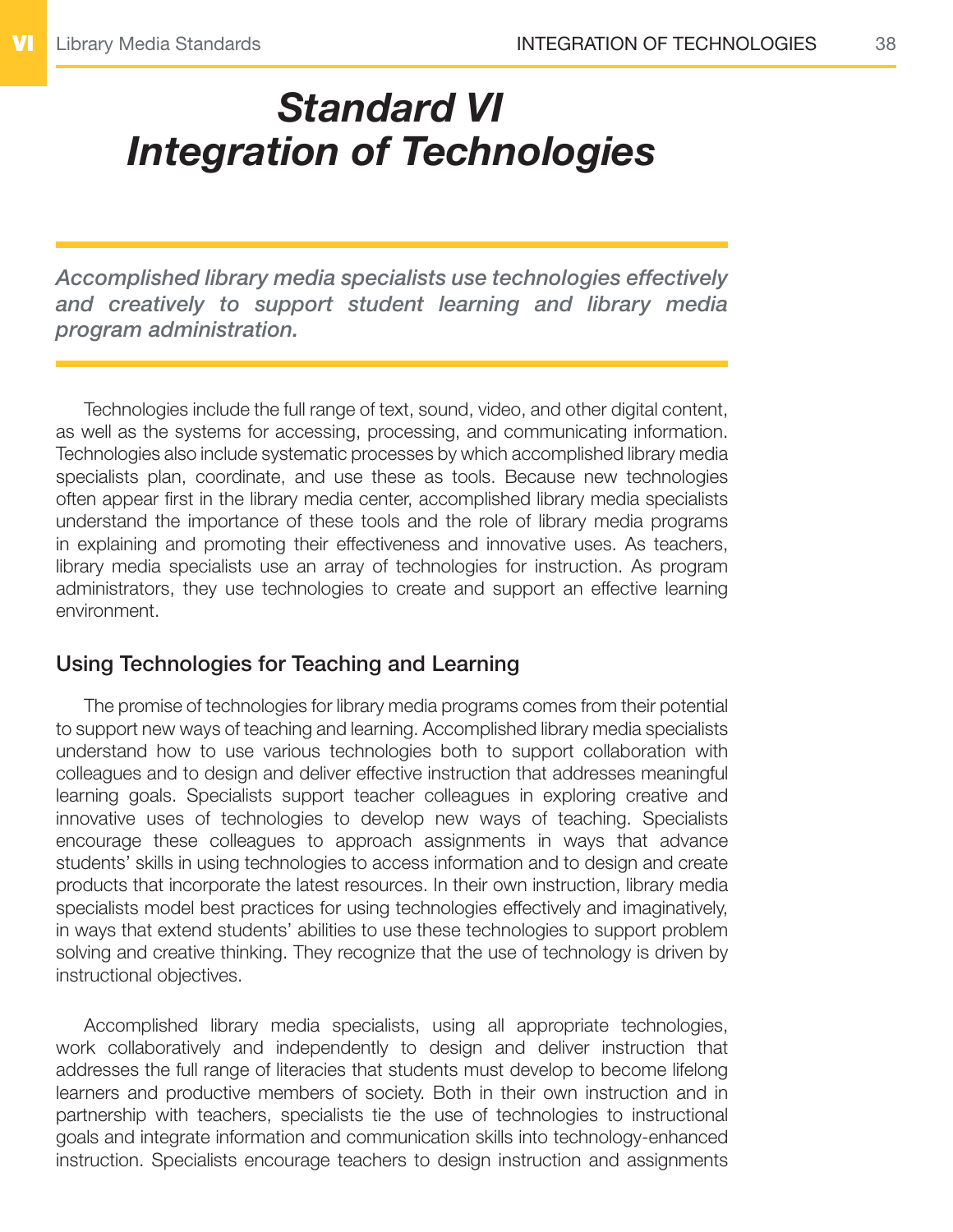# *Standard VI Integration of Technologies*

***Accomplished library media specialists use technologies effectively and creatively to support student learning and library media program administration.***

Technologies include the full range of text, sound, video, and other digital content, as well as the systems for accessing, processing, and communicating information. Technologies also include systematic processes by which accomplished library media specialists plan, coordinate, and use these as tools. Because new technologies often appear first in the library media center, accomplished library media specialists understand the importance of these tools and the role of library media programs in explaining and promoting their effectiveness and innovative uses. As teachers, library media specialists use an array of technologies for instruction. As program administrators, they use technologies to create and support an effective learning environment.

## Using Technologies for Teaching and Learning

The promise of technologies for library media programs comes from their potential to support new ways of teaching and learning. Accomplished library media specialists understand how to use various technologies both to support collaboration with colleagues and to design and deliver effective instruction that addresses meaningful learning goals. Specialists support teacher colleagues in exploring creative and innovative uses of technologies to develop new ways of teaching. Specialists encourage these colleagues to approach assignments in ways that advance students' skills in using technologies to access information and to design and create products that incorporate the latest resources. In their own instruction, library media specialists model best practices for using technologies effectively and imaginatively, in ways that extend students' abilities to use these technologies to support problem solving and creative thinking. They recognize that the use of technology is driven by instructional objectives.

Accomplished library media specialists, using all appropriate technologies, work collaboratively and independently to design and deliver instruction that addresses the full range of literacies that students must develop to become lifelong learners and productive members of society. Both in their own instruction and in partnership with teachers, specialists tie the use of technologies to instructional goals and integrate information and communication skills into technology-enhanced instruction. Specialists encourage teachers to design instruction and assignments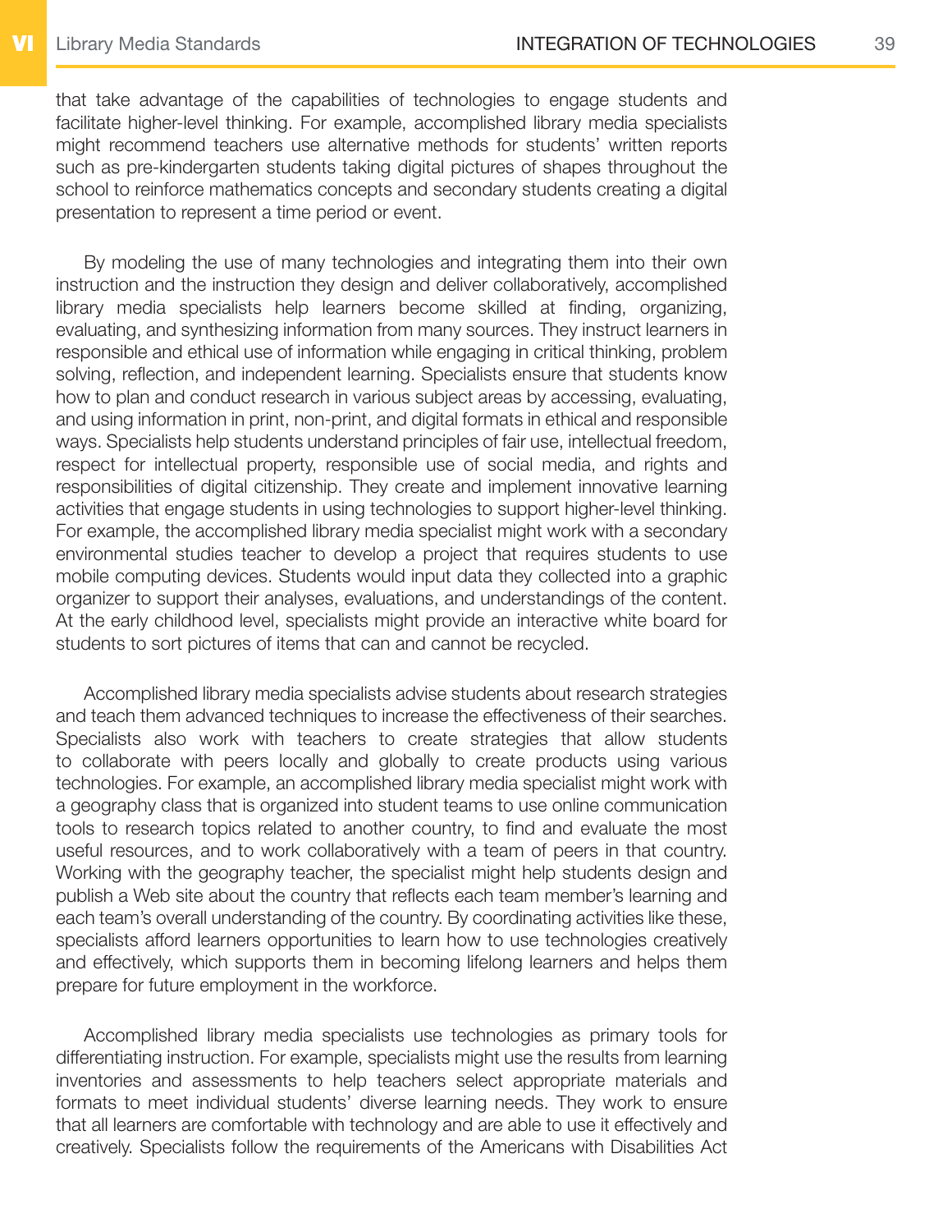that take advantage of the capabilities of technologies to engage students and facilitate higher-level thinking. For example, accomplished library media specialists might recommend teachers use alternative methods for students' written reports such as pre-kindergarten students taking digital pictures of shapes throughout the school to reinforce mathematics concepts and secondary students creating a digital presentation to represent a time period or event.

By modeling the use of many technologies and integrating them into their own instruction and the instruction they design and deliver collaboratively, accomplished library media specialists help learners become skilled at finding, organizing, evaluating, and synthesizing information from many sources. They instruct learners in responsible and ethical use of information while engaging in critical thinking, problem solving, reflection, and independent learning. Specialists ensure that students know how to plan and conduct research in various subject areas by accessing, evaluating, and using information in print, non-print, and digital formats in ethical and responsible ways. Specialists help students understand principles of fair use, intellectual freedom, respect for intellectual property, responsible use of social media, and rights and responsibilities of digital citizenship. They create and implement innovative learning activities that engage students in using technologies to support higher-level thinking. For example, the accomplished library media specialist might work with a secondary environmental studies teacher to develop a project that requires students to use mobile computing devices. Students would input data they collected into a graphic organizer to support their analyses, evaluations, and understandings of the content. At the early childhood level, specialists might provide an interactive white board for students to sort pictures of items that can and cannot be recycled.

Accomplished library media specialists advise students about research strategies and teach them advanced techniques to increase the effectiveness of their searches. Specialists also work with teachers to create strategies that allow students to collaborate with peers locally and globally to create products using various technologies. For example, an accomplished library media specialist might work with a geography class that is organized into student teams to use online communication tools to research topics related to another country, to find and evaluate the most useful resources, and to work collaboratively with a team of peers in that country. Working with the geography teacher, the specialist might help students design and publish a Web site about the country that reflects each team member's learning and each team's overall understanding of the country. By coordinating activities like these, specialists afford learners opportunities to learn how to use technologies creatively and effectively, which supports them in becoming lifelong learners and helps them prepare for future employment in the workforce.

Accomplished library media specialists use technologies as primary tools for differentiating instruction. For example, specialists might use the results from learning inventories and assessments to help teachers select appropriate materials and formats to meet individual students' diverse learning needs. They work to ensure that all learners are comfortable with technology and are able to use it effectively and creatively. Specialists follow the requirements of the Americans with Disabilities Act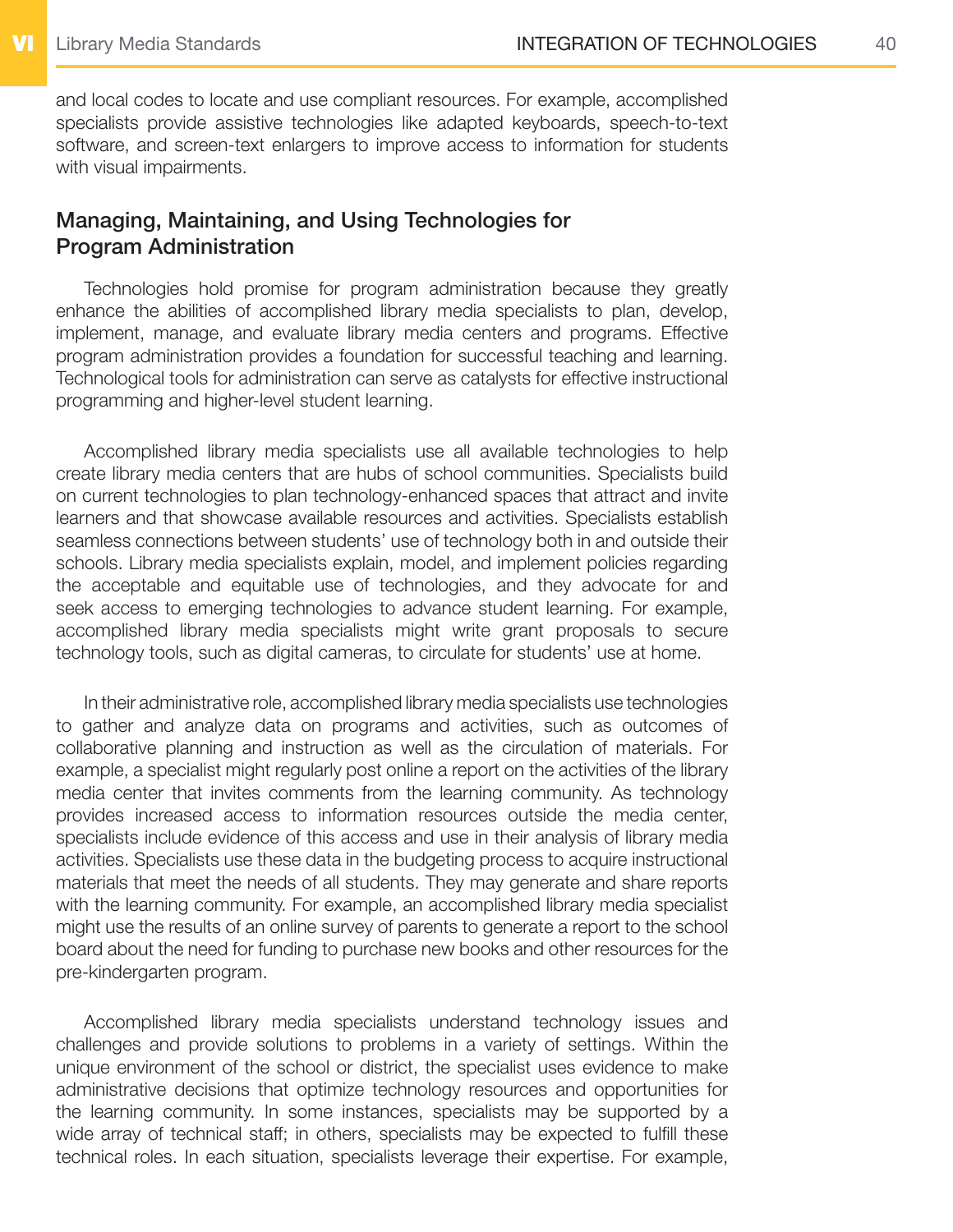and local codes to locate and use compliant resources. For example, accomplished specialists provide assistive technologies like adapted keyboards, speech-to-text software, and screen-text enlargers to improve access to information for students with visual impairments.

## Managing, Maintaining, and Using Technologies for Program Administration

Technologies hold promise for program administration because they greatly enhance the abilities of accomplished library media specialists to plan, develop, implement, manage, and evaluate library media centers and programs. Effective program administration provides a foundation for successful teaching and learning. Technological tools for administration can serve as catalysts for effective instructional programming and higher-level student learning.

Accomplished library media specialists use all available technologies to help create library media centers that are hubs of school communities. Specialists build on current technologies to plan technology-enhanced spaces that attract and invite learners and that showcase available resources and activities. Specialists establish seamless connections between students' use of technology both in and outside their schools. Library media specialists explain, model, and implement policies regarding the acceptable and equitable use of technologies, and they advocate for and seek access to emerging technologies to advance student learning. For example, accomplished library media specialists might write grant proposals to secure technology tools, such as digital cameras, to circulate for students' use at home.

In their administrative role, accomplished library media specialists use technologies to gather and analyze data on programs and activities, such as outcomes of collaborative planning and instruction as well as the circulation of materials. For example, a specialist might regularly post online a report on the activities of the library media center that invites comments from the learning community. As technology provides increased access to information resources outside the media center, specialists include evidence of this access and use in their analysis of library media activities. Specialists use these data in the budgeting process to acquire instructional materials that meet the needs of all students. They may generate and share reports with the learning community. For example, an accomplished library media specialist might use the results of an online survey of parents to generate a report to the school board about the need for funding to purchase new books and other resources for the pre-kindergarten program.

Accomplished library media specialists understand technology issues and challenges and provide solutions to problems in a variety of settings. Within the unique environment of the school or district, the specialist uses evidence to make administrative decisions that optimize technology resources and opportunities for the learning community. In some instances, specialists may be supported by a wide array of technical staff; in others, specialists may be expected to fulfill these technical roles. In each situation, specialists leverage their expertise. For example,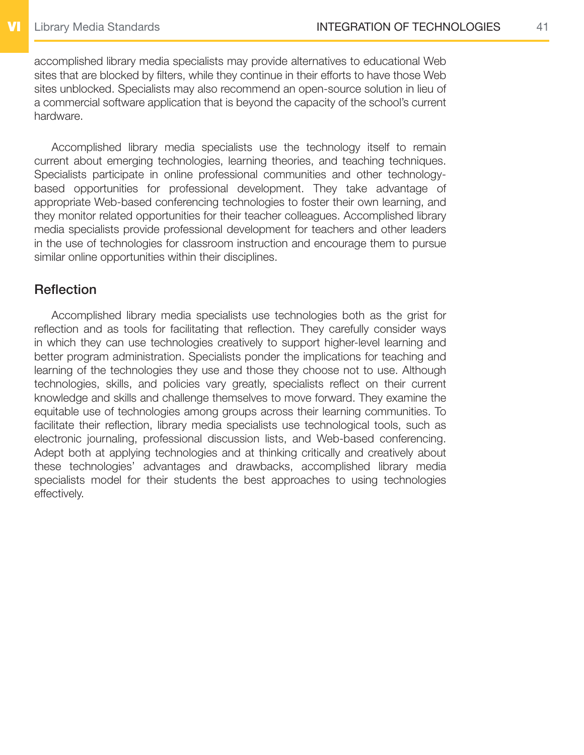accomplished library media specialists may provide alternatives to educational Web sites that are blocked by filters, while they continue in their efforts to have those Web sites unblocked. Specialists may also recommend an open-source solution in lieu of a commercial software application that is beyond the capacity of the school's current hardware.

Accomplished library media specialists use the technology itself to remain current about emerging technologies, learning theories, and teaching techniques. Specialists participate in online professional communities and other technology-based opportunities for professional development. They take advantage of appropriate Web-based conferencing technologies to foster their own learning, and they monitor related opportunities for their teacher colleagues. Accomplished library media specialists provide professional development for teachers and other leaders in the use of technologies for classroom instruction and encourage them to pursue similar online opportunities within their disciplines.

## Reflection

Accomplished library media specialists use technologies both as the grist for reflection and as tools for facilitating that reflection. They carefully consider ways in which they can use technologies creatively to support higher-level learning and better program administration. Specialists ponder the implications for teaching and learning of the technologies they use and those they choose not to use. Although technologies, skills, and policies vary greatly, specialists reflect on their current knowledge and skills and challenge themselves to move forward. They examine the equitable use of technologies among groups across their learning communities. To facilitate their reflection, library media specialists use technological tools, such as electronic journaling, professional discussion lists, and Web-based conferencing. Adept both at applying technologies and at thinking critically and creatively about these technologies' advantages and drawbacks, accomplished library media specialists model for their students the best approaches to using technologies effectively.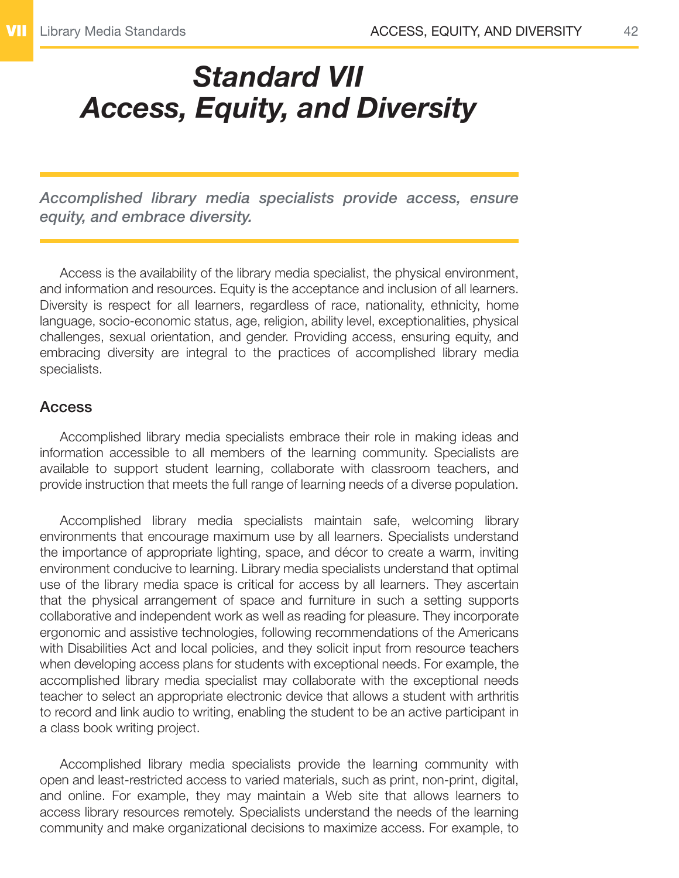# *Standard VII*
# *Access, Equity, and Diversity*

*Accomplished library media specialists provide access, ensure equity, and embrace diversity.*

Access is the availability of the library media specialist, the physical environment, and information and resources. Equity is the acceptance and inclusion of all learners. Diversity is respect for all learners, regardless of race, nationality, ethnicity, home language, socio-economic status, age, religion, ability level, exceptionalities, physical challenges, sexual orientation, and gender. Providing access, ensuring equity, and embracing diversity are integral to the practices of accomplished library media specialists.

## Access

Accomplished library media specialists embrace their role in making ideas and information accessible to all members of the learning community. Specialists are available to support student learning, collaborate with classroom teachers, and provide instruction that meets the full range of learning needs of a diverse population.

Accomplished library media specialists maintain safe, welcoming library environments that encourage maximum use by all learners. Specialists understand the importance of appropriate lighting, space, and décor to create a warm, inviting environment conducive to learning. Library media specialists understand that optimal use of the library media space is critical for access by all learners. They ascertain that the physical arrangement of space and furniture in such a setting supports collaborative and independent work as well as reading for pleasure. They incorporate ergonomic and assistive technologies, following recommendations of the Americans with Disabilities Act and local policies, and they solicit input from resource teachers when developing access plans for students with exceptional needs. For example, the accomplished library media specialist may collaborate with the exceptional needs teacher to select an appropriate electronic device that allows a student with arthritis to record and link audio to writing, enabling the student to be an active participant in a class book writing project.

Accomplished library media specialists provide the learning community with open and least-restricted access to varied materials, such as print, non-print, digital, and online. For example, they may maintain a Web site that allows learners to access library resources remotely. Specialists understand the needs of the learning community and make organizational decisions to maximize access. For example, to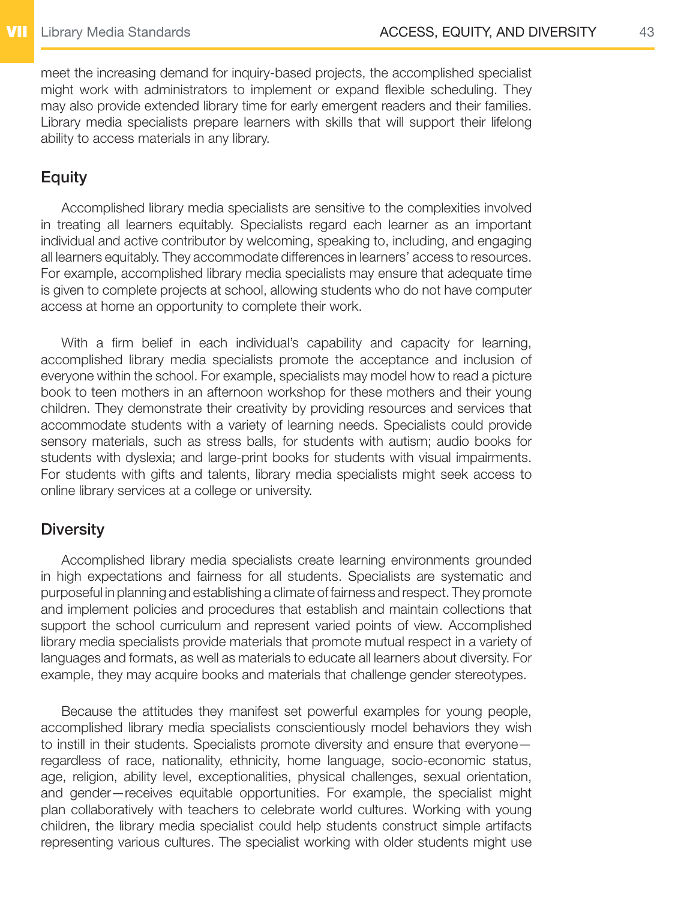meet the increasing demand for inquiry-based projects, the accomplished specialist might work with administrators to implement or expand flexible scheduling. They may also provide extended library time for early emergent readers and their families. Library media specialists prepare learners with skills that will support their lifelong ability to access materials in any library.

## Equity

Accomplished library media specialists are sensitive to the complexities involved in treating all learners equitably. Specialists regard each learner as an important individual and active contributor by welcoming, speaking to, including, and engaging all learners equitably. They accommodate differences in learners' access to resources. For example, accomplished library media specialists may ensure that adequate time is given to complete projects at school, allowing students who do not have computer access at home an opportunity to complete their work.

With a firm belief in each individual's capability and capacity for learning, accomplished library media specialists promote the acceptance and inclusion of everyone within the school. For example, specialists may model how to read a picture book to teen mothers in an afternoon workshop for these mothers and their young children. They demonstrate their creativity by providing resources and services that accommodate students with a variety of learning needs. Specialists could provide sensory materials, such as stress balls, for students with autism; audio books for students with dyslexia; and large-print books for students with visual impairments. For students with gifts and talents, library media specialists might seek access to online library services at a college or university.

## Diversity

Accomplished library media specialists create learning environments grounded in high expectations and fairness for all students. Specialists are systematic and purposeful in planning and establishing a climate of fairness and respect. They promote and implement policies and procedures that establish and maintain collections that support the school curriculum and represent varied points of view. Accomplished library media specialists provide materials that promote mutual respect in a variety of languages and formats, as well as materials to educate all learners about diversity. For example, they may acquire books and materials that challenge gender stereotypes.

Because the attitudes they manifest set powerful examples for young people, accomplished library media specialists conscientiously model behaviors they wish to instill in their students. Specialists promote diversity and ensure that everyone—regardless of race, nationality, ethnicity, home language, socio-economic status, age, religion, ability level, exceptionalities, physical challenges, sexual orientation, and gender—receives equitable opportunities. For example, the specialist might plan collaboratively with teachers to celebrate world cultures. Working with young children, the library media specialist could help students construct simple artifacts representing various cultures. The specialist working with older students might use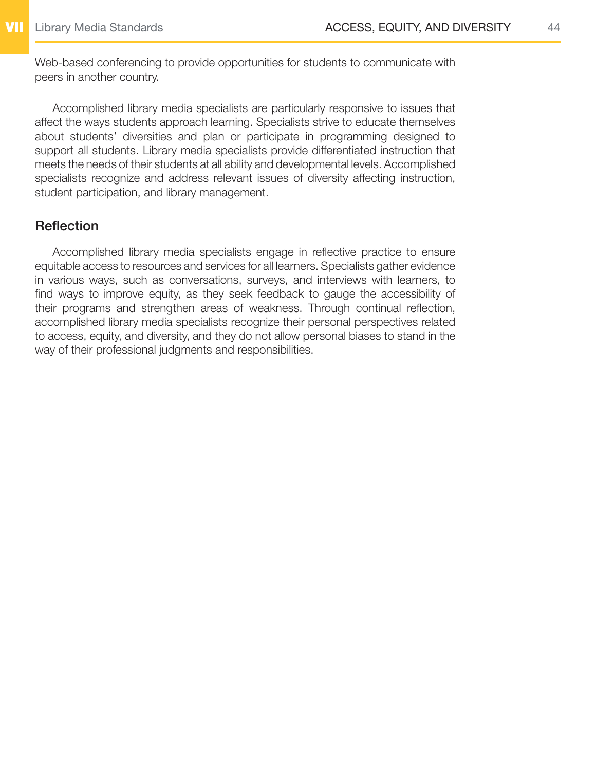Web-based conferencing to provide opportunities for students to communicate with peers in another country.

Accomplished library media specialists are particularly responsive to issues that affect the ways students approach learning. Specialists strive to educate themselves about students' diversities and plan or participate in programming designed to support all students. Library media specialists provide differentiated instruction that meets the needs of their students at all ability and developmental levels. Accomplished specialists recognize and address relevant issues of diversity affecting instruction, student participation, and library management.

## Reflection

Accomplished library media specialists engage in reflective practice to ensure equitable access to resources and services for all learners. Specialists gather evidence in various ways, such as conversations, surveys, and interviews with learners, to find ways to improve equity, as they seek feedback to gauge the accessibility of their programs and strengthen areas of weakness. Through continual reflection, accomplished library media specialists recognize their personal perspectives related to access, equity, and diversity, and they do not allow personal biases to stand in the way of their professional judgments and responsibilities.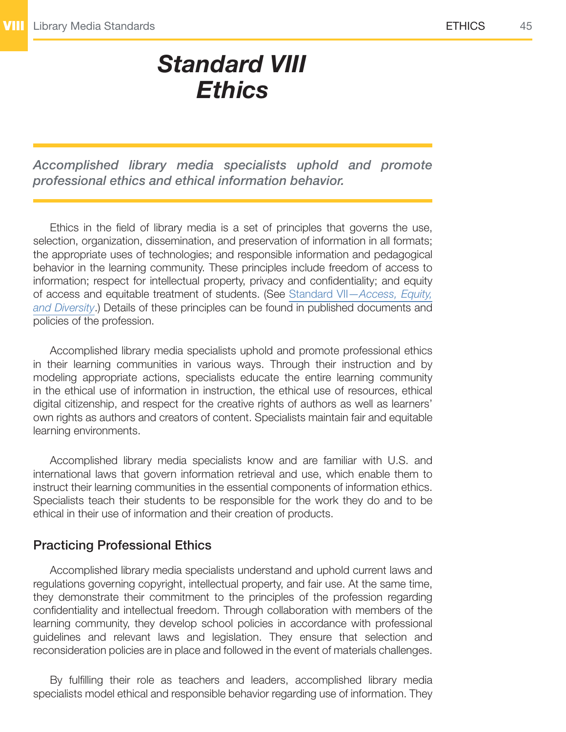# *Standard VIII Ethics*

***Accomplished library media specialists uphold and promote professional ethics and ethical information behavior.***

Ethics in the field of library media is a set of principles that governs the use, selection, organization, dissemination, and preservation of information in all formats; the appropriate uses of technologies; and responsible information and pedagogical behavior in the learning community. These principles include freedom of access to information; respect for intellectual property, privacy and confidentiality; and equity of access and equitable treatment of students. (See Standard VII—*Access, Equity, and Diversity*.) Details of these principles can be found in published documents and policies of the profession.

Accomplished library media specialists uphold and promote professional ethics in their learning communities in various ways. Through their instruction and by modeling appropriate actions, specialists educate the entire learning community in the ethical use of information in instruction, the ethical use of resources, ethical digital citizenship, and respect for the creative rights of authors as well as learners' own rights as authors and creators of content. Specialists maintain fair and equitable learning environments.

Accomplished library media specialists know and are familiar with U.S. and international laws that govern information retrieval and use, which enable them to instruct their learning communities in the essential components of information ethics. Specialists teach their students to be responsible for the work they do and to be ethical in their use of information and their creation of products.

## Practicing Professional Ethics

Accomplished library media specialists understand and uphold current laws and regulations governing copyright, intellectual property, and fair use. At the same time, they demonstrate their commitment to the principles of the profession regarding confidentiality and intellectual freedom. Through collaboration with members of the learning community, they develop school policies in accordance with professional guidelines and relevant laws and legislation. They ensure that selection and reconsideration policies are in place and followed in the event of materials challenges.

By fulfilling their role as teachers and leaders, accomplished library media specialists model ethical and responsible behavior regarding use of information. They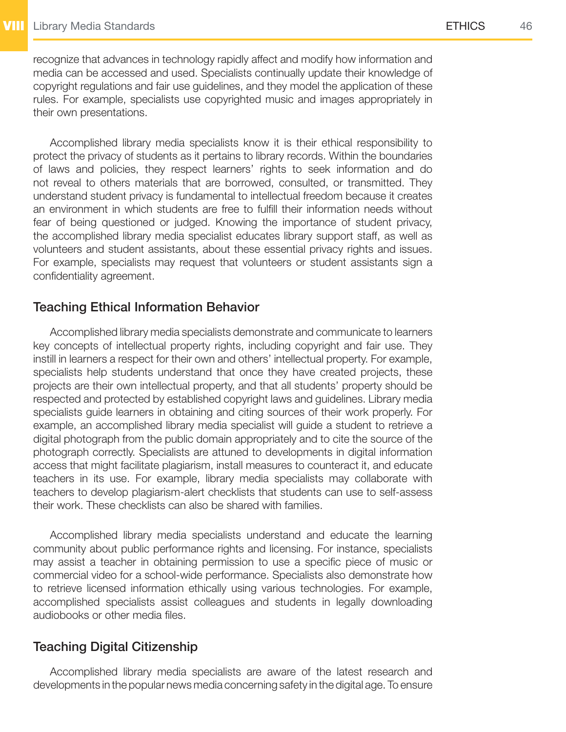recognize that advances in technology rapidly affect and modify how information and media can be accessed and used. Specialists continually update their knowledge of copyright regulations and fair use guidelines, and they model the application of these rules. For example, specialists use copyrighted music and images appropriately in their own presentations.

Accomplished library media specialists know it is their ethical responsibility to protect the privacy of students as it pertains to library records. Within the boundaries of laws and policies, they respect learners' rights to seek information and do not reveal to others materials that are borrowed, consulted, or transmitted. They understand student privacy is fundamental to intellectual freedom because it creates an environment in which students are free to fulfill their information needs without fear of being questioned or judged. Knowing the importance of student privacy, the accomplished library media specialist educates library support staff, as well as volunteers and student assistants, about these essential privacy rights and issues. For example, specialists may request that volunteers or student assistants sign a confidentiality agreement.

## Teaching Ethical Information Behavior

Accomplished library media specialists demonstrate and communicate to learners key concepts of intellectual property rights, including copyright and fair use. They instill in learners a respect for their own and others' intellectual property. For example, specialists help students understand that once they have created projects, these projects are their own intellectual property, and that all students' property should be respected and protected by established copyright laws and guidelines. Library media specialists guide learners in obtaining and citing sources of their work properly. For example, an accomplished library media specialist will guide a student to retrieve a digital photograph from the public domain appropriately and to cite the source of the photograph correctly. Specialists are attuned to developments in digital information access that might facilitate plagiarism, install measures to counteract it, and educate teachers in its use. For example, library media specialists may collaborate with teachers to develop plagiarism-alert checklists that students can use to self-assess their work. These checklists can also be shared with families.

Accomplished library media specialists understand and educate the learning community about public performance rights and licensing. For instance, specialists may assist a teacher in obtaining permission to use a specific piece of music or commercial video for a school-wide performance. Specialists also demonstrate how to retrieve licensed information ethically using various technologies. For example, accomplished specialists assist colleagues and students in legally downloading audiobooks or other media files.

## Teaching Digital Citizenship

Accomplished library media specialists are aware of the latest research and developments in the popular news media concerning safety in the digital age. To ensure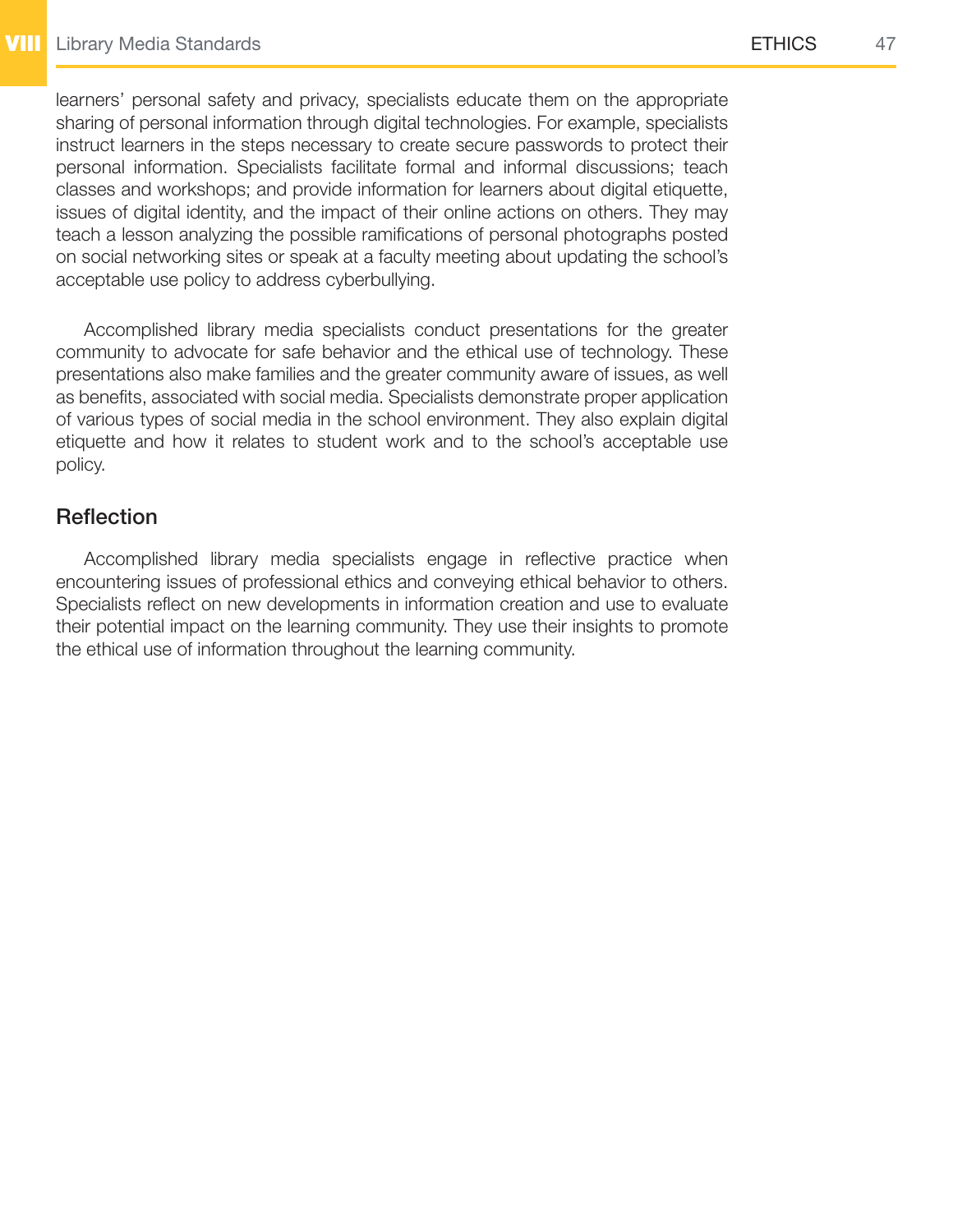learners' personal safety and privacy, specialists educate them on the appropriate sharing of personal information through digital technologies. For example, specialists instruct learners in the steps necessary to create secure passwords to protect their personal information. Specialists facilitate formal and informal discussions; teach classes and workshops; and provide information for learners about digital etiquette, issues of digital identity, and the impact of their online actions on others. They may teach a lesson analyzing the possible ramifications of personal photographs posted on social networking sites or speak at a faculty meeting about updating the school's acceptable use policy to address cyberbullying.

Accomplished library media specialists conduct presentations for the greater community to advocate for safe behavior and the ethical use of technology. These presentations also make families and the greater community aware of issues, as well as benefits, associated with social media. Specialists demonstrate proper application of various types of social media in the school environment. They also explain digital etiquette and how it relates to student work and to the school's acceptable use policy.

## Reflection

Accomplished library media specialists engage in reflective practice when encountering issues of professional ethics and conveying ethical behavior to others. Specialists reflect on new developments in information creation and use to evaluate their potential impact on the learning community. They use their insights to promote the ethical use of information throughout the learning community.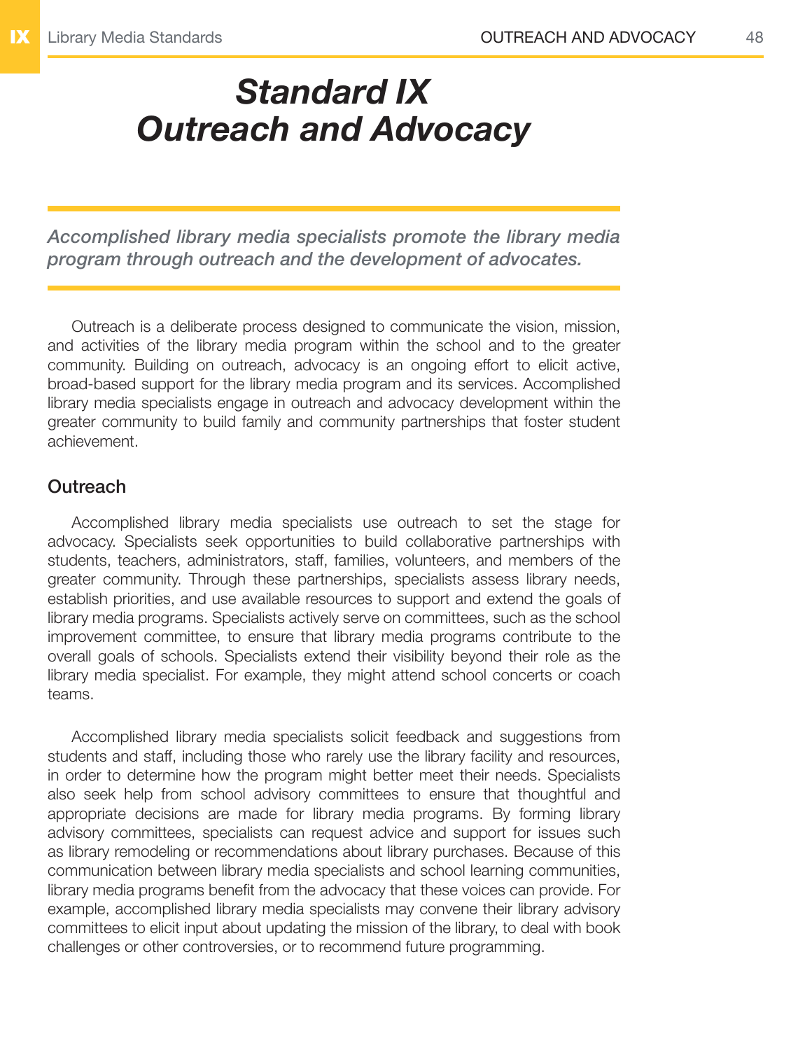# *Standard IX*
# *Outreach and Advocacy*

*Accomplished library media specialists promote the library media program through outreach and the development of advocates.*

Outreach is a deliberate process designed to communicate the vision, mission, and activities of the library media program within the school and to the greater community. Building on outreach, advocacy is an ongoing effort to elicit active, broad-based support for the library media program and its services. Accomplished library media specialists engage in outreach and advocacy development within the greater community to build family and community partnerships that foster student achievement.

## Outreach

Accomplished library media specialists use outreach to set the stage for advocacy. Specialists seek opportunities to build collaborative partnerships with students, teachers, administrators, staff, families, volunteers, and members of the greater community. Through these partnerships, specialists assess library needs, establish priorities, and use available resources to support and extend the goals of library media programs. Specialists actively serve on committees, such as the school improvement committee, to ensure that library media programs contribute to the overall goals of schools. Specialists extend their visibility beyond their role as the library media specialist. For example, they might attend school concerts or coach teams.

Accomplished library media specialists solicit feedback and suggestions from students and staff, including those who rarely use the library facility and resources, in order to determine how the program might better meet their needs. Specialists also seek help from school advisory committees to ensure that thoughtful and appropriate decisions are made for library media programs. By forming library advisory committees, specialists can request advice and support for issues such as library remodeling or recommendations about library purchases. Because of this communication between library media specialists and school learning communities, library media programs benefit from the advocacy that these voices can provide. For example, accomplished library media specialists may convene their library advisory committees to elicit input about updating the mission of the library, to deal with book challenges or other controversies, or to recommend future programming.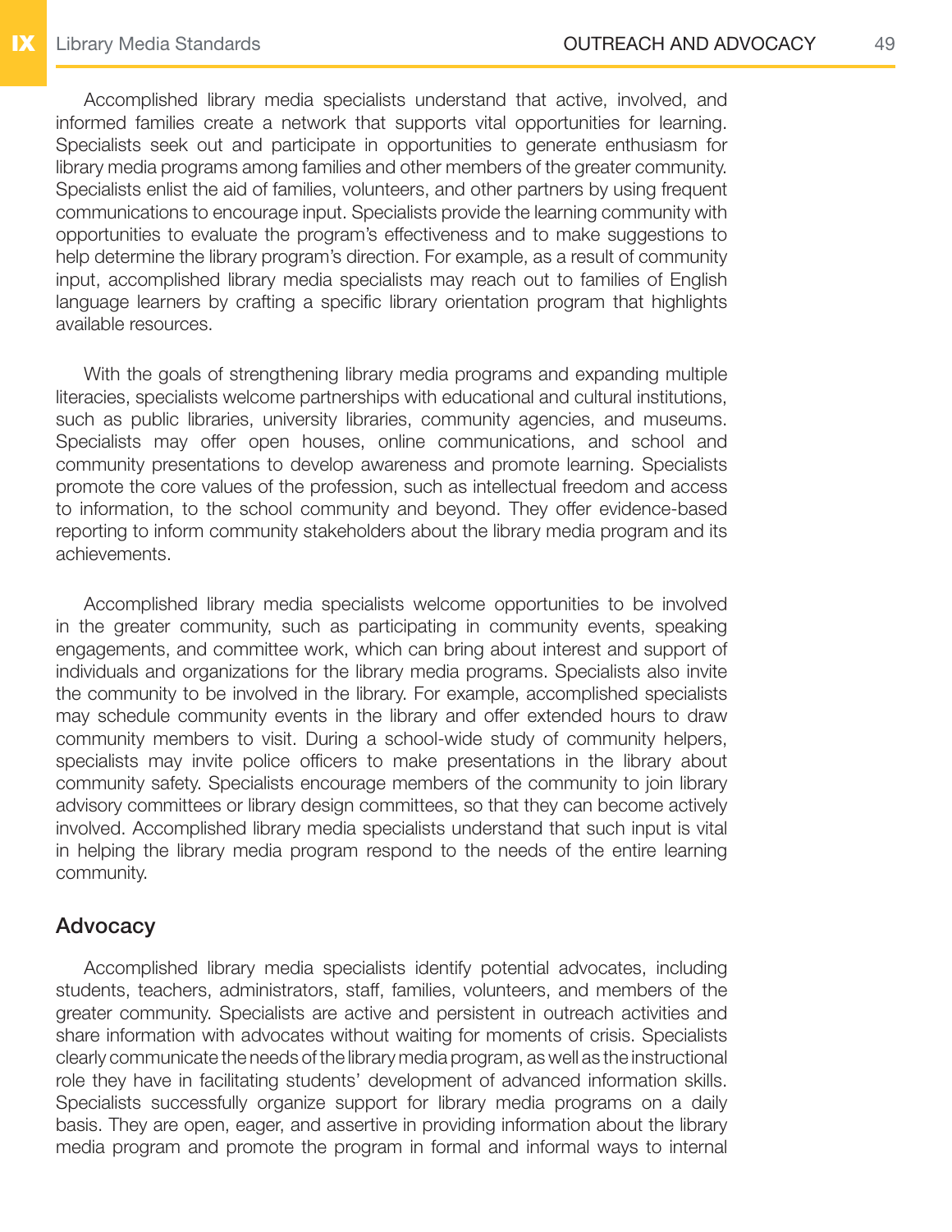Accomplished library media specialists understand that active, involved, and informed families create a network that supports vital opportunities for learning. Specialists seek out and participate in opportunities to generate enthusiasm for library media programs among families and other members of the greater community. Specialists enlist the aid of families, volunteers, and other partners by using frequent communications to encourage input. Specialists provide the learning community with opportunities to evaluate the program's effectiveness and to make suggestions to help determine the library program's direction. For example, as a result of community input, accomplished library media specialists may reach out to families of English language learners by crafting a specific library orientation program that highlights available resources.

With the goals of strengthening library media programs and expanding multiple literacies, specialists welcome partnerships with educational and cultural institutions, such as public libraries, university libraries, community agencies, and museums. Specialists may offer open houses, online communications, and school and community presentations to develop awareness and promote learning. Specialists promote the core values of the profession, such as intellectual freedom and access to information, to the school community and beyond. They offer evidence-based reporting to inform community stakeholders about the library media program and its achievements.

Accomplished library media specialists welcome opportunities to be involved in the greater community, such as participating in community events, speaking engagements, and committee work, which can bring about interest and support of individuals and organizations for the library media programs. Specialists also invite the community to be involved in the library. For example, accomplished specialists may schedule community events in the library and offer extended hours to draw community members to visit. During a school-wide study of community helpers, specialists may invite police officers to make presentations in the library about community safety. Specialists encourage members of the community to join library advisory committees or library design committees, so that they can become actively involved. Accomplished library media specialists understand that such input is vital in helping the library media program respond to the needs of the entire learning community.

## Advocacy

Accomplished library media specialists identify potential advocates, including students, teachers, administrators, staff, families, volunteers, and members of the greater community. Specialists are active and persistent in outreach activities and share information with advocates without waiting for moments of crisis. Specialists clearly communicate the needs of the library media program, as well as the instructional role they have in facilitating students' development of advanced information skills. Specialists successfully organize support for library media programs on a daily basis. They are open, eager, and assertive in providing information about the library media program and promote the program in formal and informal ways to internal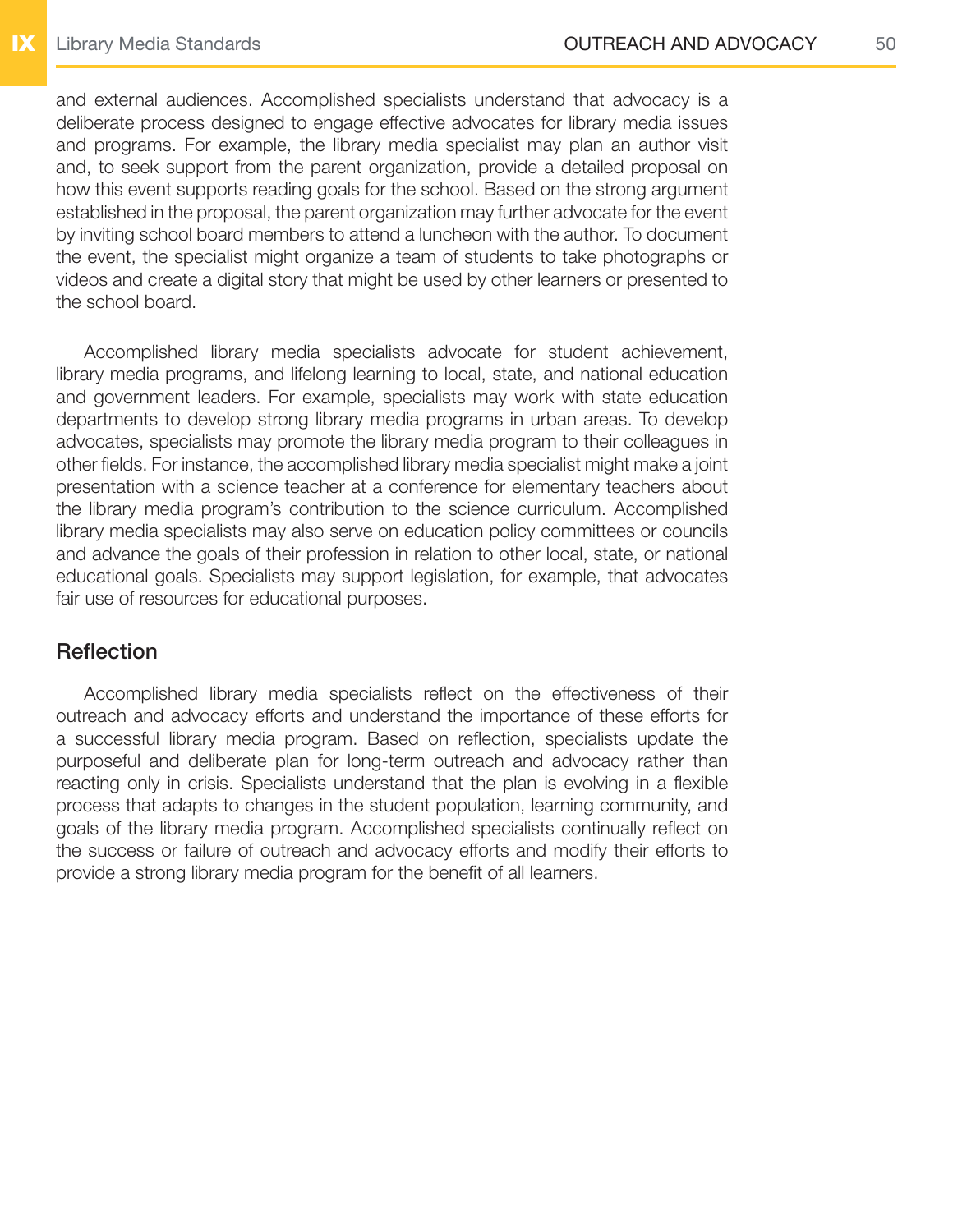and external audiences. Accomplished specialists understand that advocacy is a deliberate process designed to engage effective advocates for library media issues and programs. For example, the library media specialist may plan an author visit and, to seek support from the parent organization, provide a detailed proposal on how this event supports reading goals for the school. Based on the strong argument established in the proposal, the parent organization may further advocate for the event by inviting school board members to attend a luncheon with the author. To document the event, the specialist might organize a team of students to take photographs or videos and create a digital story that might be used by other learners or presented to the school board.

Accomplished library media specialists advocate for student achievement, library media programs, and lifelong learning to local, state, and national education and government leaders. For example, specialists may work with state education departments to develop strong library media programs in urban areas. To develop advocates, specialists may promote the library media program to their colleagues in other fields. For instance, the accomplished library media specialist might make a joint presentation with a science teacher at a conference for elementary teachers about the library media program's contribution to the science curriculum. Accomplished library media specialists may also serve on education policy committees or councils and advance the goals of their profession in relation to other local, state, or national educational goals. Specialists may support legislation, for example, that advocates fair use of resources for educational purposes.

## Reflection

Accomplished library media specialists reflect on the effectiveness of their outreach and advocacy efforts and understand the importance of these efforts for a successful library media program. Based on reflection, specialists update the purposeful and deliberate plan for long-term outreach and advocacy rather than reacting only in crisis. Specialists understand that the plan is evolving in a flexible process that adapts to changes in the student population, learning community, and goals of the library media program. Accomplished specialists continually reflect on the success or failure of outreach and advocacy efforts and modify their efforts to provide a strong library media program for the benefit of all learners.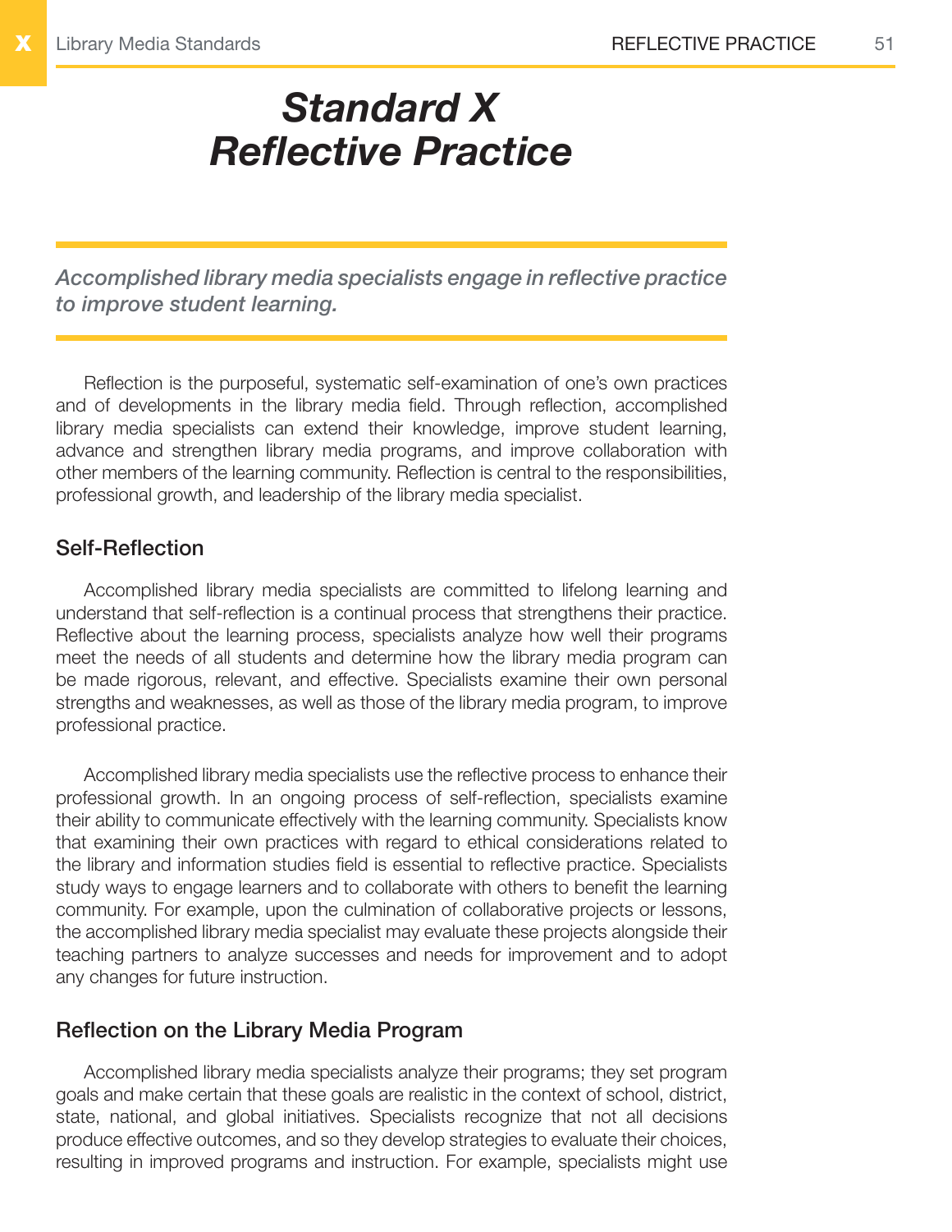# *Standard X*
# *Reflective Practice*

*Accomplished library media specialists engage in reflective practice to improve student learning.*

Reflection is the purposeful, systematic self-examination of one's own practices and of developments in the library media field. Through reflection, accomplished library media specialists can extend their knowledge, improve student learning, advance and strengthen library media programs, and improve collaboration with other members of the learning community. Reflection is central to the responsibilities, professional growth, and leadership of the library media specialist.

## Self-Reflection

Accomplished library media specialists are committed to lifelong learning and understand that self-reflection is a continual process that strengthens their practice. Reflective about the learning process, specialists analyze how well their programs meet the needs of all students and determine how the library media program can be made rigorous, relevant, and effective. Specialists examine their own personal strengths and weaknesses, as well as those of the library media program, to improve professional practice.

Accomplished library media specialists use the reflective process to enhance their professional growth. In an ongoing process of self-reflection, specialists examine their ability to communicate effectively with the learning community. Specialists know that examining their own practices with regard to ethical considerations related to the library and information studies field is essential to reflective practice. Specialists study ways to engage learners and to collaborate with others to benefit the learning community. For example, upon the culmination of collaborative projects or lessons, the accomplished library media specialist may evaluate these projects alongside their teaching partners to analyze successes and needs for improvement and to adopt any changes for future instruction.

## Reflection on the Library Media Program

Accomplished library media specialists analyze their programs; they set program goals and make certain that these goals are realistic in the context of school, district, state, national, and global initiatives. Specialists recognize that not all decisions produce effective outcomes, and so they develop strategies to evaluate their choices, resulting in improved programs and instruction. For example, specialists might use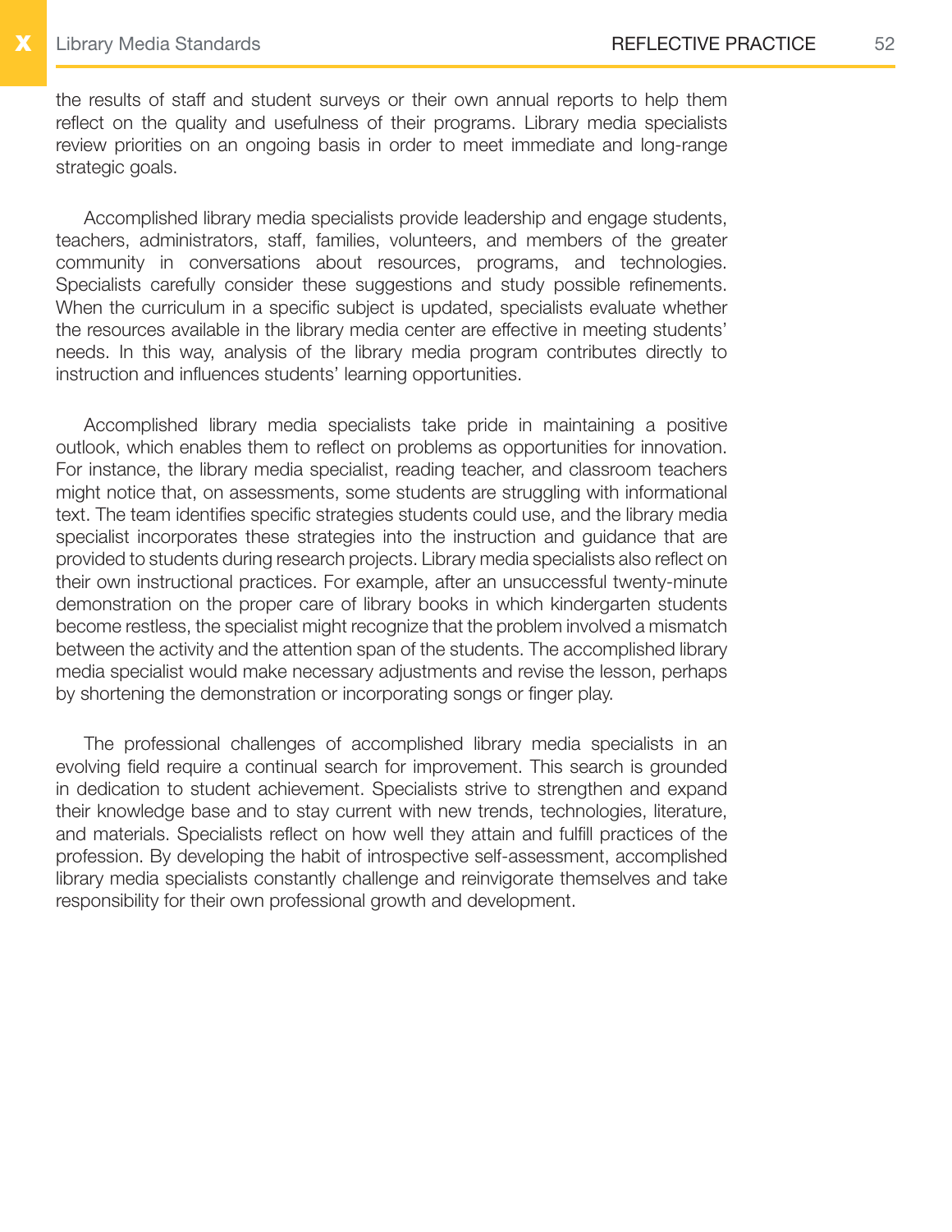the results of staff and student surveys or their own annual reports to help them reflect on the quality and usefulness of their programs. Library media specialists review priorities on an ongoing basis in order to meet immediate and long-range strategic goals.

Accomplished library media specialists provide leadership and engage students, teachers, administrators, staff, families, volunteers, and members of the greater community in conversations about resources, programs, and technologies. Specialists carefully consider these suggestions and study possible refinements. When the curriculum in a specific subject is updated, specialists evaluate whether the resources available in the library media center are effective in meeting students' needs. In this way, analysis of the library media program contributes directly to instruction and influences students' learning opportunities.

Accomplished library media specialists take pride in maintaining a positive outlook, which enables them to reflect on problems as opportunities for innovation. For instance, the library media specialist, reading teacher, and classroom teachers might notice that, on assessments, some students are struggling with informational text. The team identifies specific strategies students could use, and the library media specialist incorporates these strategies into the instruction and guidance that are provided to students during research projects. Library media specialists also reflect on their own instructional practices. For example, after an unsuccessful twenty-minute demonstration on the proper care of library books in which kindergarten students become restless, the specialist might recognize that the problem involved a mismatch between the activity and the attention span of the students. The accomplished library media specialist would make necessary adjustments and revise the lesson, perhaps by shortening the demonstration or incorporating songs or finger play.

The professional challenges of accomplished library media specialists in an evolving field require a continual search for improvement. This search is grounded in dedication to student achievement. Specialists strive to strengthen and expand their knowledge base and to stay current with new trends, technologies, literature, and materials. Specialists reflect on how well they attain and fulfill practices of the profession. By developing the habit of introspective self-assessment, accomplished library media specialists constantly challenge and reinvigorate themselves and take responsibility for their own professional growth and development.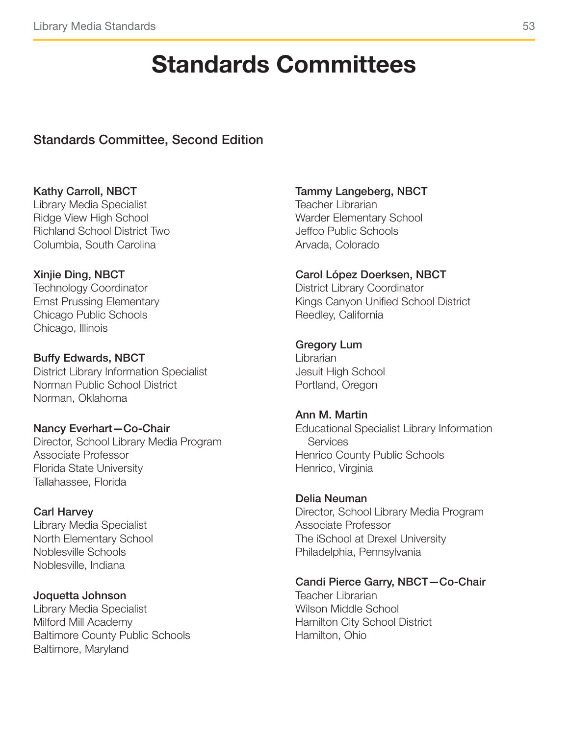# Standards Committees

## Standards Committee, Second Edition

**Kathy Carroll, NBCT**
Library Media Specialist
Ridge View High School
Richland School District Two
Columbia, South Carolina

**Xinjie Ding, NBCT**
Technology Coordinator
Ernst Prussing Elementary
Chicago Public Schools
Chicago, Illinois

**Buffy Edwards, NBCT**
District Library Information Specialist
Norman Public School District
Norman, Oklahoma

**Nancy Everhart—Co-Chair**
Director, School Library Media Program
Associate Professor
Florida State University
Tallahassee, Florida

**Carl Harvey**
Library Media Specialist
North Elementary School
Noblesville Schools
Noblesville, Indiana

**Joquetta Johnson**
Library Media Specialist
Milford Mill Academy
Baltimore County Public Schools
Baltimore, Maryland

**Tammy Langeberg, NBCT**
Teacher Librarian
Warder Elementary School
Jeffco Public Schools
Arvada, Colorado

**Carol López Doerksen, NBCT**
District Library Coordinator
Kings Canyon Unified School District
Reedley, California

**Gregory Lum**
Librarian
Jesuit High School
Portland, Oregon

**Ann M. Martin**
Educational Specialist Library Information Services
Henrico County Public Schools
Henrico, Virginia

**Delia Neuman**
Director, School Library Media Program
Associate Professor
The iSchool at Drexel University
Philadelphia, Pennsylvania

**Candi Pierce Garry, NBCT—Co-Chair**
Teacher Librarian
Wilson Middle School
Hamilton City School District
Hamilton, Ohio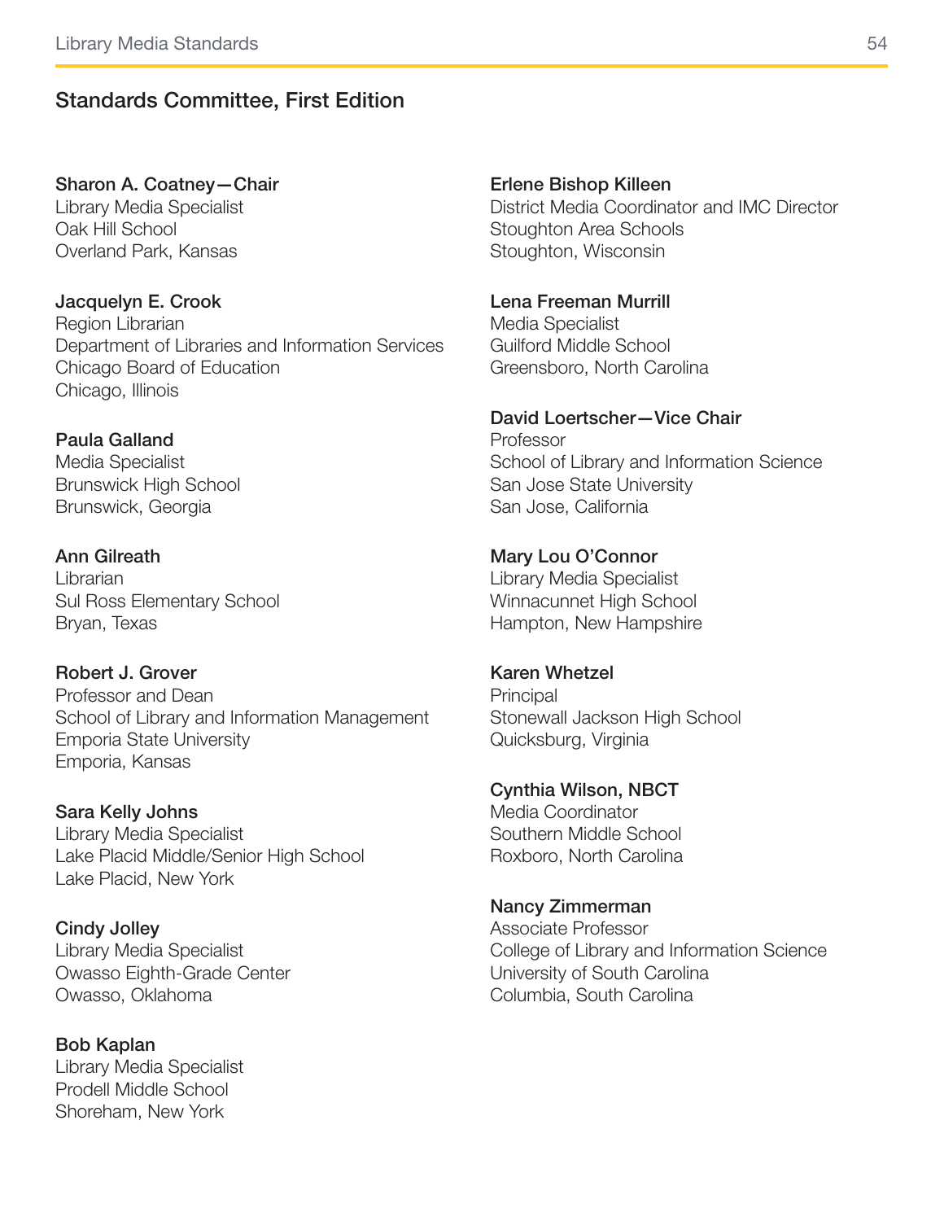## Standards Committee, First Edition

**Sharon A. Coatney—Chair**
Library Media Specialist
Oak Hill School
Overland Park, Kansas

**Jacquelyn E. Crook**
Region Librarian
Department of Libraries and Information Services
Chicago Board of Education
Chicago, Illinois

**Paula Galland**
Media Specialist
Brunswick High School
Brunswick, Georgia

**Ann Gilreath**
Librarian
Sul Ross Elementary School
Bryan, Texas

**Robert J. Grover**
Professor and Dean
School of Library and Information Management
Emporia State University
Emporia, Kansas

**Sara Kelly Johns**
Library Media Specialist
Lake Placid Middle/Senior High School
Lake Placid, New York

**Cindy Jolley**
Library Media Specialist
Owasso Eighth-Grade Center
Owasso, Oklahoma

**Bob Kaplan**
Library Media Specialist
Prodell Middle School
Shoreham, New York

**Erlene Bishop Killeen**
District Media Coordinator and IMC Director
Stoughton Area Schools
Stoughton, Wisconsin

**Lena Freeman Murrill**
Media Specialist
Guilford Middle School
Greensboro, North Carolina

**David Loertscher—Vice Chair**
Professor
School of Library and Information Science
San Jose State University
San Jose, California

**Mary Lou O'Connor**
Library Media Specialist
Winnacunnet High School
Hampton, New Hampshire

**Karen Whetzel**
Principal
Stonewall Jackson High School
Quicksburg, Virginia

**Cynthia Wilson, NBCT**
Media Coordinator
Southern Middle School
Roxboro, North Carolina

**Nancy Zimmerman**
Associate Professor
College of Library and Information Science
University of South Carolina
Columbia, South Carolina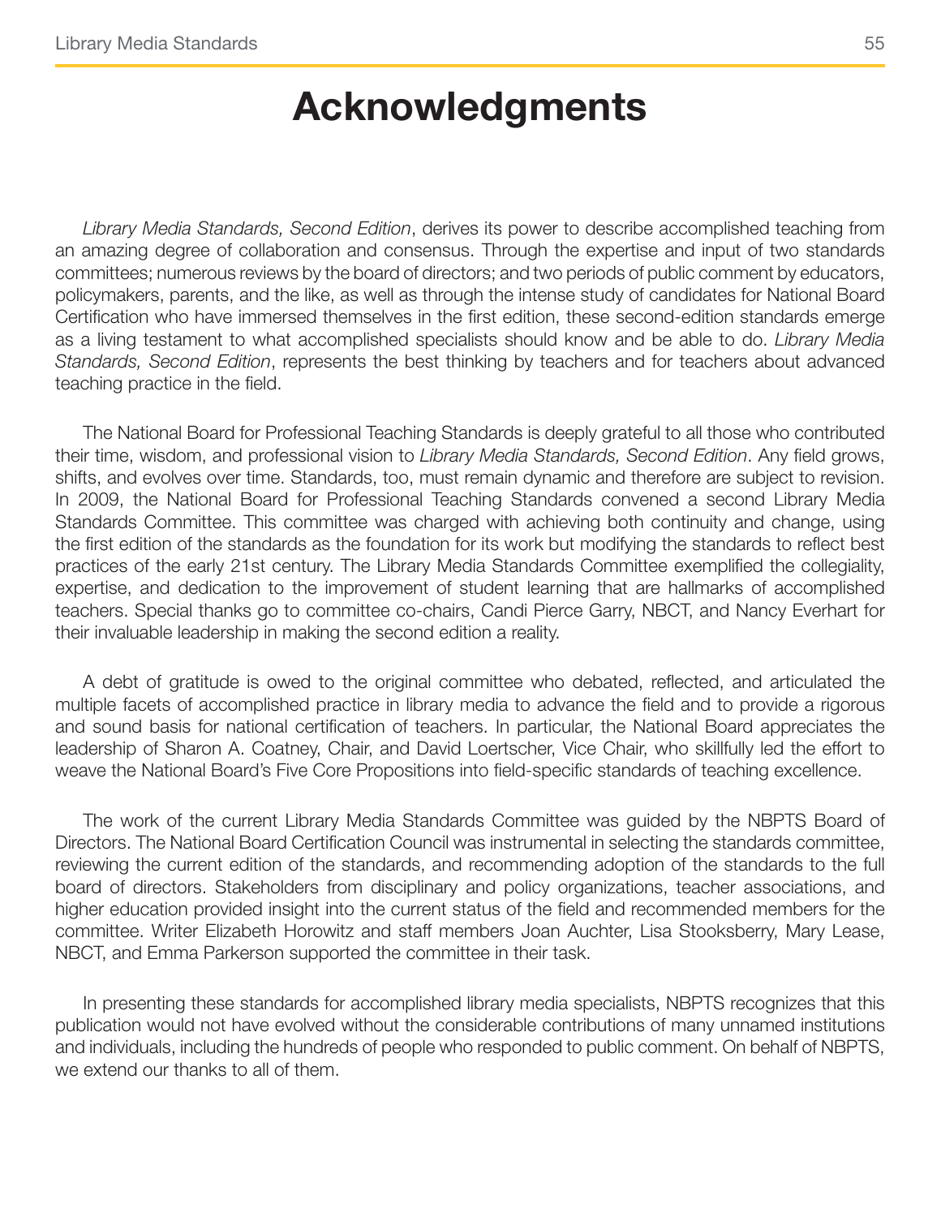# Acknowledgments

*Library Media Standards, Second Edition*, derives its power to describe accomplished teaching from an amazing degree of collaboration and consensus. Through the expertise and input of two standards committees; numerous reviews by the board of directors; and two periods of public comment by educators, policymakers, parents, and the like, as well as through the intense study of candidates for National Board Certification who have immersed themselves in the first edition, these second-edition standards emerge as a living testament to what accomplished specialists should know and be able to do. *Library Media Standards, Second Edition*, represents the best thinking by teachers and for teachers about advanced teaching practice in the field.

The National Board for Professional Teaching Standards is deeply grateful to all those who contributed their time, wisdom, and professional vision to *Library Media Standards, Second Edition*. Any field grows, shifts, and evolves over time. Standards, too, must remain dynamic and therefore are subject to revision. In 2009, the National Board for Professional Teaching Standards convened a second Library Media Standards Committee. This committee was charged with achieving both continuity and change, using the first edition of the standards as the foundation for its work but modifying the standards to reflect best practices of the early 21st century. The Library Media Standards Committee exemplified the collegiality, expertise, and dedication to the improvement of student learning that are hallmarks of accomplished teachers. Special thanks go to committee co-chairs, Candi Pierce Garry, NBCT, and Nancy Everhart for their invaluable leadership in making the second edition a reality.

A debt of gratitude is owed to the original committee who debated, reflected, and articulated the multiple facets of accomplished practice in library media to advance the field and to provide a rigorous and sound basis for national certification of teachers. In particular, the National Board appreciates the leadership of Sharon A. Coatney, Chair, and David Loertscher, Vice Chair, who skillfully led the effort to weave the National Board's Five Core Propositions into field-specific standards of teaching excellence.

The work of the current Library Media Standards Committee was guided by the NBPTS Board of Directors. The National Board Certification Council was instrumental in selecting the standards committee, reviewing the current edition of the standards, and recommending adoption of the standards to the full board of directors. Stakeholders from disciplinary and policy organizations, teacher associations, and higher education provided insight into the current status of the field and recommended members for the committee. Writer Elizabeth Horowitz and staff members Joan Auchter, Lisa Stooksberry, Mary Lease, NBCT, and Emma Parkerson supported the committee in their task.

In presenting these standards for accomplished library media specialists, NBPTS recognizes that this publication would not have evolved without the considerable contributions of many unnamed institutions and individuals, including the hundreds of people who responded to public comment. On behalf of NBPTS, we extend our thanks to all of them.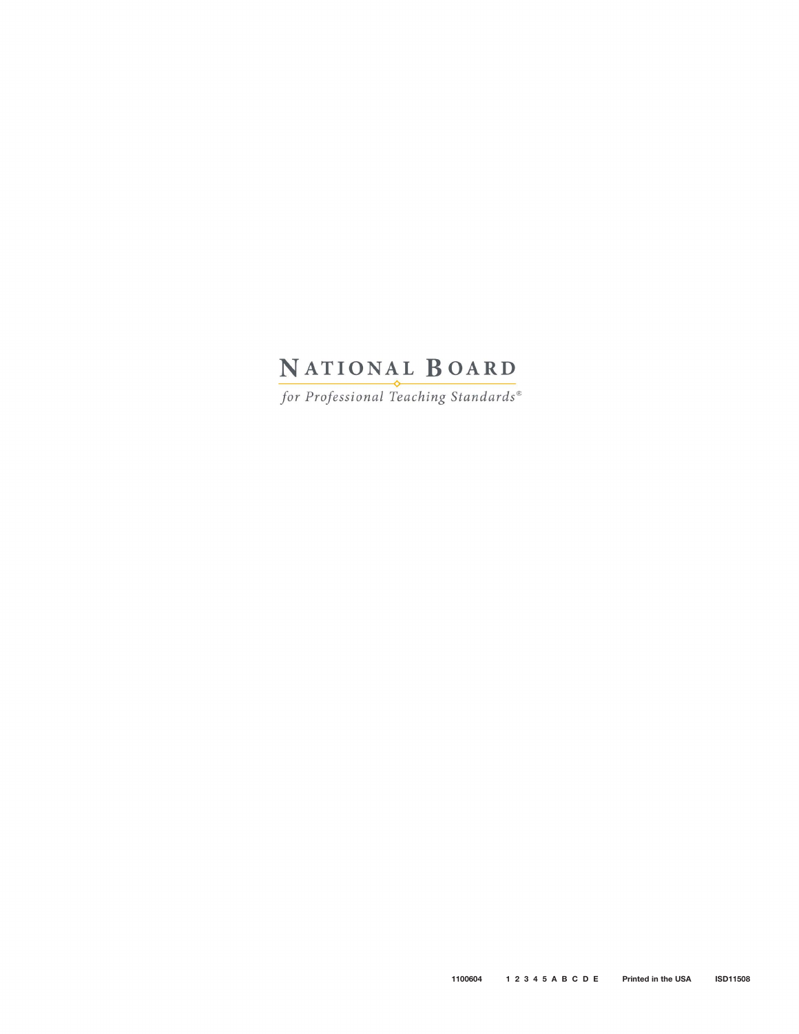NATIONAL BOARD

*for Professional Teaching Standards®*

1100604 1 2 3 4 5 A B C D E Printed in the USA ISD11508